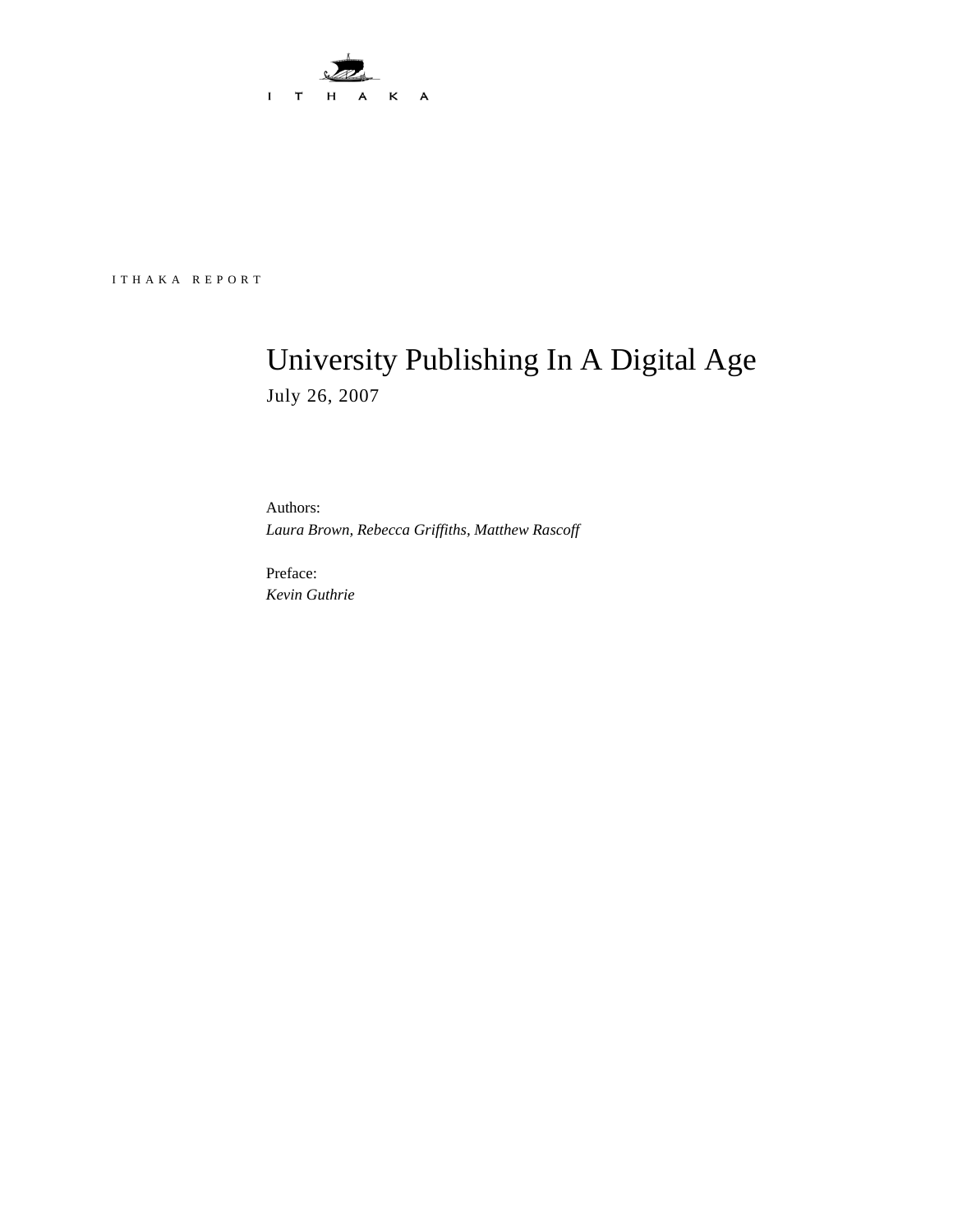ITHAKA

ITHAKA REPORT

# University Publishing In A Digital Age

July 26, 2007

Authors:
*Laura Brown, Rebecca Griffiths, Matthew Rascoff*

Preface:
*Kevin Guthrie*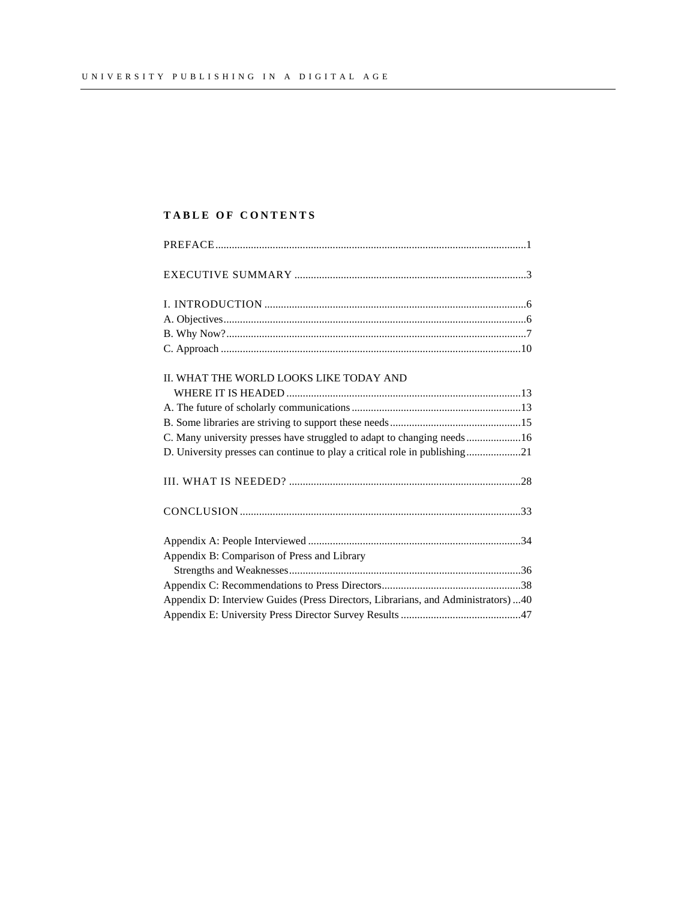## TABLE OF CONTENTS

PREFACE ........................................................................................................... 1

EXECUTIVE SUMMARY ..................................................................................... 3

I. INTRODUCTION ............................................................................................... 6
A. Objectives ............................................................................................................ 6
B. Why Now? ............................................................................................................ 7
C. Approach ............................................................................................................. 10

II. WHAT THE WORLD LOOKS LIKE TODAY AND WHERE IT IS HEADED ..................................................................................... 13
A. The future of scholarly communications ............................................................. 13
B. Some libraries are striving to support these needs ............................................... 15
C. Many university presses have struggled to adapt to changing needs .................... 16
D. University presses can continue to play a critical role in publishing .................... 21

III. WHAT IS NEEDED? ....................................................................................... 28

CONCLUSION ...................................................................................................... 33

Appendix A: People Interviewed ............................................................................ 34
Appendix B: Comparison of Press and Library Strengths and Weaknesses .................................................................................... 36
Appendix C: Recommendations to Press Directors .................................................. 38
Appendix D: Interview Guides (Press Directors, Librarians, and Administrators) ... 40
Appendix E: University Press Director Survey Results ............................................ 47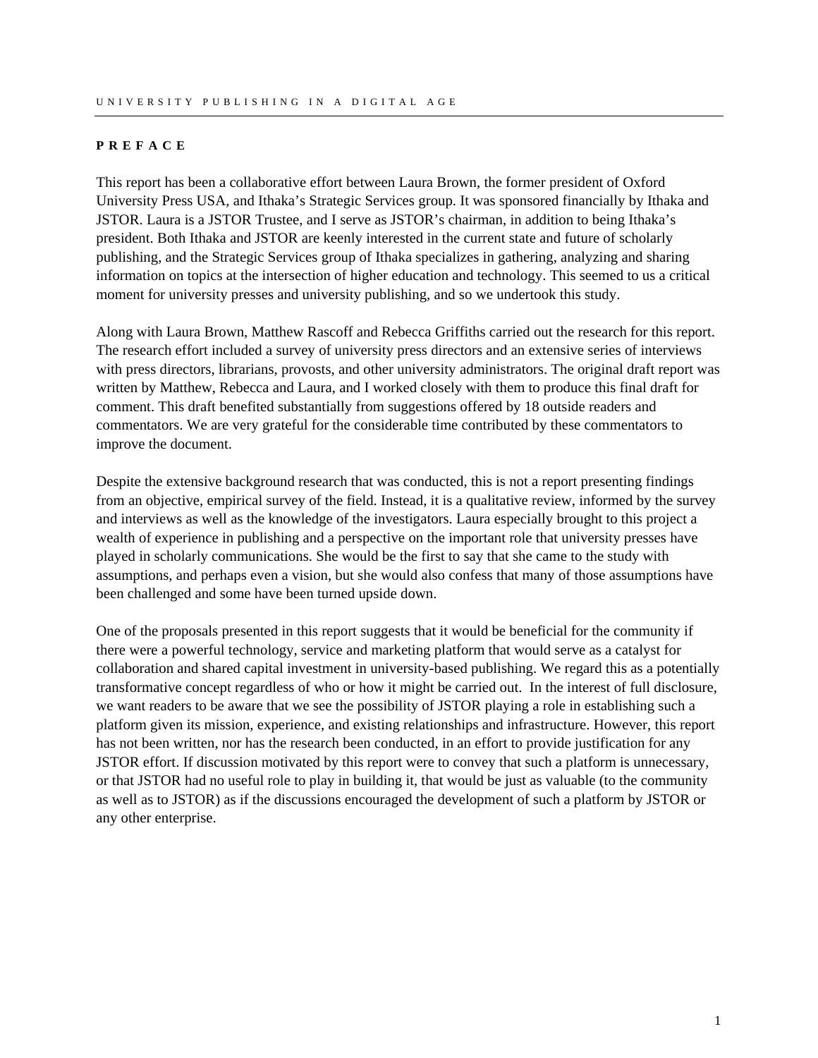## PREFACE

This report has been a collaborative effort between Laura Brown, the former president of Oxford University Press USA, and Ithaka's Strategic Services group. It was sponsored financially by Ithaka and JSTOR. Laura is a JSTOR Trustee, and I serve as JSTOR's chairman, in addition to being Ithaka's president. Both Ithaka and JSTOR are keenly interested in the current state and future of scholarly publishing, and the Strategic Services group of Ithaka specializes in gathering, analyzing and sharing information on topics at the intersection of higher education and technology. This seemed to us a critical moment for university presses and university publishing, and so we undertook this study.

Along with Laura Brown, Matthew Rascoff and Rebecca Griffiths carried out the research for this report. The research effort included a survey of university press directors and an extensive series of interviews with press directors, librarians, provosts, and other university administrators. The original draft report was written by Matthew, Rebecca and Laura, and I worked closely with them to produce this final draft for comment. This draft benefited substantially from suggestions offered by 18 outside readers and commentators. We are very grateful for the considerable time contributed by these commentators to improve the document.

Despite the extensive background research that was conducted, this is not a report presenting findings from an objective, empirical survey of the field. Instead, it is a qualitative review, informed by the survey and interviews as well as the knowledge of the investigators. Laura especially brought to this project a wealth of experience in publishing and a perspective on the important role that university presses have played in scholarly communications. She would be the first to say that she came to the study with assumptions, and perhaps even a vision, but she would also confess that many of those assumptions have been challenged and some have been turned upside down.

One of the proposals presented in this report suggests that it would be beneficial for the community if there were a powerful technology, service and marketing platform that would serve as a catalyst for collaboration and shared capital investment in university-based publishing. We regard this as a potentially transformative concept regardless of who or how it might be carried out. In the interest of full disclosure, we want readers to be aware that we see the possibility of JSTOR playing a role in establishing such a platform given its mission, experience, and existing relationships and infrastructure. However, this report has not been written, nor has the research been conducted, in an effort to provide justification for any JSTOR effort. If discussion motivated by this report were to convey that such a platform is unnecessary, or that JSTOR had no useful role to play in building it, that would be just as valuable (to the community as well as to JSTOR) as if the discussions encouraged the development of such a platform by JSTOR or any other enterprise.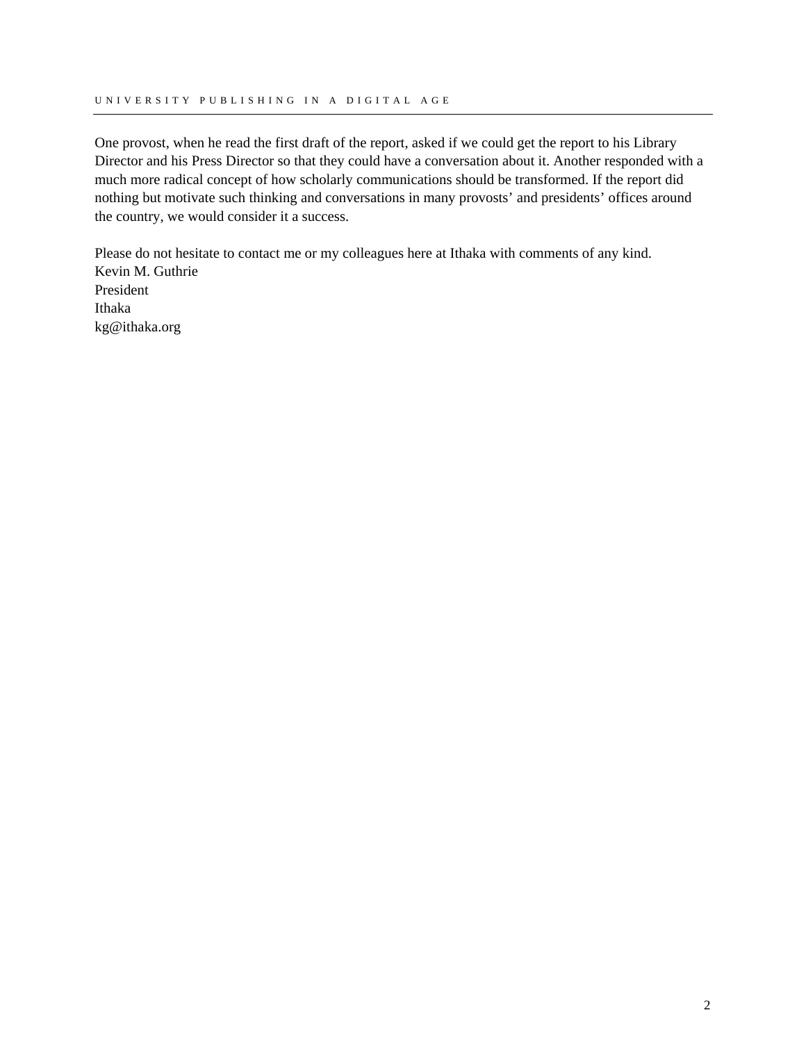One provost, when he read the first draft of the report, asked if we could get the report to his Library Director and his Press Director so that they could have a conversation about it. Another responded with a much more radical concept of how scholarly communications should be transformed. If the report did nothing but motivate such thinking and conversations in many provosts' and presidents' offices around the country, we would consider it a success.

Please do not hesitate to contact me or my colleagues here at Ithaka with comments of any kind.
Kevin M. Guthrie
President
Ithaka
kg@ithaka.org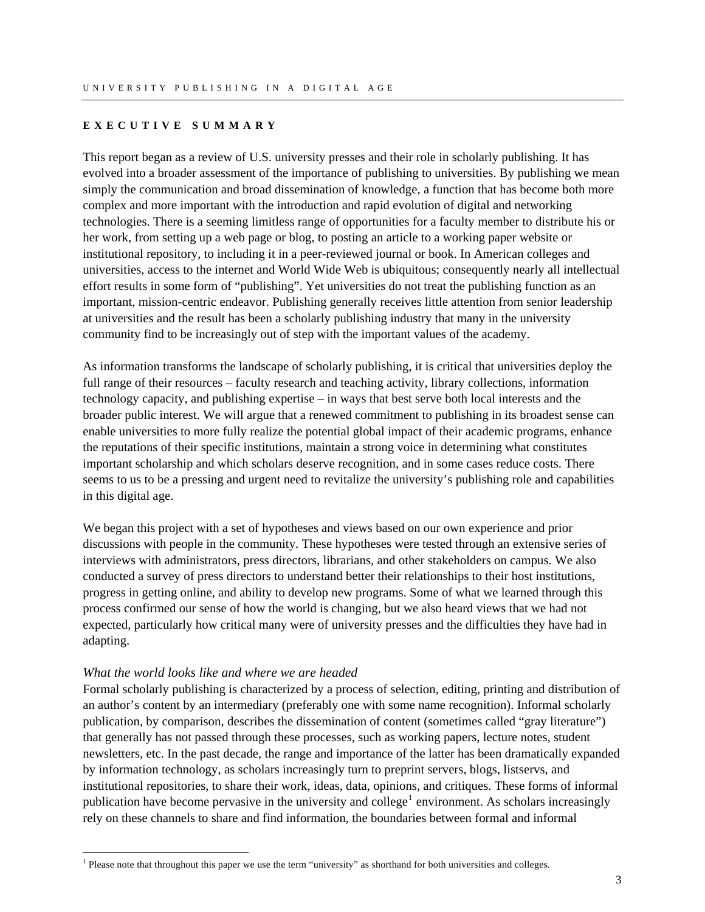## EXECUTIVE SUMMARY

This report began as a review of U.S. university presses and their role in scholarly publishing. It has evolved into a broader assessment of the importance of publishing to universities. By publishing we mean simply the communication and broad dissemination of knowledge, a function that has become both more complex and more important with the introduction and rapid evolution of digital and networking technologies. There is a seeming limitless range of opportunities for a faculty member to distribute his or her work, from setting up a web page or blog, to posting an article to a working paper website or institutional repository, to including it in a peer-reviewed journal or book. In American colleges and universities, access to the internet and World Wide Web is ubiquitous; consequently nearly all intellectual effort results in some form of "publishing". Yet universities do not treat the publishing function as an important, mission-centric endeavor. Publishing generally receives little attention from senior leadership at universities and the result has been a scholarly publishing industry that many in the university community find to be increasingly out of step with the important values of the academy.

As information transforms the landscape of scholarly publishing, it is critical that universities deploy the full range of their resources – faculty research and teaching activity, library collections, information technology capacity, and publishing expertise – in ways that best serve both local interests and the broader public interest. We will argue that a renewed commitment to publishing in its broadest sense can enable universities to more fully realize the potential global impact of their academic programs, enhance the reputations of their specific institutions, maintain a strong voice in determining what constitutes important scholarship and which scholars deserve recognition, and in some cases reduce costs. There seems to us to be a pressing and urgent need to revitalize the university's publishing role and capabilities in this digital age.

We began this project with a set of hypotheses and views based on our own experience and prior discussions with people in the community. These hypotheses were tested through an extensive series of interviews with administrators, press directors, librarians, and other stakeholders on campus. We also conducted a survey of press directors to understand better their relationships to their host institutions, progress in getting online, and ability to develop new programs. Some of what we learned through this process confirmed our sense of how the world is changing, but we also heard views that we had not expected, particularly how critical many were of university presses and the difficulties they have had in adapting.

*What the world looks like and where we are headed*

Formal scholarly publishing is characterized by a process of selection, editing, printing and distribution of an author's content by an intermediary (preferably one with some name recognition). Informal scholarly publication, by comparison, describes the dissemination of content (sometimes called "gray literature") that generally has not passed through these processes, such as working papers, lecture notes, student newsletters, etc. In the past decade, the range and importance of the latter has been dramatically expanded by information technology, as scholars increasingly turn to preprint servers, blogs, listservs, and institutional repositories, to share their work, ideas, data, opinions, and critiques. These forms of informal publication have become pervasive in the university and college[1] environment. As scholars increasingly rely on these channels to share and find information, the boundaries between formal and informal

[1] Please note that throughout this paper we use the term "university" as shorthand for both universities and colleges.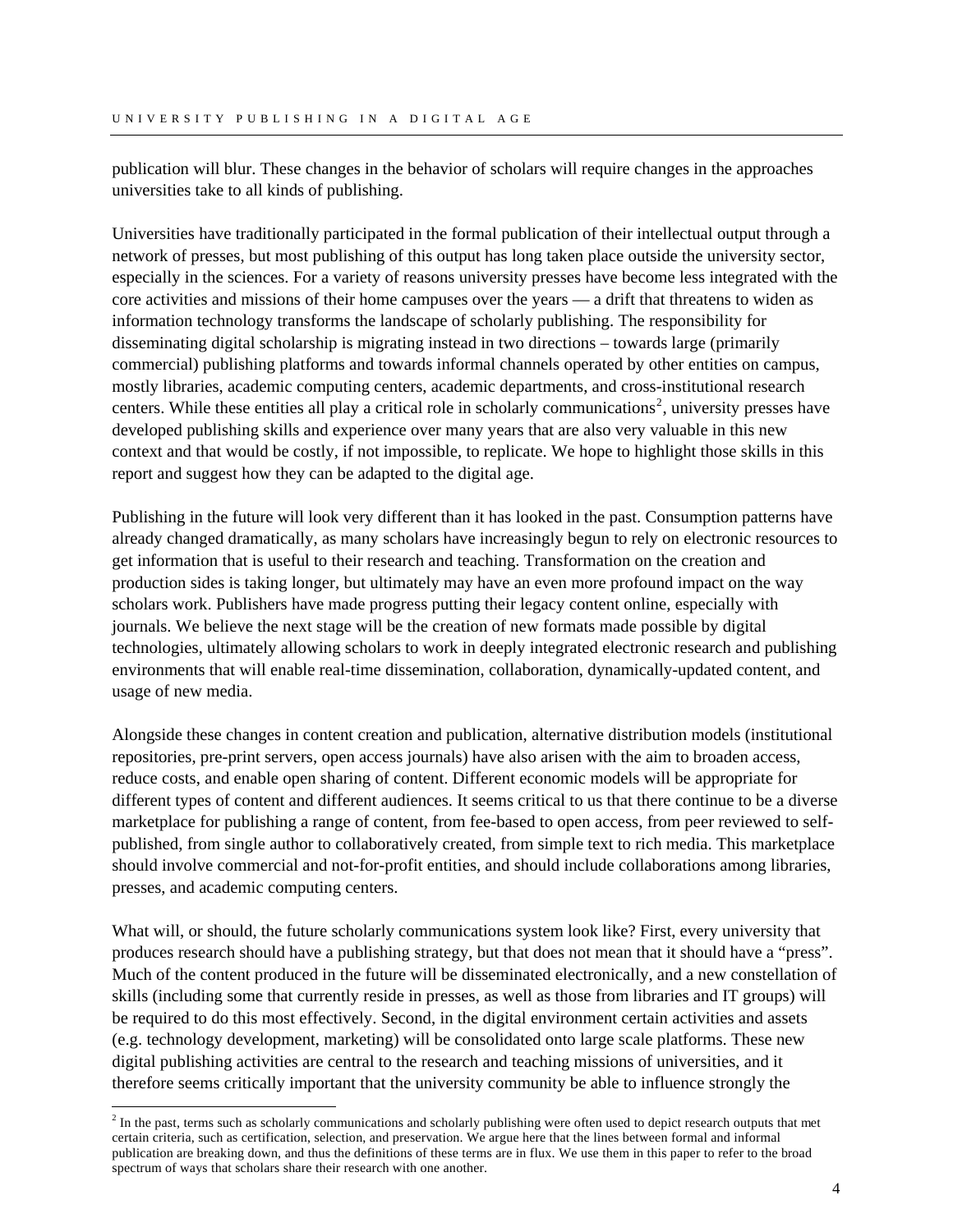publication will blur. These changes in the behavior of scholars will require changes in the approaches universities take to all kinds of publishing.

Universities have traditionally participated in the formal publication of their intellectual output through a network of presses, but most publishing of this output has long taken place outside the university sector, especially in the sciences. For a variety of reasons university presses have become less integrated with the core activities and missions of their home campuses over the years — a drift that threatens to widen as information technology transforms the landscape of scholarly publishing. The responsibility for disseminating digital scholarship is migrating instead in two directions – towards large (primarily commercial) publishing platforms and towards informal channels operated by other entities on campus, mostly libraries, academic computing centers, academic departments, and cross-institutional research centers. While these entities all play a critical role in scholarly communications[2], university presses have developed publishing skills and experience over many years that are also very valuable in this new context and that would be costly, if not impossible, to replicate. We hope to highlight those skills in this report and suggest how they can be adapted to the digital age.

Publishing in the future will look very different than it has looked in the past. Consumption patterns have already changed dramatically, as many scholars have increasingly begun to rely on electronic resources to get information that is useful to their research and teaching. Transformation on the creation and production sides is taking longer, but ultimately may have an even more profound impact on the way scholars work. Publishers have made progress putting their legacy content online, especially with journals. We believe the next stage will be the creation of new formats made possible by digital technologies, ultimately allowing scholars to work in deeply integrated electronic research and publishing environments that will enable real-time dissemination, collaboration, dynamically-updated content, and usage of new media.

Alongside these changes in content creation and publication, alternative distribution models (institutional repositories, pre-print servers, open access journals) have also arisen with the aim to broaden access, reduce costs, and enable open sharing of content. Different economic models will be appropriate for different types of content and different audiences. It seems critical to us that there continue to be a diverse marketplace for publishing a range of content, from fee-based to open access, from peer reviewed to self-published, from single author to collaboratively created, from simple text to rich media. This marketplace should involve commercial and not-for-profit entities, and should include collaborations among libraries, presses, and academic computing centers.

What will, or should, the future scholarly communications system look like? First, every university that produces research should have a publishing strategy, but that does not mean that it should have a "press". Much of the content produced in the future will be disseminated electronically, and a new constellation of skills (including some that currently reside in presses, as well as those from libraries and IT groups) will be required to do this most effectively. Second, in the digital environment certain activities and assets (e.g. technology development, marketing) will be consolidated onto large scale platforms. These new digital publishing activities are central to the research and teaching missions of universities, and it therefore seems critically important that the university community be able to influence strongly the

[2] In the past, terms such as scholarly communications and scholarly publishing were often used to depict research outputs that met certain criteria, such as certification, selection, and preservation. We argue here that the lines between formal and informal publication are breaking down, and thus the definitions of these terms are in flux. We use them in this paper to refer to the broad spectrum of ways that scholars share their research with one another.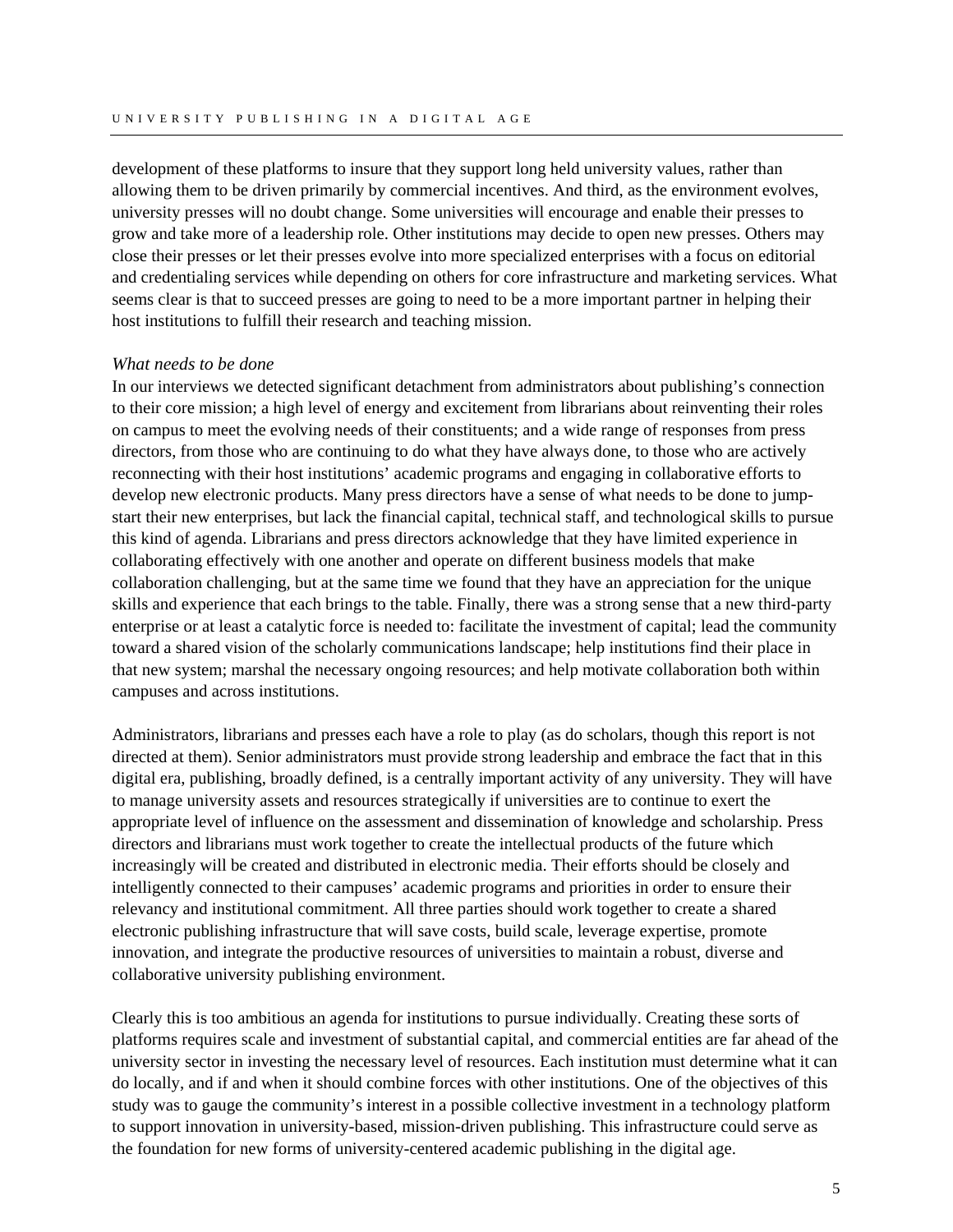development of these platforms to insure that they support long held university values, rather than allowing them to be driven primarily by commercial incentives. And third, as the environment evolves, university presses will no doubt change. Some universities will encourage and enable their presses to grow and take more of a leadership role. Other institutions may decide to open new presses. Others may close their presses or let their presses evolve into more specialized enterprises with a focus on editorial and credentialing services while depending on others for core infrastructure and marketing services. What seems clear is that to succeed presses are going to need to be a more important partner in helping their host institutions to fulfill their research and teaching mission.

*What needs to be done*

In our interviews we detected significant detachment from administrators about publishing's connection to their core mission; a high level of energy and excitement from librarians about reinventing their roles on campus to meet the evolving needs of their constituents; and a wide range of responses from press directors, from those who are continuing to do what they have always done, to those who are actively reconnecting with their host institutions' academic programs and engaging in collaborative efforts to develop new electronic products. Many press directors have a sense of what needs to be done to jump-start their new enterprises, but lack the financial capital, technical staff, and technological skills to pursue this kind of agenda. Librarians and press directors acknowledge that they have limited experience in collaborating effectively with one another and operate on different business models that make collaboration challenging, but at the same time we found that they have an appreciation for the unique skills and experience that each brings to the table. Finally, there was a strong sense that a new third-party enterprise or at least a catalytic force is needed to: facilitate the investment of capital; lead the community toward a shared vision of the scholarly communications landscape; help institutions find their place in that new system; marshal the necessary ongoing resources; and help motivate collaboration both within campuses and across institutions.

Administrators, librarians and presses each have a role to play (as do scholars, though this report is not directed at them). Senior administrators must provide strong leadership and embrace the fact that in this digital era, publishing, broadly defined, is a centrally important activity of any university. They will have to manage university assets and resources strategically if universities are to continue to exert the appropriate level of influence on the assessment and dissemination of knowledge and scholarship. Press directors and librarians must work together to create the intellectual products of the future which increasingly will be created and distributed in electronic media. Their efforts should be closely and intelligently connected to their campuses' academic programs and priorities in order to ensure their relevancy and institutional commitment. All three parties should work together to create a shared electronic publishing infrastructure that will save costs, build scale, leverage expertise, promote innovation, and integrate the productive resources of universities to maintain a robust, diverse and collaborative university publishing environment.

Clearly this is too ambitious an agenda for institutions to pursue individually. Creating these sorts of platforms requires scale and investment of substantial capital, and commercial entities are far ahead of the university sector in investing the necessary level of resources. Each institution must determine what it can do locally, and if and when it should combine forces with other institutions. One of the objectives of this study was to gauge the community's interest in a possible collective investment in a technology platform to support innovation in university-based, mission-driven publishing. This infrastructure could serve as the foundation for new forms of university-centered academic publishing in the digital age.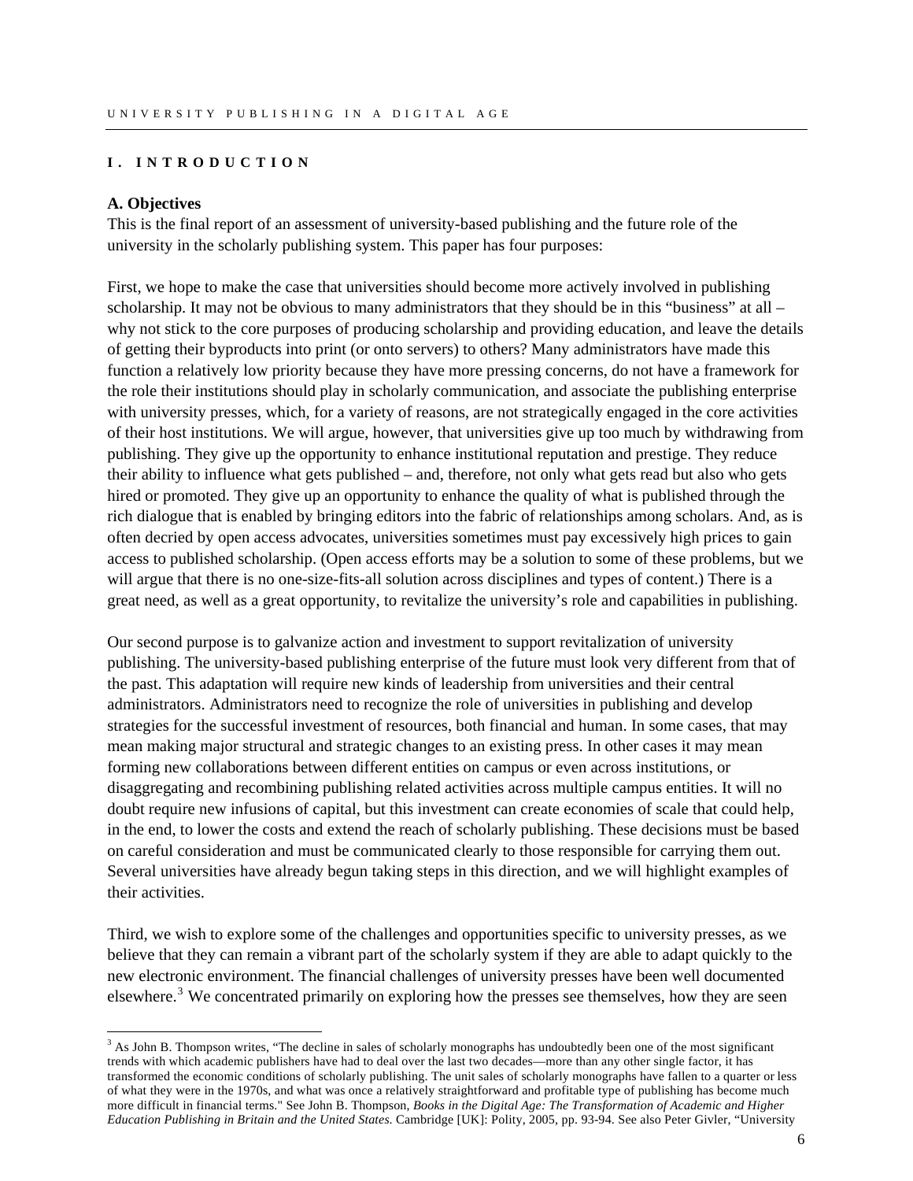# I. INTRODUCTION

## A. Objectives

This is the final report of an assessment of university-based publishing and the future role of the university in the scholarly publishing system. This paper has four purposes:

First, we hope to make the case that universities should become more actively involved in publishing scholarship. It may not be obvious to many administrators that they should be in this "business" at all – why not stick to the core purposes of producing scholarship and providing education, and leave the details of getting their byproducts into print (or onto servers) to others? Many administrators have made this function a relatively low priority because they have more pressing concerns, do not have a framework for the role their institutions should play in scholarly communication, and associate the publishing enterprise with university presses, which, for a variety of reasons, are not strategically engaged in the core activities of their host institutions. We will argue, however, that universities give up too much by withdrawing from publishing. They give up the opportunity to enhance institutional reputation and prestige. They reduce their ability to influence what gets published – and, therefore, not only what gets read but also who gets hired or promoted. They give up an opportunity to enhance the quality of what is published through the rich dialogue that is enabled by bringing editors into the fabric of relationships among scholars. And, as is often decried by open access advocates, universities sometimes must pay excessively high prices to gain access to published scholarship. (Open access efforts may be a solution to some of these problems, but we will argue that there is no one-size-fits-all solution across disciplines and types of content.) There is a great need, as well as a great opportunity, to revitalize the university's role and capabilities in publishing.

Our second purpose is to galvanize action and investment to support revitalization of university publishing. The university-based publishing enterprise of the future must look very different from that of the past. This adaptation will require new kinds of leadership from universities and their central administrators. Administrators need to recognize the role of universities in publishing and develop strategies for the successful investment of resources, both financial and human. In some cases, that may mean making major structural and strategic changes to an existing press. In other cases it may mean forming new collaborations between different entities on campus or even across institutions, or disaggregating and recombining publishing related activities across multiple campus entities. It will no doubt require new infusions of capital, but this investment can create economies of scale that could help, in the end, to lower the costs and extend the reach of scholarly publishing. These decisions must be based on careful consideration and must be communicated clearly to those responsible for carrying them out. Several universities have already begun taking steps in this direction, and we will highlight examples of their activities.

Third, we wish to explore some of the challenges and opportunities specific to university presses, as we believe that they can remain a vibrant part of the scholarly system if they are able to adapt quickly to the new electronic environment. The financial challenges of university presses have been well documented elsewhere.[3] We concentrated primarily on exploring how the presses see themselves, how they are seen

[3] As John B. Thompson writes, "The decline in sales of scholarly monographs has undoubtedly been one of the most significant trends with which academic publishers have had to deal over the last two decades—more than any other single factor, it has transformed the economic conditions of scholarly publishing. The unit sales of scholarly monographs have fallen to a quarter or less of what they were in the 1970s, and what was once a relatively straightforward and profitable type of publishing has become much more difficult in financial terms." See John B. Thompson, *Books in the Digital Age: The Transformation of Academic and Higher Education Publishing in Britain and the United States.* Cambridge [UK]: Polity, 2005, pp. 93-94. See also Peter Givler, "University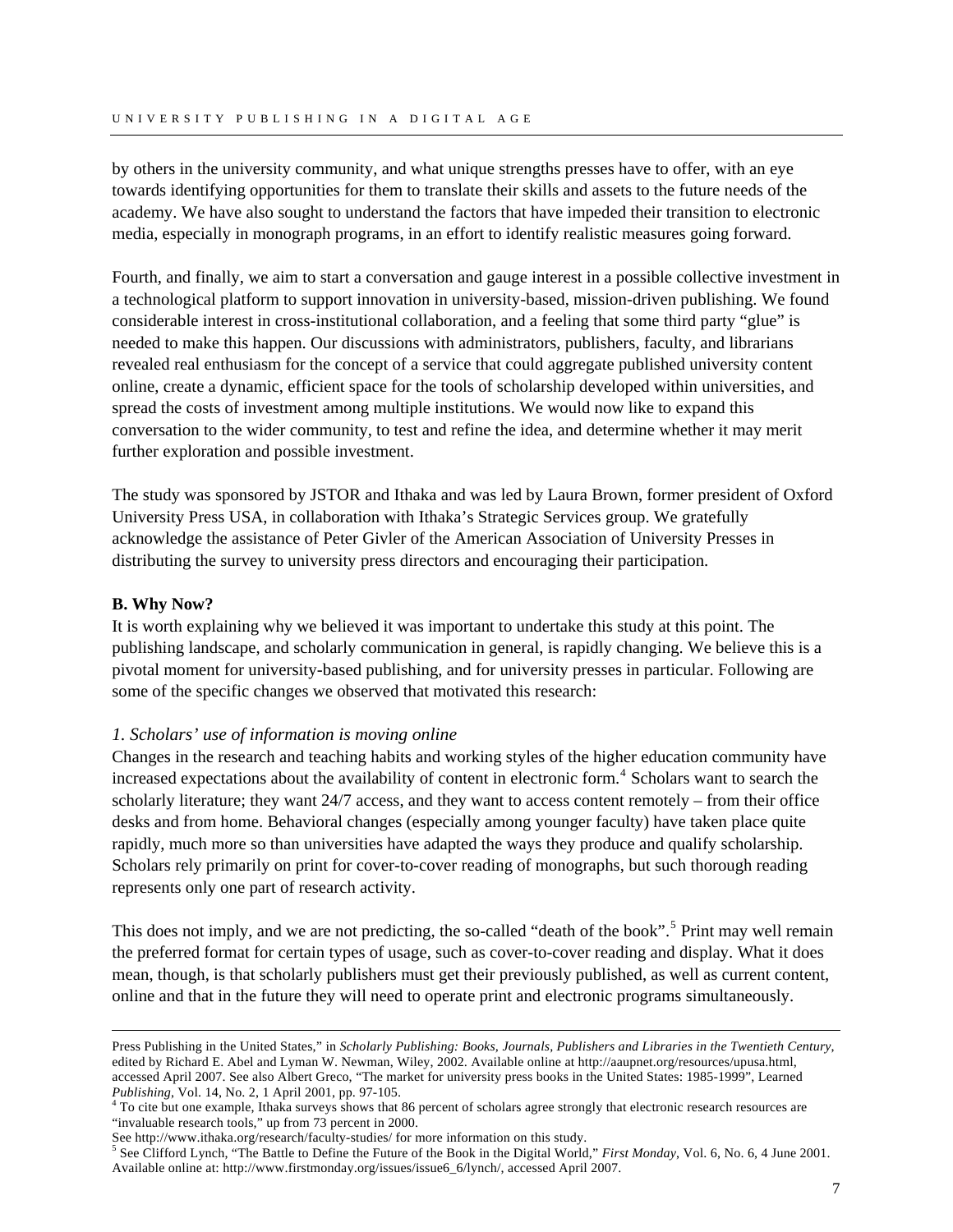by others in the university community, and what unique strengths presses have to offer, with an eye towards identifying opportunities for them to translate their skills and assets to the future needs of the academy. We have also sought to understand the factors that have impeded their transition to electronic media, especially in monograph programs, in an effort to identify realistic measures going forward.

Fourth, and finally, we aim to start a conversation and gauge interest in a possible collective investment in a technological platform to support innovation in university-based, mission-driven publishing. We found considerable interest in cross-institutional collaboration, and a feeling that some third party "glue" is needed to make this happen. Our discussions with administrators, publishers, faculty, and librarians revealed real enthusiasm for the concept of a service that could aggregate published university content online, create a dynamic, efficient space for the tools of scholarship developed within universities, and spread the costs of investment among multiple institutions. We would now like to expand this conversation to the wider community, to test and refine the idea, and determine whether it may merit further exploration and possible investment.

The study was sponsored by JSTOR and Ithaka and was led by Laura Brown, former president of Oxford University Press USA, in collaboration with Ithaka's Strategic Services group. We gratefully acknowledge the assistance of Peter Givler of the American Association of University Presses in distributing the survey to university press directors and encouraging their participation.

**B. Why Now?**

It is worth explaining why we believed it was important to undertake this study at this point. The publishing landscape, and scholarly communication in general, is rapidly changing. We believe this is a pivotal moment for university-based publishing, and for university presses in particular. Following are some of the specific changes we observed that motivated this research:

*1. Scholars' use of information is moving online*

Changes in the research and teaching habits and working styles of the higher education community have increased expectations about the availability of content in electronic form.[4] Scholars want to search the scholarly literature; they want 24/7 access, and they want to access content remotely – from their office desks and from home. Behavioral changes (especially among younger faculty) have taken place quite rapidly, much more so than universities have adapted the ways they produce and qualify scholarship. Scholars rely primarily on print for cover-to-cover reading of monographs, but such thorough reading represents only one part of research activity.

This does not imply, and we are not predicting, the so-called "death of the book".[5] Print may well remain the preferred format for certain types of usage, such as cover-to-cover reading and display. What it does mean, though, is that scholarly publishers must get their previously published, as well as current content, online and that in the future they will need to operate print and electronic programs simultaneously.

---

Press Publishing in the United States," in *Scholarly Publishing: Books, Journals, Publishers and Libraries in the Twentieth Century*, edited by Richard E. Abel and Lyman W. Newman, Wiley, 2002. Available online at http://aaupnet.org/resources/upusa.html, accessed April 2007. See also Albert Greco, "The market for university press books in the United States: 1985-1999", Learned *Publishing*, Vol. 14, No. 2, 1 April 2001, pp. 97-105.

[4] To cite but one example, Ithaka surveys shows that 86 percent of scholars agree strongly that electronic research resources are "invaluable research tools," up from 73 percent in 2000.
See http://www.ithaka.org/research/faculty-studies/ for more information on this study.

[5] See Clifford Lynch, "The Battle to Define the Future of the Book in the Digital World," *First Monday*, Vol. 6, No. 6, 4 June 2001. Available online at: http://www.firstmonday.org/issues/issue6_6/lynch/, accessed April 2007.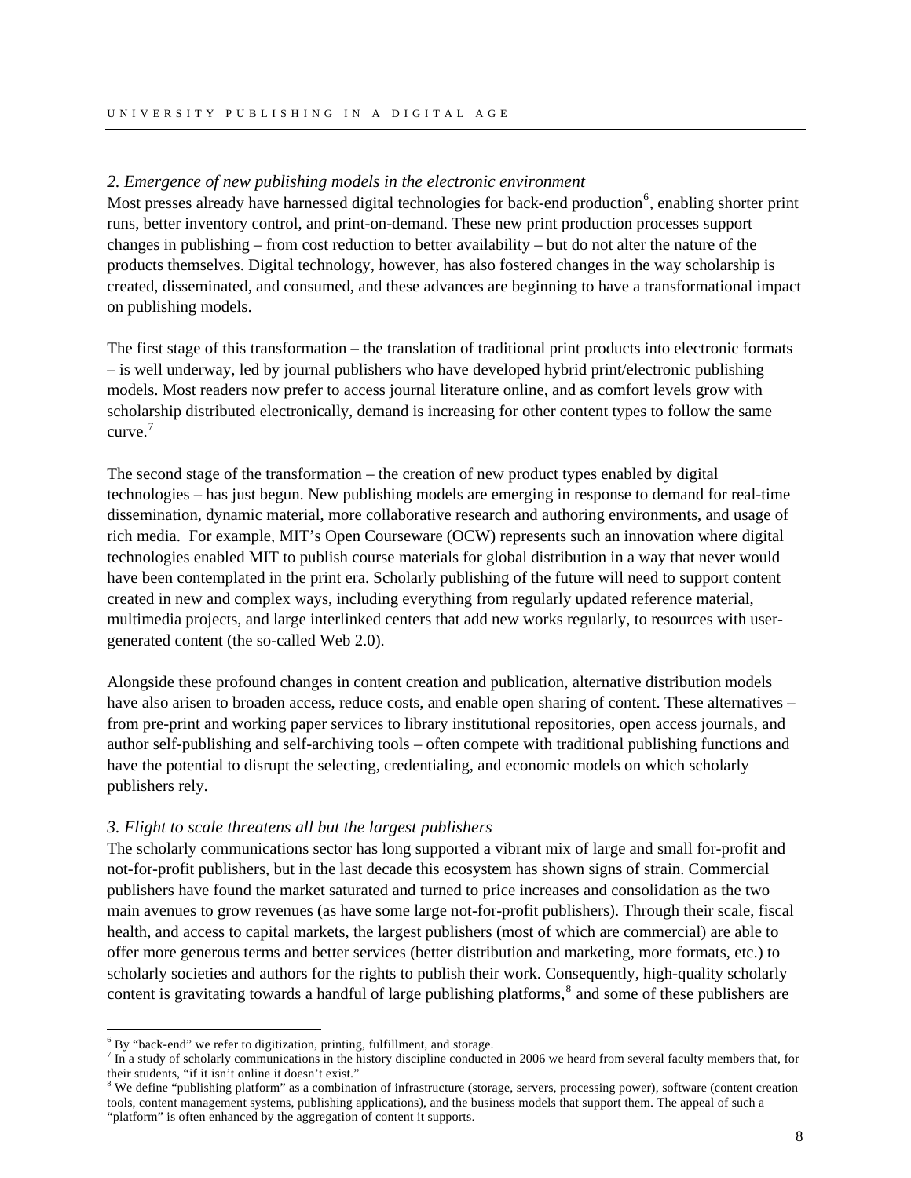*2. Emergence of new publishing models in the electronic environment*

Most presses already have harnessed digital technologies for back-end production[6], enabling shorter print runs, better inventory control, and print-on-demand. These new print production processes support changes in publishing – from cost reduction to better availability – but do not alter the nature of the products themselves. Digital technology, however, has also fostered changes in the way scholarship is created, disseminated, and consumed, and these advances are beginning to have a transformational impact on publishing models.

The first stage of this transformation – the translation of traditional print products into electronic formats – is well underway, led by journal publishers who have developed hybrid print/electronic publishing models. Most readers now prefer to access journal literature online, and as comfort levels grow with scholarship distributed electronically, demand is increasing for other content types to follow the same curve.[7]

The second stage of the transformation – the creation of new product types enabled by digital technologies – has just begun. New publishing models are emerging in response to demand for real-time dissemination, dynamic material, more collaborative research and authoring environments, and usage of rich media. For example, MIT's Open Courseware (OCW) represents such an innovation where digital technologies enabled MIT to publish course materials for global distribution in a way that never would have been contemplated in the print era. Scholarly publishing of the future will need to support content created in new and complex ways, including everything from regularly updated reference material, multimedia projects, and large interlinked centers that add new works regularly, to resources with user-generated content (the so-called Web 2.0).

Alongside these profound changes in content creation and publication, alternative distribution models have also arisen to broaden access, reduce costs, and enable open sharing of content. These alternatives – from pre-print and working paper services to library institutional repositories, open access journals, and author self-publishing and self-archiving tools – often compete with traditional publishing functions and have the potential to disrupt the selecting, credentialing, and economic models on which scholarly publishers rely.

*3. Flight to scale threatens all but the largest publishers*

The scholarly communications sector has long supported a vibrant mix of large and small for-profit and not-for-profit publishers, but in the last decade this ecosystem has shown signs of strain. Commercial publishers have found the market saturated and turned to price increases and consolidation as the two main avenues to grow revenues (as have some large not-for-profit publishers). Through their scale, fiscal health, and access to capital markets, the largest publishers (most of which are commercial) are able to offer more generous terms and better services (better distribution and marketing, more formats, etc.) to scholarly societies and authors for the rights to publish their work. Consequently, high-quality scholarly content is gravitating towards a handful of large publishing platforms,[8] and some of these publishers are

[6] By "back-end" we refer to digitization, printing, fulfillment, and storage.

[7] In a study of scholarly communications in the history discipline conducted in 2006 we heard from several faculty members that, for their students, "if it isn't online it doesn't exist."

[8] We define "publishing platform" as a combination of infrastructure (storage, servers, processing power), software (content creation tools, content management systems, publishing applications), and the business models that support them. The appeal of such a "platform" is often enhanced by the aggregation of content it supports.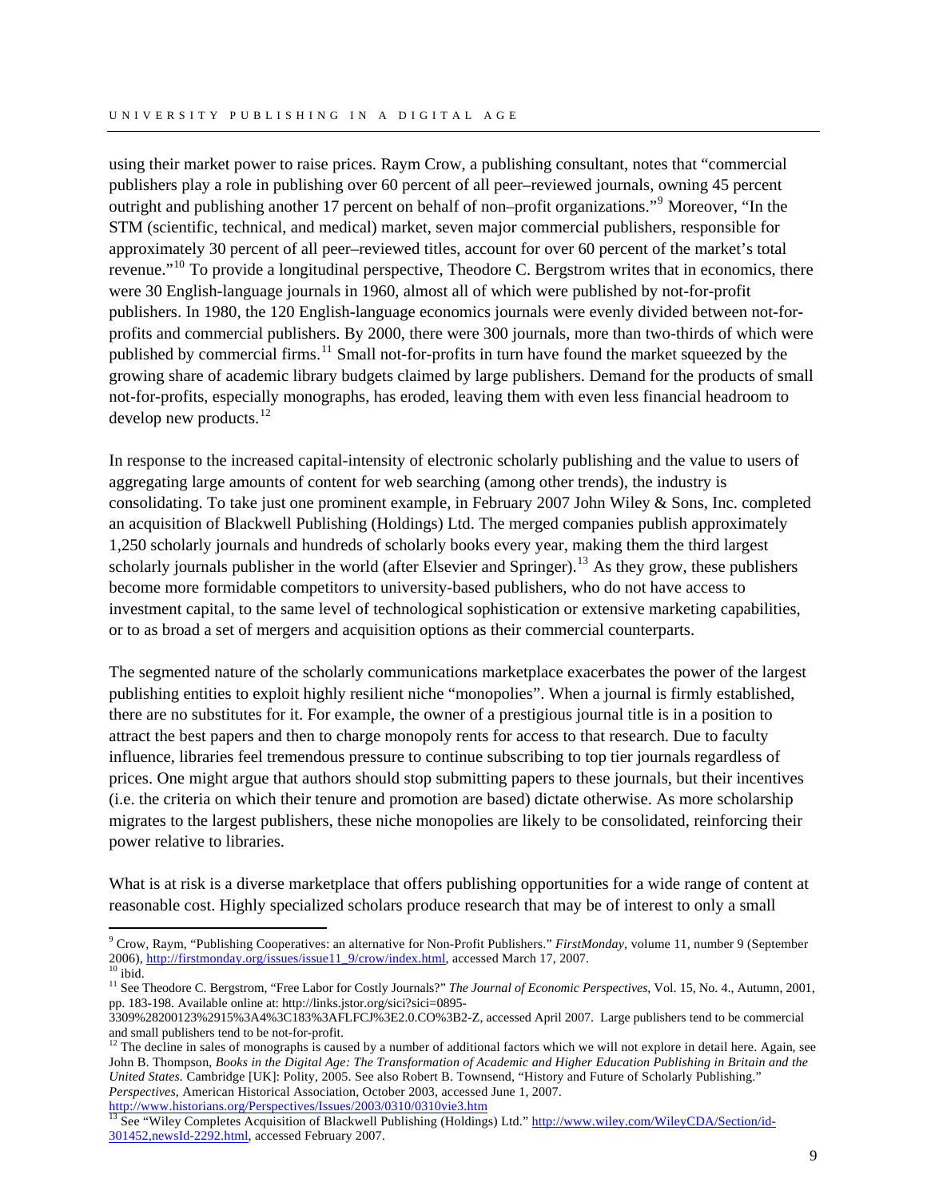using their market power to raise prices. Raym Crow, a publishing consultant, notes that "commercial publishers play a role in publishing over 60 percent of all peer–reviewed journals, owning 45 percent outright and publishing another 17 percent on behalf of non–profit organizations."[9] Moreover, "In the STM (scientific, technical, and medical) market, seven major commercial publishers, responsible for approximately 30 percent of all peer–reviewed titles, account for over 60 percent of the market's total revenue."[10] To provide a longitudinal perspective, Theodore C. Bergstrom writes that in economics, there were 30 English-language journals in 1960, almost all of which were published by not-for-profit publishers. In 1980, the 120 English-language economics journals were evenly divided between not-for-profits and commercial publishers. By 2000, there were 300 journals, more than two-thirds of which were published by commercial firms.[11] Small not-for-profits in turn have found the market squeezed by the growing share of academic library budgets claimed by large publishers. Demand for the products of small not-for-profits, especially monographs, has eroded, leaving them with even less financial headroom to develop new products.[12]

In response to the increased capital-intensity of electronic scholarly publishing and the value to users of aggregating large amounts of content for web searching (among other trends), the industry is consolidating. To take just one prominent example, in February 2007 John Wiley & Sons, Inc. completed an acquisition of Blackwell Publishing (Holdings) Ltd. The merged companies publish approximately 1,250 scholarly journals and hundreds of scholarly books every year, making them the third largest scholarly journals publisher in the world (after Elsevier and Springer).[13] As they grow, these publishers become more formidable competitors to university-based publishers, who do not have access to investment capital, to the same level of technological sophistication or extensive marketing capabilities, or to as broad a set of mergers and acquisition options as their commercial counterparts.

The segmented nature of the scholarly communications marketplace exacerbates the power of the largest publishing entities to exploit highly resilient niche "monopolies". When a journal is firmly established, there are no substitutes for it. For example, the owner of a prestigious journal title is in a position to attract the best papers and then to charge monopoly rents for access to that research. Due to faculty influence, libraries feel tremendous pressure to continue subscribing to top tier journals regardless of prices. One might argue that authors should stop submitting papers to these journals, but their incentives (i.e. the criteria on which their tenure and promotion are based) dictate otherwise. As more scholarship migrates to the largest publishers, these niche monopolies are likely to be consolidated, reinforcing their power relative to libraries.

What is at risk is a diverse marketplace that offers publishing opportunities for a wide range of content at reasonable cost. Highly specialized scholars produce research that may be of interest to only a small

---

[9] Crow, Raym, "Publishing Cooperatives: an alternative for Non-Profit Publishers." *FirstMonday*, volume 11, number 9 (September 2006), http://firstmonday.org/issues/issue11_9/crow/index.html, accessed March 17, 2007.

[10] ibid.

[11] See Theodore C. Bergstrom, "Free Labor for Costly Journals?" *The Journal of Economic Perspectives*, Vol. 15, No. 4., Autumn, 2001, pp. 183-198. Available online at: http://links.jstor.org/sici?sici=0895-3309%28200123%2915%3A4%3C183%3AFLFCJ%3E2.0.CO%3B2-Z, accessed April 2007. Large publishers tend to be commercial and small publishers tend to be not-for-profit.

[12] The decline in sales of monographs is caused by a number of additional factors which we will not explore in detail here. Again, see John B. Thompson, *Books in the Digital Age: The Transformation of Academic and Higher Education Publishing in Britain and the United States.* Cambridge [UK]: Polity, 2005. See also Robert B. Townsend, "History and Future of Scholarly Publishing." *Perspectives*, American Historical Association, October 2003, accessed June 1, 2007. http://www.historians.org/Perspectives/Issues/2003/0310/0310vie3.htm

[13] See "Wiley Completes Acquisition of Blackwell Publishing (Holdings) Ltd." http://www.wiley.com/WileyCDA/Section/id-301452,newsId-2292.html, accessed February 2007.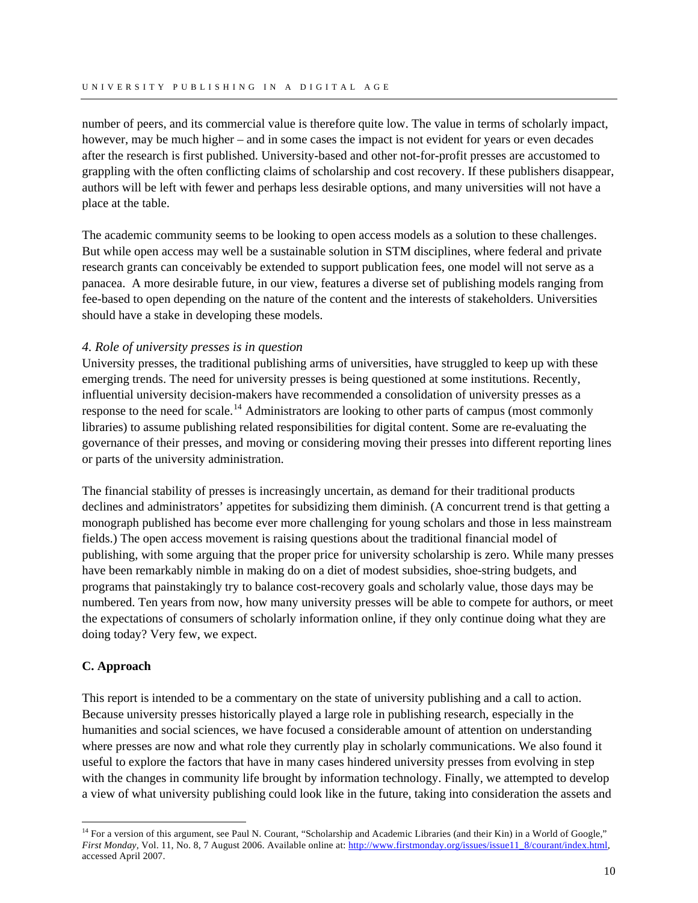number of peers, and its commercial value is therefore quite low. The value in terms of scholarly impact, however, may be much higher – and in some cases the impact is not evident for years or even decades after the research is first published. University-based and other not-for-profit presses are accustomed to grappling with the often conflicting claims of scholarship and cost recovery. If these publishers disappear, authors will be left with fewer and perhaps less desirable options, and many universities will not have a place at the table.

The academic community seems to be looking to open access models as a solution to these challenges. But while open access may well be a sustainable solution in STM disciplines, where federal and private research grants can conceivably be extended to support publication fees, one model will not serve as a panacea. A more desirable future, in our view, features a diverse set of publishing models ranging from fee-based to open depending on the nature of the content and the interests of stakeholders. Universities should have a stake in developing these models.

*4. Role of university presses is in question*

University presses, the traditional publishing arms of universities, have struggled to keep up with these emerging trends. The need for university presses is being questioned at some institutions. Recently, influential university decision-makers have recommended a consolidation of university presses as a response to the need for scale.[14] Administrators are looking to other parts of campus (most commonly libraries) to assume publishing related responsibilities for digital content. Some are re-evaluating the governance of their presses, and moving or considering moving their presses into different reporting lines or parts of the university administration.

The financial stability of presses is increasingly uncertain, as demand for their traditional products declines and administrators' appetites for subsidizing them diminish. (A concurrent trend is that getting a monograph published has become ever more challenging for young scholars and those in less mainstream fields.) The open access movement is raising questions about the traditional financial model of publishing, with some arguing that the proper price for university scholarship is zero. While many presses have been remarkably nimble in making do on a diet of modest subsidies, shoe-string budgets, and programs that painstakingly try to balance cost-recovery goals and scholarly value, those days may be numbered. Ten years from now, how many university presses will be able to compete for authors, or meet the expectations of consumers of scholarly information online, if they only continue doing what they are doing today? Very few, we expect.

**C. Approach**

This report is intended to be a commentary on the state of university publishing and a call to action. Because university presses historically played a large role in publishing research, especially in the humanities and social sciences, we have focused a considerable amount of attention on understanding where presses are now and what role they currently play in scholarly communications. We also found it useful to explore the factors that have in many cases hindered university presses from evolving in step with the changes in community life brought by information technology. Finally, we attempted to develop a view of what university publishing could look like in the future, taking into consideration the assets and

---

[14] For a version of this argument, see Paul N. Courant, "Scholarship and Academic Libraries (and their Kin) in a World of Google," *First Monday*, Vol. 11, No. 8, 7 August 2006. Available online at: http://www.firstmonday.org/issues/issue11_8/courant/index.html, accessed April 2007.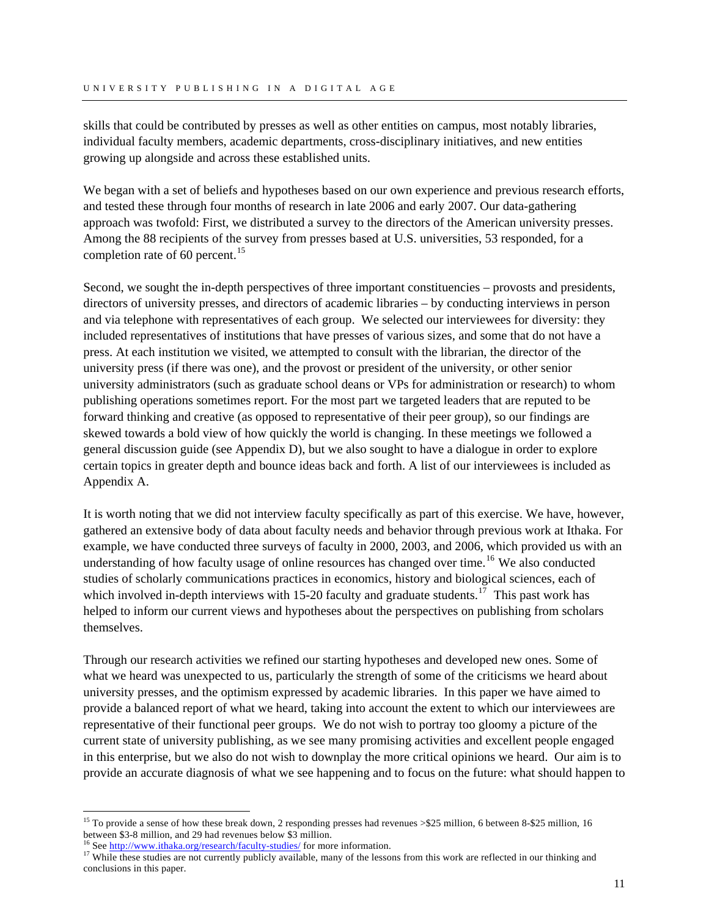skills that could be contributed by presses as well as other entities on campus, most notably libraries, individual faculty members, academic departments, cross-disciplinary initiatives, and new entities growing up alongside and across these established units.

We began with a set of beliefs and hypotheses based on our own experience and previous research efforts, and tested these through four months of research in late 2006 and early 2007. Our data-gathering approach was twofold: First, we distributed a survey to the directors of the American university presses. Among the 88 recipients of the survey from presses based at U.S. universities, 53 responded, for a completion rate of 60 percent.[15]

Second, we sought the in-depth perspectives of three important constituencies – provosts and presidents, directors of university presses, and directors of academic libraries – by conducting interviews in person and via telephone with representatives of each group. We selected our interviewees for diversity: they included representatives of institutions that have presses of various sizes, and some that do not have a press. At each institution we visited, we attempted to consult with the librarian, the director of the university press (if there was one), and the provost or president of the university, or other senior university administrators (such as graduate school deans or VPs for administration or research) to whom publishing operations sometimes report. For the most part we targeted leaders that are reputed to be forward thinking and creative (as opposed to representative of their peer group), so our findings are skewed towards a bold view of how quickly the world is changing. In these meetings we followed a general discussion guide (see Appendix D), but we also sought to have a dialogue in order to explore certain topics in greater depth and bounce ideas back and forth. A list of our interviewees is included as Appendix A.

It is worth noting that we did not interview faculty specifically as part of this exercise. We have, however, gathered an extensive body of data about faculty needs and behavior through previous work at Ithaka. For example, we have conducted three surveys of faculty in 2000, 2003, and 2006, which provided us with an understanding of how faculty usage of online resources has changed over time.[16] We also conducted studies of scholarly communications practices in economics, history and biological sciences, each of which involved in-depth interviews with 15-20 faculty and graduate students.[17] This past work has helped to inform our current views and hypotheses about the perspectives on publishing from scholars themselves.

Through our research activities we refined our starting hypotheses and developed new ones. Some of what we heard was unexpected to us, particularly the strength of some of the criticisms we heard about university presses, and the optimism expressed by academic libraries. In this paper we have aimed to provide a balanced report of what we heard, taking into account the extent to which our interviewees are representative of their functional peer groups. We do not wish to portray too gloomy a picture of the current state of university publishing, as we see many promising activities and excellent people engaged in this enterprise, but we also do not wish to downplay the more critical opinions we heard. Our aim is to provide an accurate diagnosis of what we see happening and to focus on the future: what should happen to

---

[15] To provide a sense of how these break down, 2 responding presses had revenues >$25 million, 6 between 8-$25 million, 16 between $3-8 million, and 29 had revenues below $3 million.

[16] See http://www.ithaka.org/research/faculty-studies/ for more information.

[17] While these studies are not currently publicly available, many of the lessons from this work are reflected in our thinking and conclusions in this paper.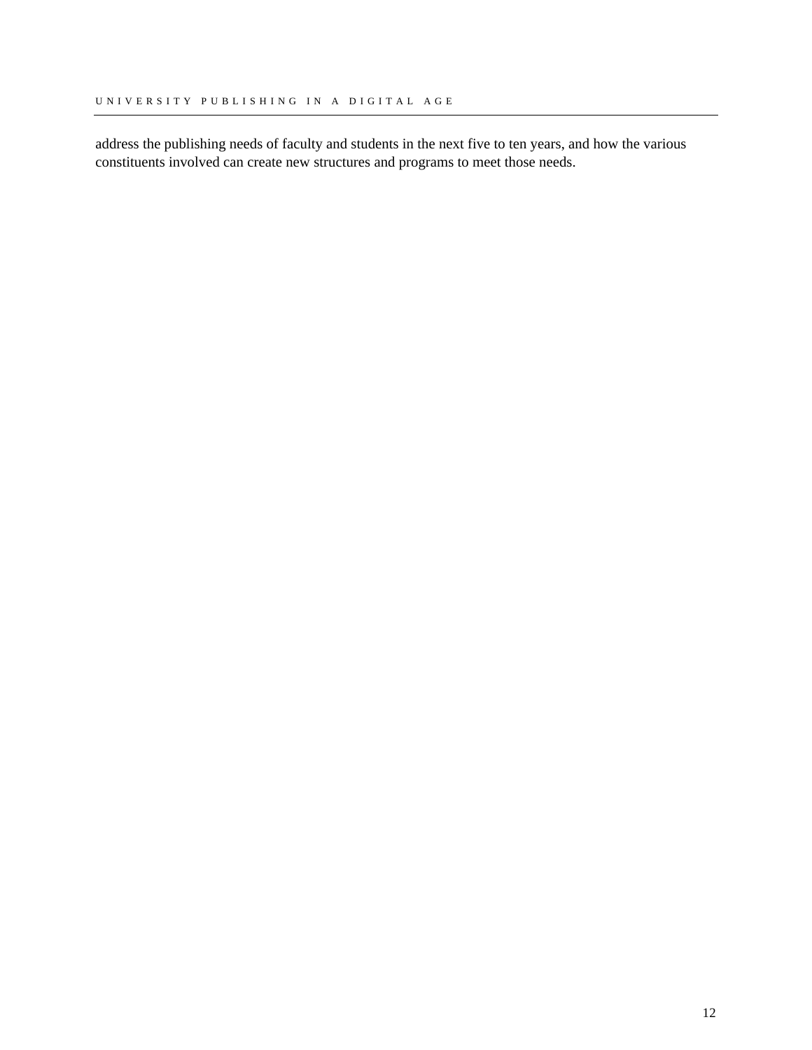address the publishing needs of faculty and students in the next five to ten years, and how the various constituents involved can create new structures and programs to meet those needs.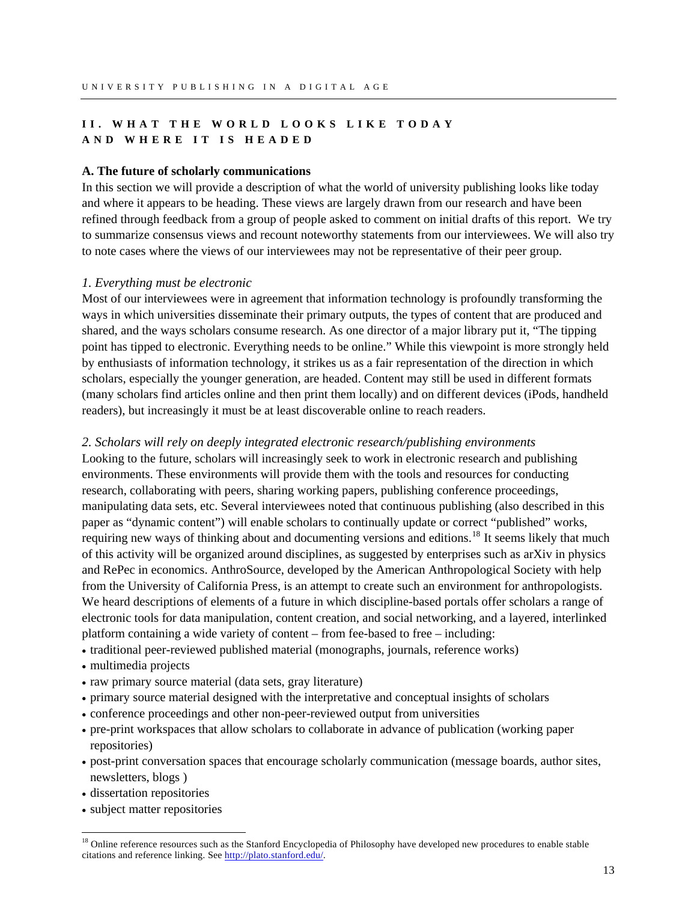## II. WHAT THE WORLD LOOKS LIKE TODAY AND WHERE IT IS HEADED

### A. The future of scholarly communications

In this section we will provide a description of what the world of university publishing looks like today and where it appears to be heading. These views are largely drawn from our research and have been refined through feedback from a group of people asked to comment on initial drafts of this report. We try to summarize consensus views and recount noteworthy statements from our interviewees. We will also try to note cases where the views of our interviewees may not be representative of their peer group.

*1. Everything must be electronic*

Most of our interviewees were in agreement that information technology is profoundly transforming the ways in which universities disseminate their primary outputs, the types of content that are produced and shared, and the ways scholars consume research. As one director of a major library put it, "The tipping point has tipped to electronic. Everything needs to be online." While this viewpoint is more strongly held by enthusiasts of information technology, it strikes us as a fair representation of the direction in which scholars, especially the younger generation, are headed. Content may still be used in different formats (many scholars find articles online and then print them locally) and on different devices (iPods, handheld readers), but increasingly it must be at least discoverable online to reach readers.

*2. Scholars will rely on deeply integrated electronic research/publishing environments*

Looking to the future, scholars will increasingly seek to work in electronic research and publishing environments. These environments will provide them with the tools and resources for conducting research, collaborating with peers, sharing working papers, publishing conference proceedings, manipulating data sets, etc. Several interviewees noted that continuous publishing (also described in this paper as "dynamic content") will enable scholars to continually update or correct "published" works, requiring new ways of thinking about and documenting versions and editions.[18] It seems likely that much of this activity will be organized around disciplines, as suggested by enterprises such as arXiv in physics and RePec in economics. AnthroSource, developed by the American Anthropological Society with help from the University of California Press, is an attempt to create such an environment for anthropologists. We heard descriptions of elements of a future in which discipline-based portals offer scholars a range of electronic tools for data manipulation, content creation, and social networking, and a layered, interlinked platform containing a wide variety of content – from fee-based to free – including:

- traditional peer-reviewed published material (monographs, journals, reference works)
- multimedia projects
- raw primary source material (data sets, gray literature)
- primary source material designed with the interpretative and conceptual insights of scholars
- conference proceedings and other non-peer-reviewed output from universities
- pre-print workspaces that allow scholars to collaborate in advance of publication (working paper repositories)
- post-print conversation spaces that encourage scholarly communication (message boards, author sites, newsletters, blogs )
- dissertation repositories
- subject matter repositories

[18] Online reference resources such as the Stanford Encyclopedia of Philosophy have developed new procedures to enable stable citations and reference linking. See http://plato.stanford.edu/.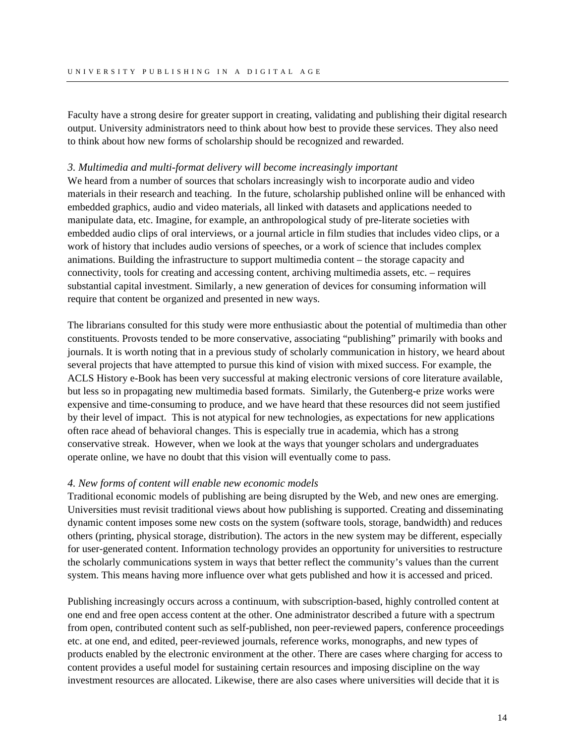Faculty have a strong desire for greater support in creating, validating and publishing their digital research output. University administrators need to think about how best to provide these services. They also need to think about how new forms of scholarship should be recognized and rewarded.

*3. Multimedia and multi-format delivery will become increasingly important*

We heard from a number of sources that scholars increasingly wish to incorporate audio and video materials in their research and teaching. In the future, scholarship published online will be enhanced with embedded graphics, audio and video materials, all linked with datasets and applications needed to manipulate data, etc. Imagine, for example, an anthropological study of pre-literate societies with embedded audio clips of oral interviews, or a journal article in film studies that includes video clips, or a work of history that includes audio versions of speeches, or a work of science that includes complex animations. Building the infrastructure to support multimedia content – the storage capacity and connectivity, tools for creating and accessing content, archiving multimedia assets, etc. – requires substantial capital investment. Similarly, a new generation of devices for consuming information will require that content be organized and presented in new ways.

The librarians consulted for this study were more enthusiastic about the potential of multimedia than other constituents. Provosts tended to be more conservative, associating "publishing" primarily with books and journals. It is worth noting that in a previous study of scholarly communication in history, we heard about several projects that have attempted to pursue this kind of vision with mixed success. For example, the ACLS History e-Book has been very successful at making electronic versions of core literature available, but less so in propagating new multimedia based formats. Similarly, the Gutenberg-e prize works were expensive and time-consuming to produce, and we have heard that these resources did not seem justified by their level of impact. This is not atypical for new technologies, as expectations for new applications often race ahead of behavioral changes. This is especially true in academia, which has a strong conservative streak. However, when we look at the ways that younger scholars and undergraduates operate online, we have no doubt that this vision will eventually come to pass.

*4. New forms of content will enable new economic models*

Traditional economic models of publishing are being disrupted by the Web, and new ones are emerging. Universities must revisit traditional views about how publishing is supported. Creating and disseminating dynamic content imposes some new costs on the system (software tools, storage, bandwidth) and reduces others (printing, physical storage, distribution). The actors in the new system may be different, especially for user-generated content. Information technology provides an opportunity for universities to restructure the scholarly communications system in ways that better reflect the community's values than the current system. This means having more influence over what gets published and how it is accessed and priced.

Publishing increasingly occurs across a continuum, with subscription-based, highly controlled content at one end and free open access content at the other. One administrator described a future with a spectrum from open, contributed content such as self-published, non peer-reviewed papers, conference proceedings etc. at one end, and edited, peer-reviewed journals, reference works, monographs, and new types of products enabled by the electronic environment at the other. There are cases where charging for access to content provides a useful model for sustaining certain resources and imposing discipline on the way investment resources are allocated. Likewise, there are also cases where universities will decide that it is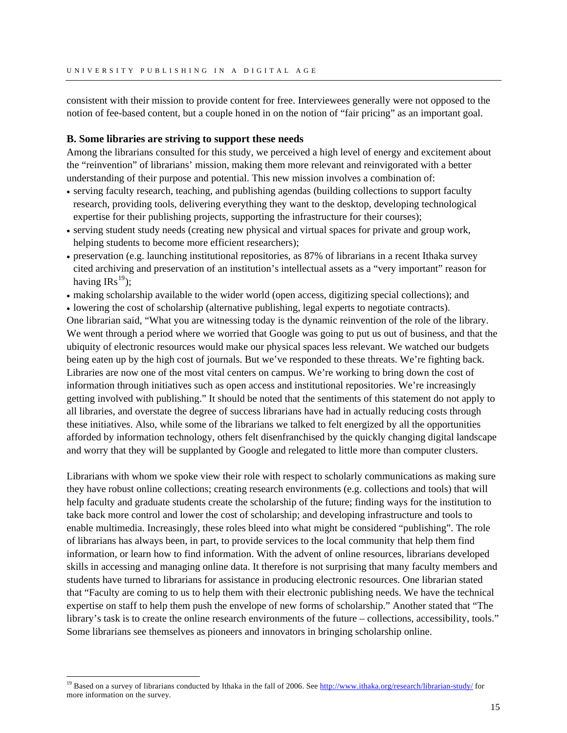consistent with their mission to provide content for free. Interviewees generally were not opposed to the notion of fee-based content, but a couple honed in on the notion of "fair pricing" as an important goal.

**B. Some libraries are striving to support these needs**

Among the librarians consulted for this study, we perceived a high level of energy and excitement about the "reinvention" of librarians' mission, making them more relevant and reinvigorated with a better understanding of their purpose and potential. This new mission involves a combination of:

- serving faculty research, teaching, and publishing agendas (building collections to support faculty research, providing tools, delivering everything they want to the desktop, developing technological expertise for their publishing projects, supporting the infrastructure for their courses);
- serving student study needs (creating new physical and virtual spaces for private and group work, helping students to become more efficient researchers);
- preservation (e.g. launching institutional repositories, as 87% of librarians in a recent Ithaka survey cited archiving and preservation of an institution's intellectual assets as a "very important" reason for having IRs[19]);
- making scholarship available to the wider world (open access, digitizing special collections); and
- lowering the cost of scholarship (alternative publishing, legal experts to negotiate contracts).

One librarian said, "What you are witnessing today is the dynamic reinvention of the role of the library. We went through a period where we worried that Google was going to put us out of business, and that the ubiquity of electronic resources would make our physical spaces less relevant. We watched our budgets being eaten up by the high cost of journals. But we've responded to these threats. We're fighting back. Libraries are now one of the most vital centers on campus. We're working to bring down the cost of information through initiatives such as open access and institutional repositories. We're increasingly getting involved with publishing." It should be noted that the sentiments of this statement do not apply to all libraries, and overstate the degree of success librarians have had in actually reducing costs through these initiatives. Also, while some of the librarians we talked to felt energized by all the opportunities afforded by information technology, others felt disenfranchised by the quickly changing digital landscape and worry that they will be supplanted by Google and relegated to little more than computer clusters.

Librarians with whom we spoke view their role with respect to scholarly communications as making sure they have robust online collections; creating research environments (e.g. collections and tools) that will help faculty and graduate students create the scholarship of the future; finding ways for the institution to take back more control and lower the cost of scholarship; and developing infrastructure and tools to enable multimedia. Increasingly, these roles bleed into what might be considered "publishing". The role of librarians has always been, in part, to provide services to the local community that help them find information, or learn how to find information. With the advent of online resources, librarians developed skills in accessing and managing online data. It therefore is not surprising that many faculty members and students have turned to librarians for assistance in producing electronic resources. One librarian stated that "Faculty are coming to us to help them with their electronic publishing needs. We have the technical expertise on staff to help them push the envelope of new forms of scholarship." Another stated that "The library's task is to create the online research environments of the future – collections, accessibility, tools." Some librarians see themselves as pioneers and innovators in bringing scholarship online.

---

[19] Based on a survey of librarians conducted by Ithaka in the fall of 2006. See http://www.ithaka.org/research/librarian-study/ for more information on the survey.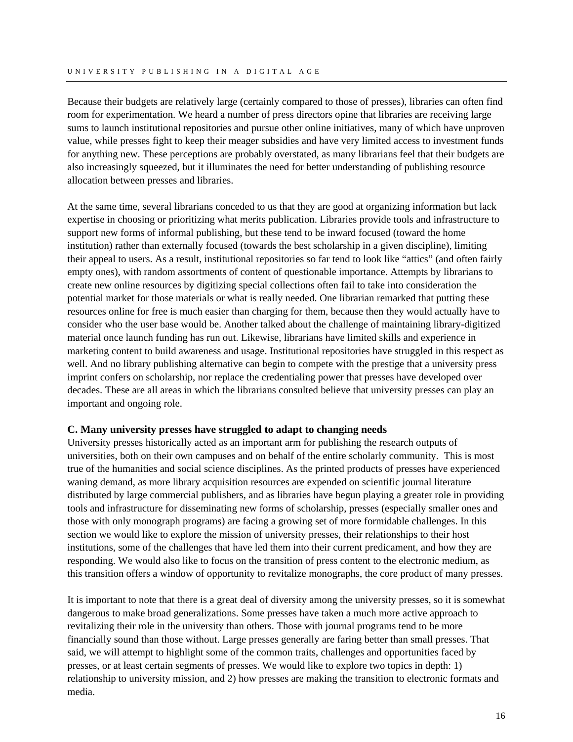Because their budgets are relatively large (certainly compared to those of presses), libraries can often find room for experimentation. We heard a number of press directors opine that libraries are receiving large sums to launch institutional repositories and pursue other online initiatives, many of which have unproven value, while presses fight to keep their meager subsidies and have very limited access to investment funds for anything new. These perceptions are probably overstated, as many librarians feel that their budgets are also increasingly squeezed, but it illuminates the need for better understanding of publishing resource allocation between presses and libraries.

At the same time, several librarians conceded to us that they are good at organizing information but lack expertise in choosing or prioritizing what merits publication. Libraries provide tools and infrastructure to support new forms of informal publishing, but these tend to be inward focused (toward the home institution) rather than externally focused (towards the best scholarship in a given discipline), limiting their appeal to users. As a result, institutional repositories so far tend to look like "attics" (and often fairly empty ones), with random assortments of content of questionable importance. Attempts by librarians to create new online resources by digitizing special collections often fail to take into consideration the potential market for those materials or what is really needed. One librarian remarked that putting these resources online for free is much easier than charging for them, because then they would actually have to consider who the user base would be. Another talked about the challenge of maintaining library-digitized material once launch funding has run out. Likewise, librarians have limited skills and experience in marketing content to build awareness and usage. Institutional repositories have struggled in this respect as well. And no library publishing alternative can begin to compete with the prestige that a university press imprint confers on scholarship, nor replace the credentialing power that presses have developed over decades. These are all areas in which the librarians consulted believe that university presses can play an important and ongoing role.

### C. Many university presses have struggled to adapt to changing needs

University presses historically acted as an important arm for publishing the research outputs of universities, both on their own campuses and on behalf of the entire scholarly community. This is most true of the humanities and social science disciplines. As the printed products of presses have experienced waning demand, as more library acquisition resources are expended on scientific journal literature distributed by large commercial publishers, and as libraries have begun playing a greater role in providing tools and infrastructure for disseminating new forms of scholarship, presses (especially smaller ones and those with only monograph programs) are facing a growing set of more formidable challenges. In this section we would like to explore the mission of university presses, their relationships to their host institutions, some of the challenges that have led them into their current predicament, and how they are responding. We would also like to focus on the transition of press content to the electronic medium, as this transition offers a window of opportunity to revitalize monographs, the core product of many presses.

It is important to note that there is a great deal of diversity among the university presses, so it is somewhat dangerous to make broad generalizations. Some presses have taken a much more active approach to revitalizing their role in the university than others. Those with journal programs tend to be more financially sound than those without. Large presses generally are faring better than small presses. That said, we will attempt to highlight some of the common traits, challenges and opportunities faced by presses, or at least certain segments of presses. We would like to explore two topics in depth: 1) relationship to university mission, and 2) how presses are making the transition to electronic formats and media.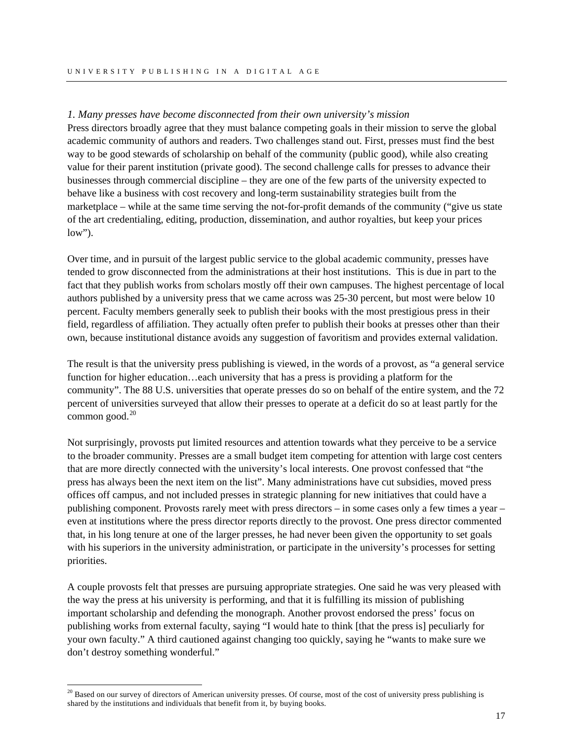*1. Many presses have become disconnected from their own university's mission*

Press directors broadly agree that they must balance competing goals in their mission to serve the global academic community of authors and readers. Two challenges stand out. First, presses must find the best way to be good stewards of scholarship on behalf of the community (public good), while also creating value for their parent institution (private good). The second challenge calls for presses to advance their businesses through commercial discipline – they are one of the few parts of the university expected to behave like a business with cost recovery and long-term sustainability strategies built from the marketplace – while at the same time serving the not-for-profit demands of the community ("give us state of the art credentialing, editing, production, dissemination, and author royalties, but keep your prices low").

Over time, and in pursuit of the largest public service to the global academic community, presses have tended to grow disconnected from the administrations at their host institutions. This is due in part to the fact that they publish works from scholars mostly off their own campuses. The highest percentage of local authors published by a university press that we came across was 25-30 percent, but most were below 10 percent. Faculty members generally seek to publish their books with the most prestigious press in their field, regardless of affiliation. They actually often prefer to publish their books at presses other than their own, because institutional distance avoids any suggestion of favoritism and provides external validation.

The result is that the university press publishing is viewed, in the words of a provost, as "a general service function for higher education…each university that has a press is providing a platform for the community". The 88 U.S. universities that operate presses do so on behalf of the entire system, and the 72 percent of universities surveyed that allow their presses to operate at a deficit do so at least partly for the common good.[20]

Not surprisingly, provosts put limited resources and attention towards what they perceive to be a service to the broader community. Presses are a small budget item competing for attention with large cost centers that are more directly connected with the university's local interests. One provost confessed that "the press has always been the next item on the list". Many administrations have cut subsidies, moved press offices off campus, and not included presses in strategic planning for new initiatives that could have a publishing component. Provosts rarely meet with press directors – in some cases only a few times a year – even at institutions where the press director reports directly to the provost. One press director commented that, in his long tenure at one of the larger presses, he had never been given the opportunity to set goals with his superiors in the university administration, or participate in the university's processes for setting priorities.

A couple provosts felt that presses are pursuing appropriate strategies. One said he was very pleased with the way the press at his university is performing, and that it is fulfilling its mission of publishing important scholarship and defending the monograph. Another provost endorsed the press' focus on publishing works from external faculty, saying "I would hate to think [that the press is] peculiarly for your own faculty." A third cautioned against changing too quickly, saying he "wants to make sure we don't destroy something wonderful."

---

[20] Based on our survey of directors of American university presses. Of course, most of the cost of university press publishing is shared by the institutions and individuals that benefit from it, by buying books.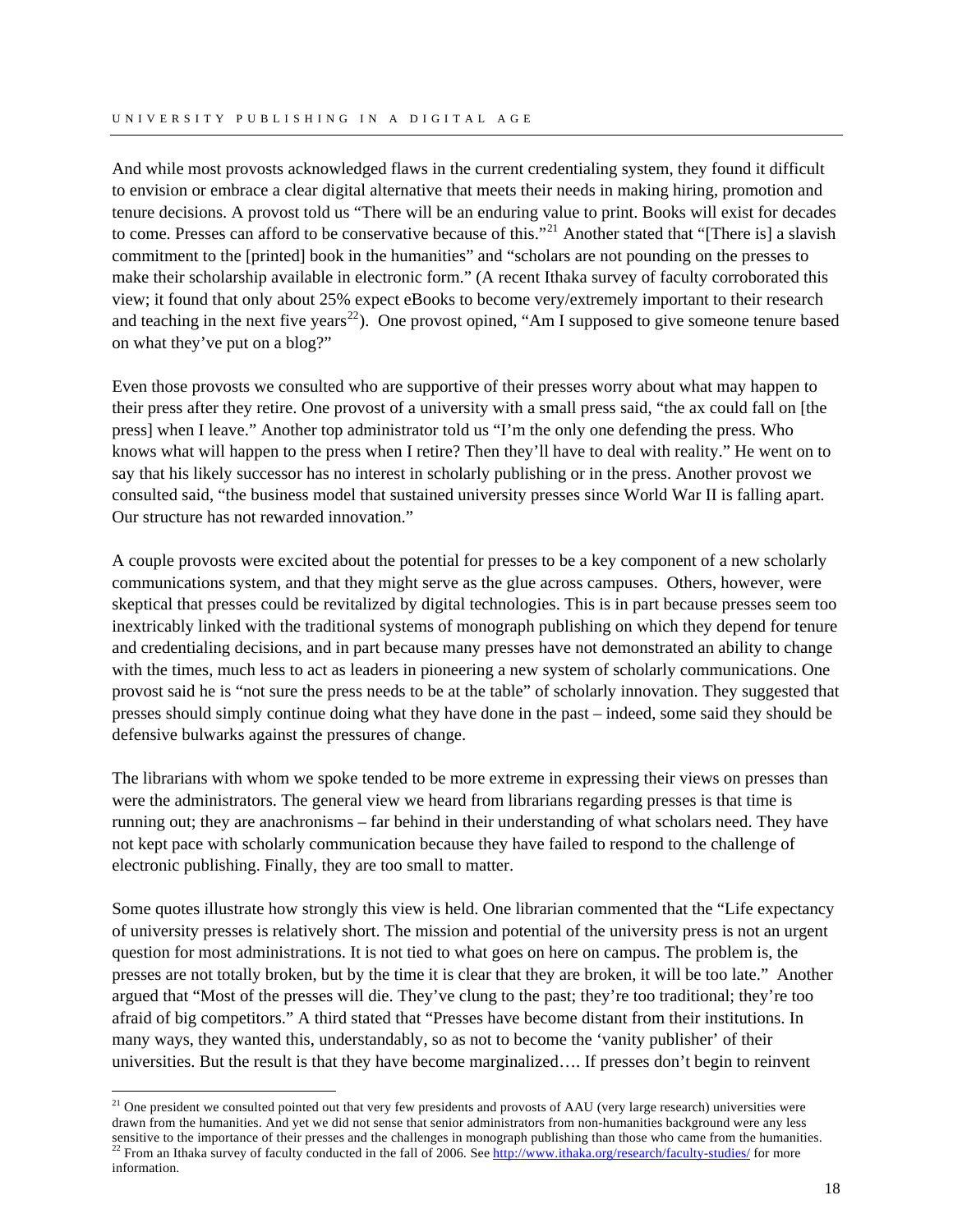And while most provosts acknowledged flaws in the current credentialing system, they found it difficult to envision or embrace a clear digital alternative that meets their needs in making hiring, promotion and tenure decisions. A provost told us "There will be an enduring value to print. Books will exist for decades to come. Presses can afford to be conservative because of this."[21] Another stated that "[There is] a slavish commitment to the [printed] book in the humanities" and "scholars are not pounding on the presses to make their scholarship available in electronic form." (A recent Ithaka survey of faculty corroborated this view; it found that only about 25% expect eBooks to become very/extremely important to their research and teaching in the next five years[22]). One provost opined, "Am I supposed to give someone tenure based on what they've put on a blog?"

Even those provosts we consulted who are supportive of their presses worry about what may happen to their press after they retire. One provost of a university with a small press said, "the ax could fall on [the press] when I leave." Another top administrator told us "I'm the only one defending the press. Who knows what will happen to the press when I retire? Then they'll have to deal with reality." He went on to say that his likely successor has no interest in scholarly publishing or in the press. Another provost we consulted said, "the business model that sustained university presses since World War II is falling apart. Our structure has not rewarded innovation."

A couple provosts were excited about the potential for presses to be a key component of a new scholarly communications system, and that they might serve as the glue across campuses. Others, however, were skeptical that presses could be revitalized by digital technologies. This is in part because presses seem too inextricably linked with the traditional systems of monograph publishing on which they depend for tenure and credentialing decisions, and in part because many presses have not demonstrated an ability to change with the times, much less to act as leaders in pioneering a new system of scholarly communications. One provost said he is "not sure the press needs to be at the table" of scholarly innovation. They suggested that presses should simply continue doing what they have done in the past – indeed, some said they should be defensive bulwarks against the pressures of change.

The librarians with whom we spoke tended to be more extreme in expressing their views on presses than were the administrators. The general view we heard from librarians regarding presses is that time is running out; they are anachronisms – far behind in their understanding of what scholars need. They have not kept pace with scholarly communication because they have failed to respond to the challenge of electronic publishing. Finally, they are too small to matter.

Some quotes illustrate how strongly this view is held. One librarian commented that the "Life expectancy of university presses is relatively short. The mission and potential of the university press is not an urgent question for most administrations. It is not tied to what goes on here on campus. The problem is, the presses are not totally broken, but by the time it is clear that they are broken, it will be too late." Another argued that "Most of the presses will die. They've clung to the past; they're too traditional; they're too afraid of big competitors." A third stated that "Presses have become distant from their institutions. In many ways, they wanted this, understandably, so as not to become the 'vanity publisher' of their universities. But the result is that they have become marginalized…. If presses don't begin to reinvent

[21] One president we consulted pointed out that very few presidents and provosts of AAU (very large research) universities were drawn from the humanities. And yet we did not sense that senior administrators from non-humanities background were any less sensitive to the importance of their presses and the challenges in monograph publishing than those who came from the humanities.

[22] From an Ithaka survey of faculty conducted in the fall of 2006. See http://www.ithaka.org/research/faculty-studies/ for more information.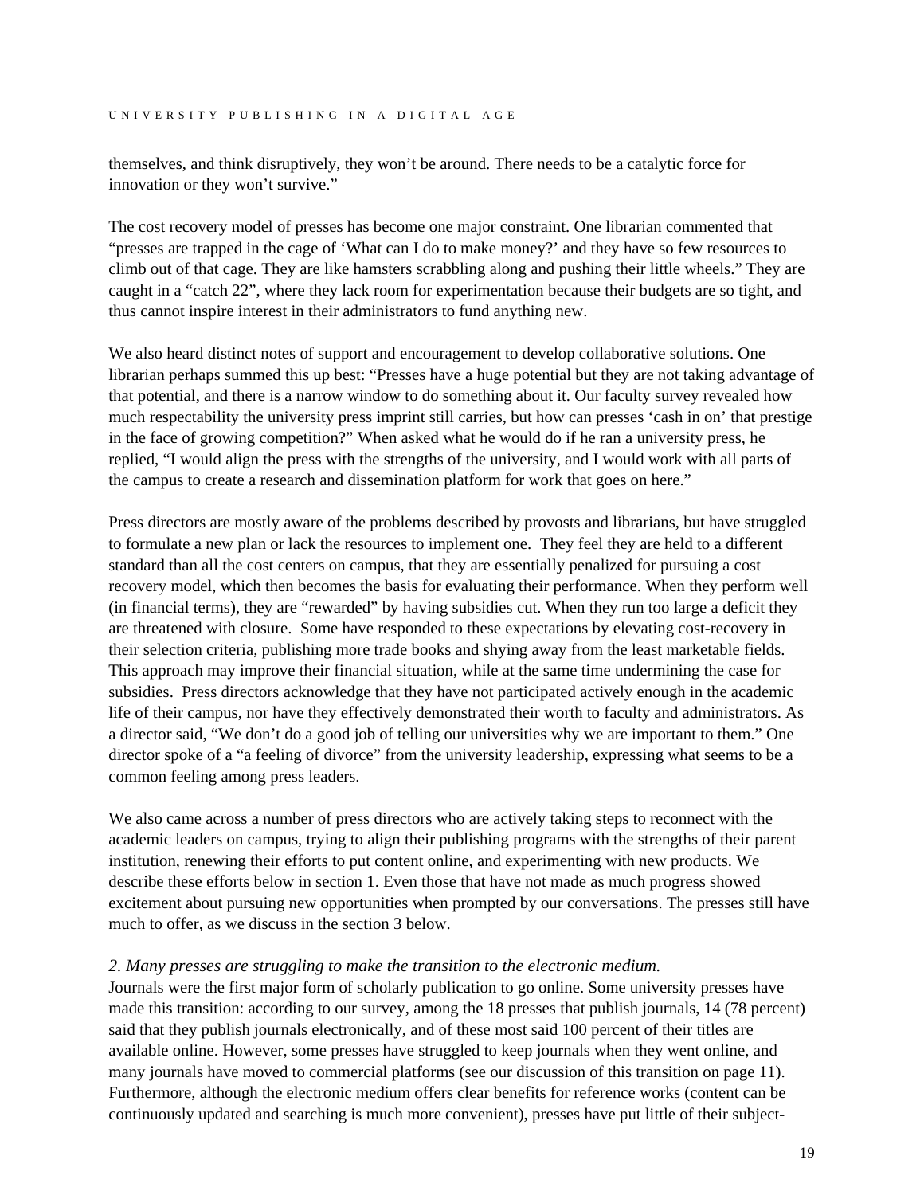themselves, and think disruptively, they won't be around. There needs to be a catalytic force for innovation or they won't survive."

The cost recovery model of presses has become one major constraint. One librarian commented that "presses are trapped in the cage of 'What can I do to make money?' and they have so few resources to climb out of that cage. They are like hamsters scrabbling along and pushing their little wheels." They are caught in a "catch 22", where they lack room for experimentation because their budgets are so tight, and thus cannot inspire interest in their administrators to fund anything new.

We also heard distinct notes of support and encouragement to develop collaborative solutions. One librarian perhaps summed this up best: "Presses have a huge potential but they are not taking advantage of that potential, and there is a narrow window to do something about it. Our faculty survey revealed how much respectability the university press imprint still carries, but how can presses 'cash in on' that prestige in the face of growing competition?" When asked what he would do if he ran a university press, he replied, "I would align the press with the strengths of the university, and I would work with all parts of the campus to create a research and dissemination platform for work that goes on here."

Press directors are mostly aware of the problems described by provosts and librarians, but have struggled to formulate a new plan or lack the resources to implement one. They feel they are held to a different standard than all the cost centers on campus, that they are essentially penalized for pursuing a cost recovery model, which then becomes the basis for evaluating their performance. When they perform well (in financial terms), they are "rewarded" by having subsidies cut. When they run too large a deficit they are threatened with closure. Some have responded to these expectations by elevating cost-recovery in their selection criteria, publishing more trade books and shying away from the least marketable fields. This approach may improve their financial situation, while at the same time undermining the case for subsidies. Press directors acknowledge that they have not participated actively enough in the academic life of their campus, nor have they effectively demonstrated their worth to faculty and administrators. As a director said, "We don't do a good job of telling our universities why we are important to them." One director spoke of a "a feeling of divorce" from the university leadership, expressing what seems to be a common feeling among press leaders.

We also came across a number of press directors who are actively taking steps to reconnect with the academic leaders on campus, trying to align their publishing programs with the strengths of their parent institution, renewing their efforts to put content online, and experimenting with new products. We describe these efforts below in section 1. Even those that have not made as much progress showed excitement about pursuing new opportunities when prompted by our conversations. The presses still have much to offer, as we discuss in the section 3 below.

*2. Many presses are struggling to make the transition to the electronic medium.*

Journals were the first major form of scholarly publication to go online. Some university presses have made this transition: according to our survey, among the 18 presses that publish journals, 14 (78 percent) said that they publish journals electronically, and of these most said 100 percent of their titles are available online. However, some presses have struggled to keep journals when they went online, and many journals have moved to commercial platforms (see our discussion of this transition on page 11). Furthermore, although the electronic medium offers clear benefits for reference works (content can be continuously updated and searching is much more convenient), presses have put little of their subject-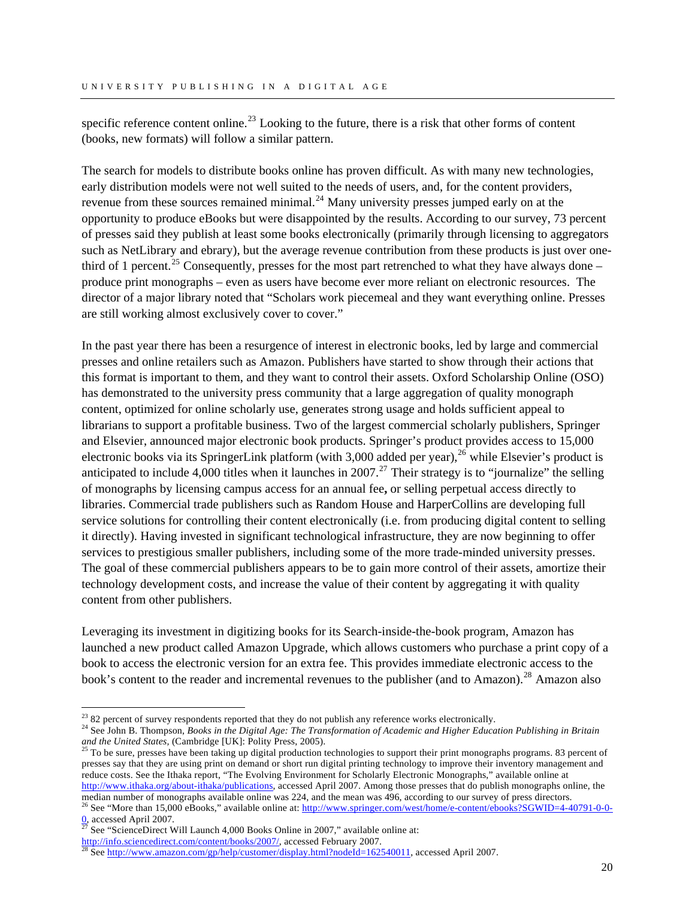specific reference content online.[23] Looking to the future, there is a risk that other forms of content (books, new formats) will follow a similar pattern.

The search for models to distribute books online has proven difficult. As with many new technologies, early distribution models were not well suited to the needs of users, and, for the content providers, revenue from these sources remained minimal.[24] Many university presses jumped early on at the opportunity to produce eBooks but were disappointed by the results. According to our survey, 73 percent of presses said they publish at least some books electronically (primarily through licensing to aggregators such as NetLibrary and ebrary), but the average revenue contribution from these products is just over one-third of 1 percent.[25] Consequently, presses for the most part retrenched to what they have always done – produce print monographs – even as users have become ever more reliant on electronic resources. The director of a major library noted that "Scholars work piecemeal and they want everything online. Presses are still working almost exclusively cover to cover."

In the past year there has been a resurgence of interest in electronic books, led by large and commercial presses and online retailers such as Amazon. Publishers have started to show through their actions that this format is important to them, and they want to control their assets. Oxford Scholarship Online (OSO) has demonstrated to the university press community that a large aggregation of quality monograph content, optimized for online scholarly use, generates strong usage and holds sufficient appeal to librarians to support a profitable business. Two of the largest commercial scholarly publishers, Springer and Elsevier, announced major electronic book products. Springer's product provides access to 15,000 electronic books via its SpringerLink platform (with 3,000 added per year),[26] while Elsevier's product is anticipated to include 4,000 titles when it launches in 2007.[27] Their strategy is to "journalize" the selling of monographs by licensing campus access for an annual fee**,** or selling perpetual access directly to libraries. Commercial trade publishers such as Random House and HarperCollins are developing full service solutions for controlling their content electronically (i.e. from producing digital content to selling it directly). Having invested in significant technological infrastructure, they are now beginning to offer services to prestigious smaller publishers, including some of the more trade-minded university presses. The goal of these commercial publishers appears to be to gain more control of their assets, amortize their technology development costs, and increase the value of their content by aggregating it with quality content from other publishers.

Leveraging its investment in digitizing books for its Search-inside-the-book program, Amazon has launched a new product called Amazon Upgrade, which allows customers who purchase a print copy of a book to access the electronic version for an extra fee. This provides immediate electronic access to the book's content to the reader and incremental revenues to the publisher (and to Amazon).[28] Amazon also

---

[23] 82 percent of survey respondents reported that they do not publish any reference works electronically.

[24] See John B. Thompson, *Books in the Digital Age: The Transformation of Academic and Higher Education Publishing in Britain and the United States*, (Cambridge [UK]: Polity Press, 2005).

[25] To be sure, presses have been taking up digital production technologies to support their print monographs programs. 83 percent of presses say that they are using print on demand or short run digital printing technology to improve their inventory management and reduce costs. See the Ithaka report, "The Evolving Environment for Scholarly Electronic Monographs," available online at http://www.ithaka.org/about-ithaka/publications, accessed April 2007. Among those presses that do publish monographs online, the median number of monographs available online was 224, and the mean was 496, according to our survey of press directors.

[26] See "More than 15,000 eBooks," available online at: http://www.springer.com/west/home/e-content/ebooks?SGWID=4-40791-0-0-0, accessed April 2007.

[27] See "ScienceDirect Will Launch 4,000 Books Online in 2007," available online at: http://info.sciencedirect.com/content/books/2007/, accessed February 2007.

[28] See http://www.amazon.com/gp/help/customer/display.html?nodeId=162540011, accessed April 2007.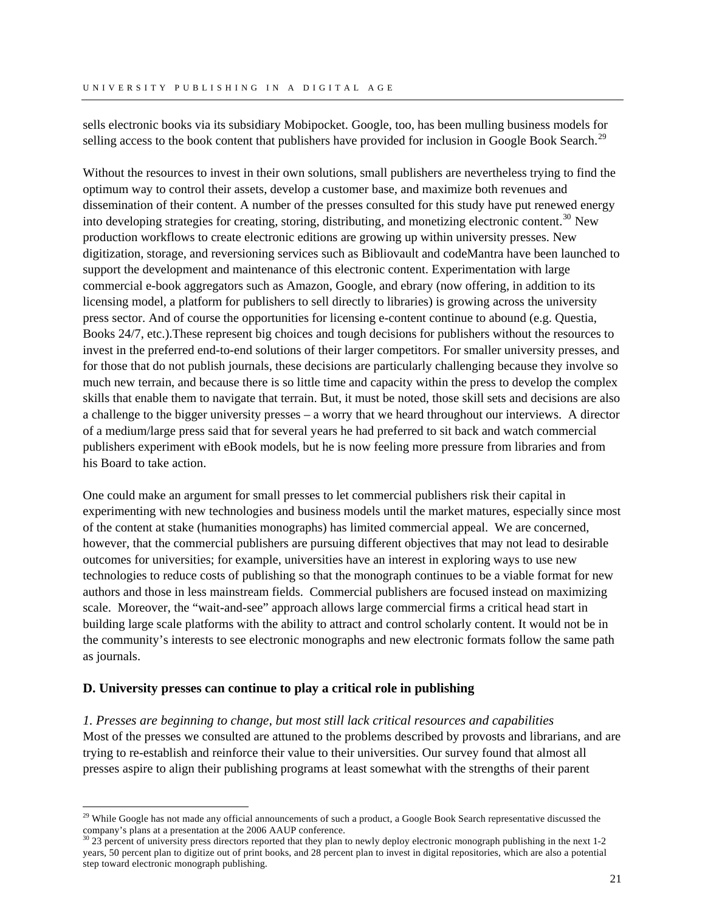sells electronic books via its subsidiary Mobipocket. Google, too, has been mulling business models for selling access to the book content that publishers have provided for inclusion in Google Book Search.[29]

Without the resources to invest in their own solutions, small publishers are nevertheless trying to find the optimum way to control their assets, develop a customer base, and maximize both revenues and dissemination of their content. A number of the presses consulted for this study have put renewed energy into developing strategies for creating, storing, distributing, and monetizing electronic content.[30] New production workflows to create electronic editions are growing up within university presses. New digitization, storage, and reversioning services such as Bibliovault and codeMantra have been launched to support the development and maintenance of this electronic content. Experimentation with large commercial e-book aggregators such as Amazon, Google, and ebrary (now offering, in addition to its licensing model, a platform for publishers to sell directly to libraries) is growing across the university press sector. And of course the opportunities for licensing e-content continue to abound (e.g. Questia, Books 24/7, etc.).These represent big choices and tough decisions for publishers without the resources to invest in the preferred end-to-end solutions of their larger competitors. For smaller university presses, and for those that do not publish journals, these decisions are particularly challenging because they involve so much new terrain, and because there is so little time and capacity within the press to develop the complex skills that enable them to navigate that terrain. But, it must be noted, those skill sets and decisions are also a challenge to the bigger university presses – a worry that we heard throughout our interviews. A director of a medium/large press said that for several years he had preferred to sit back and watch commercial publishers experiment with eBook models, but he is now feeling more pressure from libraries and from his Board to take action.

One could make an argument for small presses to let commercial publishers risk their capital in experimenting with new technologies and business models until the market matures, especially since most of the content at stake (humanities monographs) has limited commercial appeal. We are concerned, however, that the commercial publishers are pursuing different objectives that may not lead to desirable outcomes for universities; for example, universities have an interest in exploring ways to use new technologies to reduce costs of publishing so that the monograph continues to be a viable format for new authors and those in less mainstream fields. Commercial publishers are focused instead on maximizing scale. Moreover, the "wait-and-see" approach allows large commercial firms a critical head start in building large scale platforms with the ability to attract and control scholarly content. It would not be in the community's interests to see electronic monographs and new electronic formats follow the same path as journals.

### D. University presses can continue to play a critical role in publishing

*1. Presses are beginning to change, but most still lack critical resources and capabilities*

Most of the presses we consulted are attuned to the problems described by provosts and librarians, and are trying to re-establish and reinforce their value to their universities. Our survey found that almost all presses aspire to align their publishing programs at least somewhat with the strengths of their parent

---

[29] While Google has not made any official announcements of such a product, a Google Book Search representative discussed the company's plans at a presentation at the 2006 AAUP conference.

[30] 23 percent of university press directors reported that they plan to newly deploy electronic monograph publishing in the next 1-2 years, 50 percent plan to digitize out of print books, and 28 percent plan to invest in digital repositories, which are also a potential step toward electronic monograph publishing.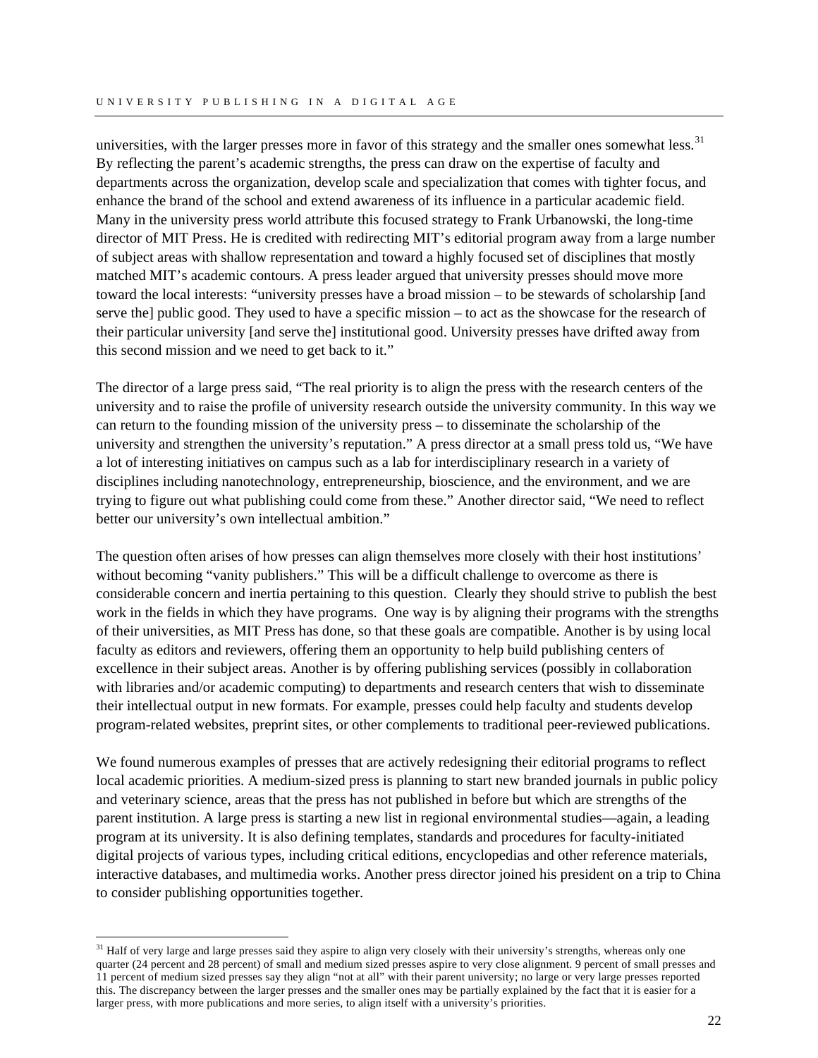universities, with the larger presses more in favor of this strategy and the smaller ones somewhat less.[31] By reflecting the parent's academic strengths, the press can draw on the expertise of faculty and departments across the organization, develop scale and specialization that comes with tighter focus, and enhance the brand of the school and extend awareness of its influence in a particular academic field. Many in the university press world attribute this focused strategy to Frank Urbanowski, the long-time director of MIT Press. He is credited with redirecting MIT's editorial program away from a large number of subject areas with shallow representation and toward a highly focused set of disciplines that mostly matched MIT's academic contours. A press leader argued that university presses should move more toward the local interests: "university presses have a broad mission – to be stewards of scholarship [and serve the] public good. They used to have a specific mission – to act as the showcase for the research of their particular university [and serve the] institutional good. University presses have drifted away from this second mission and we need to get back to it."

The director of a large press said, "The real priority is to align the press with the research centers of the university and to raise the profile of university research outside the university community. In this way we can return to the founding mission of the university press – to disseminate the scholarship of the university and strengthen the university's reputation." A press director at a small press told us, "We have a lot of interesting initiatives on campus such as a lab for interdisciplinary research in a variety of disciplines including nanotechnology, entrepreneurship, bioscience, and the environment, and we are trying to figure out what publishing could come from these." Another director said, "We need to reflect better our university's own intellectual ambition."

The question often arises of how presses can align themselves more closely with their host institutions' without becoming "vanity publishers." This will be a difficult challenge to overcome as there is considerable concern and inertia pertaining to this question. Clearly they should strive to publish the best work in the fields in which they have programs. One way is by aligning their programs with the strengths of their universities, as MIT Press has done, so that these goals are compatible. Another is by using local faculty as editors and reviewers, offering them an opportunity to help build publishing centers of excellence in their subject areas. Another is by offering publishing services (possibly in collaboration with libraries and/or academic computing) to departments and research centers that wish to disseminate their intellectual output in new formats. For example, presses could help faculty and students develop program-related websites, preprint sites, or other complements to traditional peer-reviewed publications.

We found numerous examples of presses that are actively redesigning their editorial programs to reflect local academic priorities. A medium-sized press is planning to start new branded journals in public policy and veterinary science, areas that the press has not published in before but which are strengths of the parent institution. A large press is starting a new list in regional environmental studies—again, a leading program at its university. It is also defining templates, standards and procedures for faculty-initiated digital projects of various types, including critical editions, encyclopedias and other reference materials, interactive databases, and multimedia works. Another press director joined his president on a trip to China to consider publishing opportunities together.

---

[31] Half of very large and large presses said they aspire to align very closely with their university's strengths, whereas only one quarter (24 percent and 28 percent) of small and medium sized presses aspire to very close alignment. 9 percent of small presses and 11 percent of medium sized presses say they align "not at all" with their parent university; no large or very large presses reported this. The discrepancy between the larger presses and the smaller ones may be partially explained by the fact that it is easier for a larger press, with more publications and more series, to align itself with a university's priorities.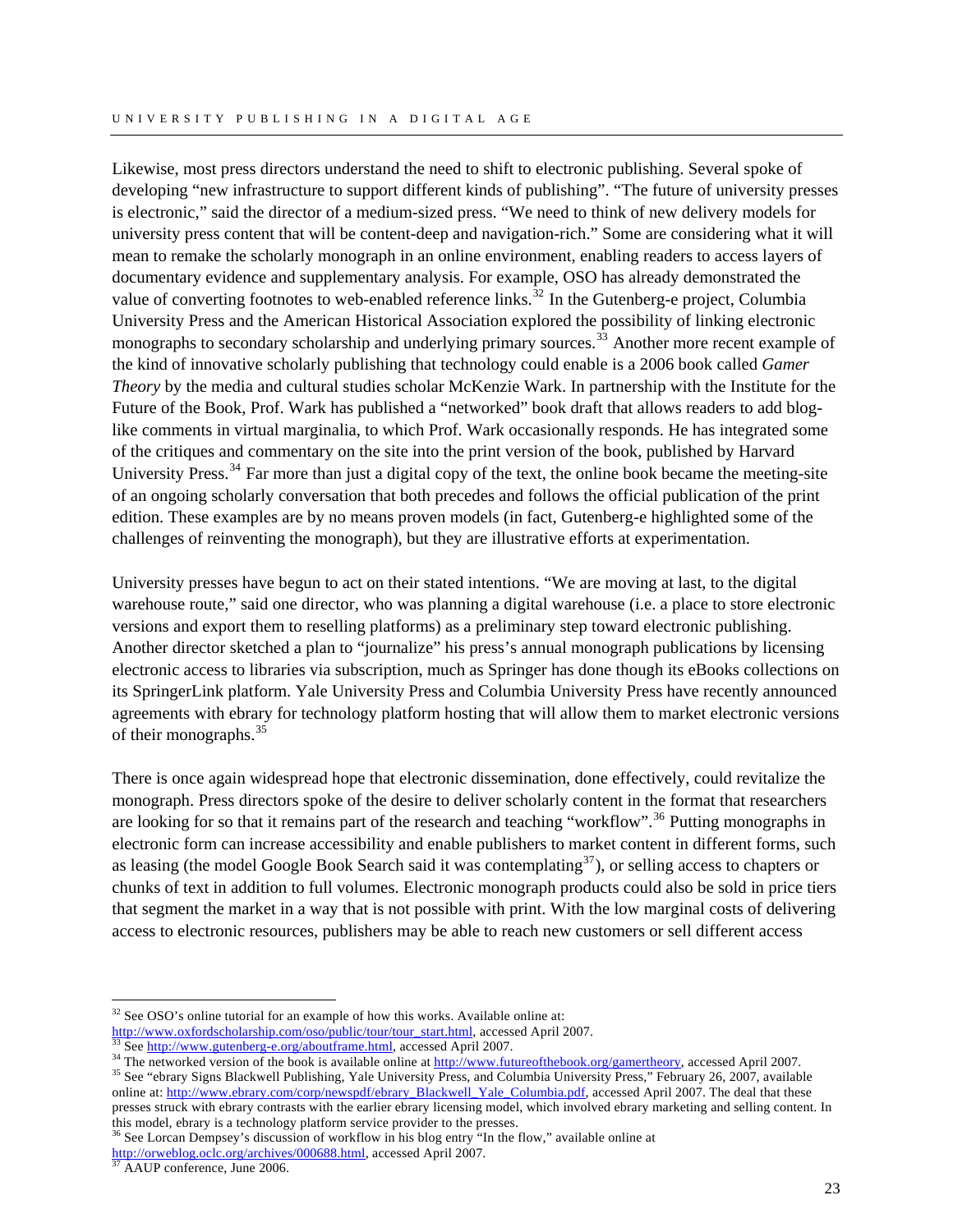Likewise, most press directors understand the need to shift to electronic publishing. Several spoke of developing "new infrastructure to support different kinds of publishing". "The future of university presses is electronic," said the director of a medium-sized press. "We need to think of new delivery models for university press content that will be content-deep and navigation-rich." Some are considering what it will mean to remake the scholarly monograph in an online environment, enabling readers to access layers of documentary evidence and supplementary analysis. For example, OSO has already demonstrated the value of converting footnotes to web-enabled reference links.[32] In the Gutenberg-e project, Columbia University Press and the American Historical Association explored the possibility of linking electronic monographs to secondary scholarship and underlying primary sources.[33] Another more recent example of the kind of innovative scholarly publishing that technology could enable is a 2006 book called *Gamer Theory* by the media and cultural studies scholar McKenzie Wark. In partnership with the Institute for the Future of the Book, Prof. Wark has published a "networked" book draft that allows readers to add blog-like comments in virtual marginalia, to which Prof. Wark occasionally responds. He has integrated some of the critiques and commentary on the site into the print version of the book, published by Harvard University Press.[34] Far more than just a digital copy of the text, the online book became the meeting-site of an ongoing scholarly conversation that both precedes and follows the official publication of the print edition. These examples are by no means proven models (in fact, Gutenberg-e highlighted some of the challenges of reinventing the monograph), but they are illustrative efforts at experimentation.

University presses have begun to act on their stated intentions. "We are moving at last, to the digital warehouse route," said one director, who was planning a digital warehouse (i.e. a place to store electronic versions and export them to reselling platforms) as a preliminary step toward electronic publishing. Another director sketched a plan to "journalize" his press's annual monograph publications by licensing electronic access to libraries via subscription, much as Springer has done though its eBooks collections on its SpringerLink platform. Yale University Press and Columbia University Press have recently announced agreements with ebrary for technology platform hosting that will allow them to market electronic versions of their monographs.[35]

There is once again widespread hope that electronic dissemination, done effectively, could revitalize the monograph. Press directors spoke of the desire to deliver scholarly content in the format that researchers are looking for so that it remains part of the research and teaching "workflow".[36] Putting monographs in electronic form can increase accessibility and enable publishers to market content in different forms, such as leasing (the model Google Book Search said it was contemplating[37]), or selling access to chapters or chunks of text in addition to full volumes. Electronic monograph products could also be sold in price tiers that segment the market in a way that is not possible with print. With the low marginal costs of delivering access to electronic resources, publishers may be able to reach new customers or sell different access

---

[32] See OSO's online tutorial for an example of how this works. Available online at: http://www.oxfordscholarship.com/oso/public/tour/tour_start.html, accessed April 2007.

[33] See http://www.gutenberg-e.org/aboutframe.html, accessed April 2007.

[34] The networked version of the book is available online at http://www.futureofthebook.org/gamertheory, accessed April 2007.

[35] See "ebrary Signs Blackwell Publishing, Yale University Press, and Columbia University Press," February 26, 2007, available online at: http://www.ebrary.com/corp/newspdf/ebrary_Blackwell_Yale_Columbia.pdf, accessed April 2007. The deal that these presses struck with ebrary contrasts with the earlier ebrary licensing model, which involved ebrary marketing and selling content. In this model, ebrary is a technology platform service provider to the presses.

[36] See Lorcan Dempsey's discussion of workflow in his blog entry "In the flow," available online at http://orweblog.oclc.org/archives/000688.html, accessed April 2007.

[37] AAUP conference, June 2006.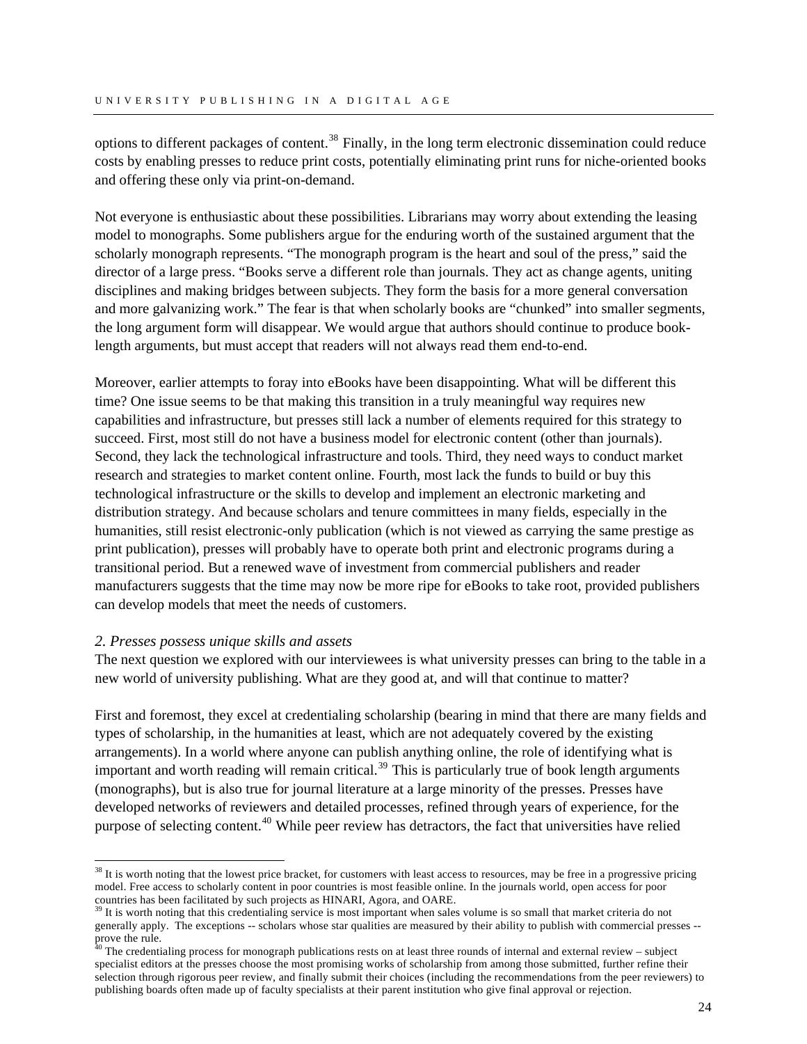options to different packages of content.[38] Finally, in the long term electronic dissemination could reduce costs by enabling presses to reduce print costs, potentially eliminating print runs for niche-oriented books and offering these only via print-on-demand.

Not everyone is enthusiastic about these possibilities. Librarians may worry about extending the leasing model to monographs. Some publishers argue for the enduring worth of the sustained argument that the scholarly monograph represents. "The monograph program is the heart and soul of the press," said the director of a large press. "Books serve a different role than journals. They act as change agents, uniting disciplines and making bridges between subjects. They form the basis for a more general conversation and more galvanizing work." The fear is that when scholarly books are "chunked" into smaller segments, the long argument form will disappear. We would argue that authors should continue to produce book-length arguments, but must accept that readers will not always read them end-to-end.

Moreover, earlier attempts to foray into eBooks have been disappointing. What will be different this time? One issue seems to be that making this transition in a truly meaningful way requires new capabilities and infrastructure, but presses still lack a number of elements required for this strategy to succeed. First, most still do not have a business model for electronic content (other than journals). Second, they lack the technological infrastructure and tools. Third, they need ways to conduct market research and strategies to market content online. Fourth, most lack the funds to build or buy this technological infrastructure or the skills to develop and implement an electronic marketing and distribution strategy. And because scholars and tenure committees in many fields, especially in the humanities, still resist electronic-only publication (which is not viewed as carrying the same prestige as print publication), presses will probably have to operate both print and electronic programs during a transitional period. But a renewed wave of investment from commercial publishers and reader manufacturers suggests that the time may now be more ripe for eBooks to take root, provided publishers can develop models that meet the needs of customers.

*2. Presses possess unique skills and assets*

The next question we explored with our interviewees is what university presses can bring to the table in a new world of university publishing. What are they good at, and will that continue to matter?

First and foremost, they excel at credentialing scholarship (bearing in mind that there are many fields and types of scholarship, in the humanities at least, which are not adequately covered by the existing arrangements). In a world where anyone can publish anything online, the role of identifying what is important and worth reading will remain critical.[39] This is particularly true of book length arguments (monographs), but is also true for journal literature at a large minority of the presses. Presses have developed networks of reviewers and detailed processes, refined through years of experience, for the purpose of selecting content.[40] While peer review has detractors, the fact that universities have relied

---

[38] It is worth noting that the lowest price bracket, for customers with least access to resources, may be free in a progressive pricing model. Free access to scholarly content in poor countries is most feasible online. In the journals world, open access for poor countries has been facilitated by such projects as HINARI, Agora, and OARE.

[39] It is worth noting that this credentialing service is most important when sales volume is so small that market criteria do not generally apply. The exceptions -- scholars whose star qualities are measured by their ability to publish with commercial presses -- prove the rule.

[40] The credentialing process for monograph publications rests on at least three rounds of internal and external review – subject specialist editors at the presses choose the most promising works of scholarship from among those submitted, further refine their selection through rigorous peer review, and finally submit their choices (including the recommendations from the peer reviewers) to publishing boards often made up of faculty specialists at their parent institution who give final approval or rejection.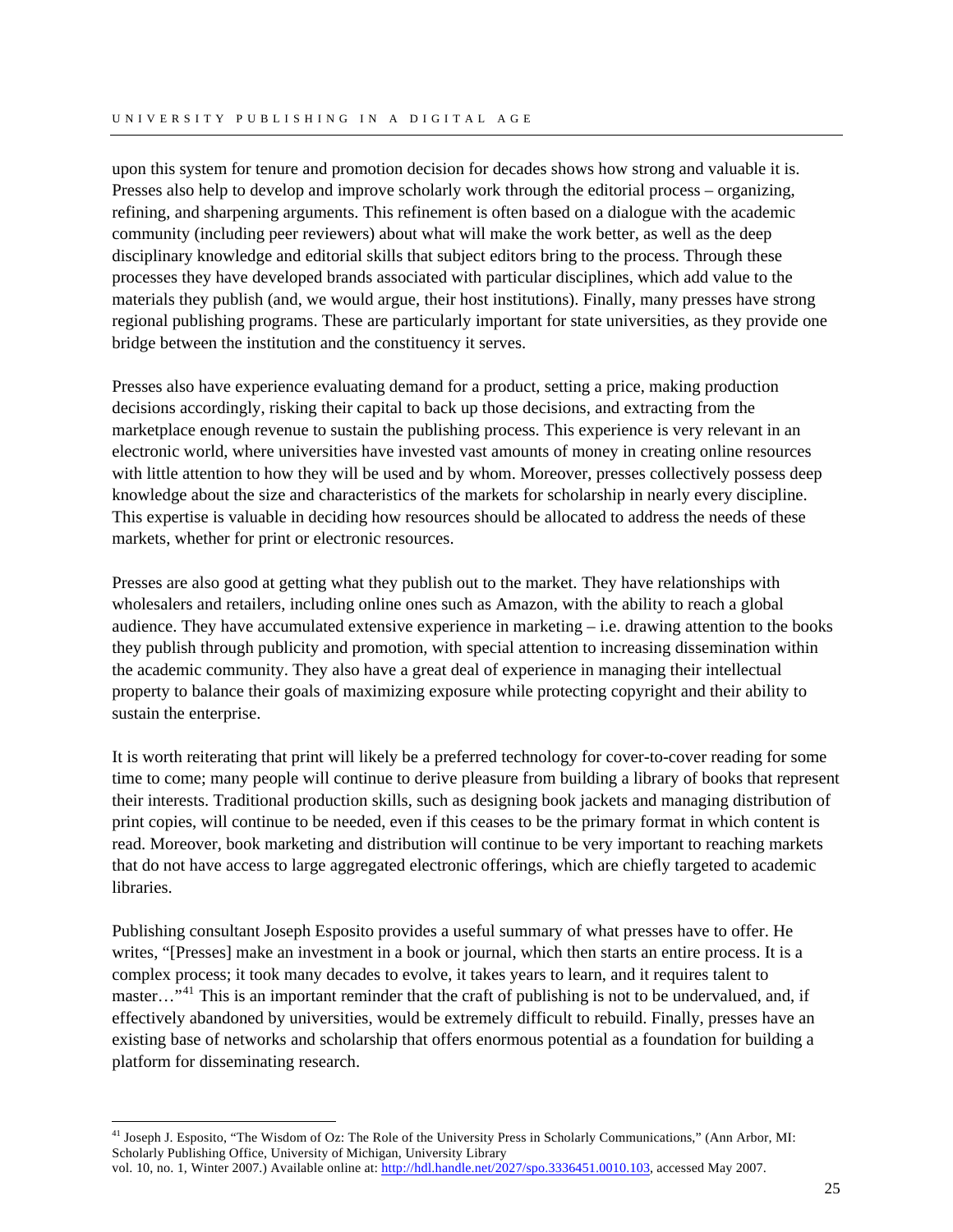upon this system for tenure and promotion decision for decades shows how strong and valuable it is. Presses also help to develop and improve scholarly work through the editorial process – organizing, refining, and sharpening arguments. This refinement is often based on a dialogue with the academic community (including peer reviewers) about what will make the work better, as well as the deep disciplinary knowledge and editorial skills that subject editors bring to the process. Through these processes they have developed brands associated with particular disciplines, which add value to the materials they publish (and, we would argue, their host institutions). Finally, many presses have strong regional publishing programs. These are particularly important for state universities, as they provide one bridge between the institution and the constituency it serves.

Presses also have experience evaluating demand for a product, setting a price, making production decisions accordingly, risking their capital to back up those decisions, and extracting from the marketplace enough revenue to sustain the publishing process. This experience is very relevant in an electronic world, where universities have invested vast amounts of money in creating online resources with little attention to how they will be used and by whom. Moreover, presses collectively possess deep knowledge about the size and characteristics of the markets for scholarship in nearly every discipline. This expertise is valuable in deciding how resources should be allocated to address the needs of these markets, whether for print or electronic resources.

Presses are also good at getting what they publish out to the market. They have relationships with wholesalers and retailers, including online ones such as Amazon, with the ability to reach a global audience. They have accumulated extensive experience in marketing – i.e. drawing attention to the books they publish through publicity and promotion, with special attention to increasing dissemination within the academic community. They also have a great deal of experience in managing their intellectual property to balance their goals of maximizing exposure while protecting copyright and their ability to sustain the enterprise.

It is worth reiterating that print will likely be a preferred technology for cover-to-cover reading for some time to come; many people will continue to derive pleasure from building a library of books that represent their interests. Traditional production skills, such as designing book jackets and managing distribution of print copies, will continue to be needed, even if this ceases to be the primary format in which content is read. Moreover, book marketing and distribution will continue to be very important to reaching markets that do not have access to large aggregated electronic offerings, which are chiefly targeted to academic libraries.

Publishing consultant Joseph Esposito provides a useful summary of what presses have to offer. He writes, "[Presses] make an investment in a book or journal, which then starts an entire process. It is a complex process; it took many decades to evolve, it takes years to learn, and it requires talent to master…"[41] This is an important reminder that the craft of publishing is not to be undervalued, and, if effectively abandoned by universities, would be extremely difficult to rebuild. Finally, presses have an existing base of networks and scholarship that offers enormous potential as a foundation for building a platform for disseminating research.

---

[41] Joseph J. Esposito, "The Wisdom of Oz: The Role of the University Press in Scholarly Communications," (Ann Arbor, MI: Scholarly Publishing Office, University of Michigan, University Library vol. 10, no. 1, Winter 2007.) Available online at: http://hdl.handle.net/2027/spo.3336451.0010.103, accessed May 2007.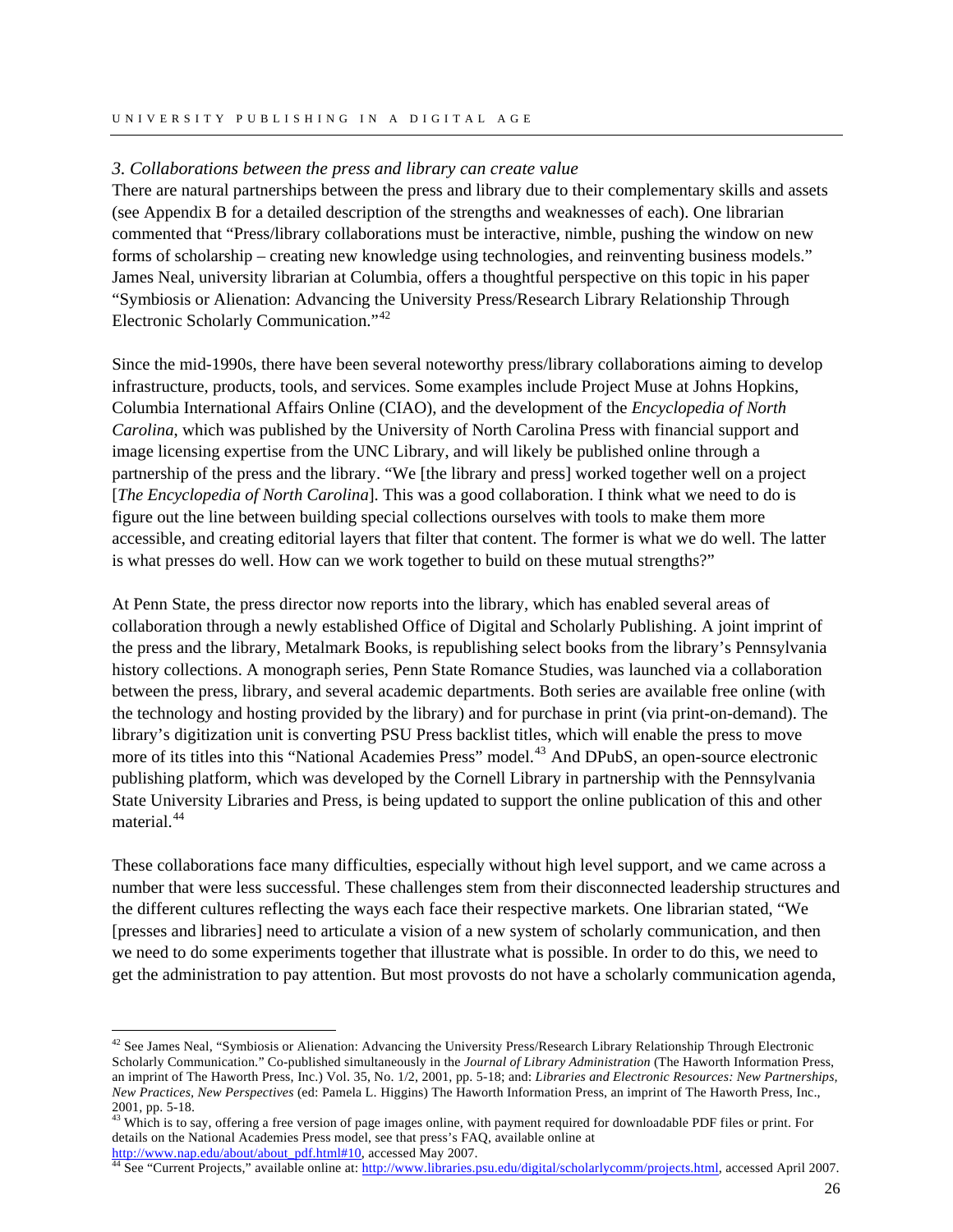*3. Collaborations between the press and library can create value*

There are natural partnerships between the press and library due to their complementary skills and assets (see Appendix B for a detailed description of the strengths and weaknesses of each). One librarian commented that "Press/library collaborations must be interactive, nimble, pushing the window on new forms of scholarship – creating new knowledge using technologies, and reinventing business models." James Neal, university librarian at Columbia, offers a thoughtful perspective on this topic in his paper "Symbiosis or Alienation: Advancing the University Press/Research Library Relationship Through Electronic Scholarly Communication."[42]

Since the mid-1990s, there have been several noteworthy press/library collaborations aiming to develop infrastructure, products, tools, and services. Some examples include Project Muse at Johns Hopkins, Columbia International Affairs Online (CIAO), and the development of the *Encyclopedia of North Carolina*, which was published by the University of North Carolina Press with financial support and image licensing expertise from the UNC Library, and will likely be published online through a partnership of the press and the library. "We [the library and press] worked together well on a project [*The Encyclopedia of North Carolina*]. This was a good collaboration. I think what we need to do is figure out the line between building special collections ourselves with tools to make them more accessible, and creating editorial layers that filter that content. The former is what we do well. The latter is what presses do well. How can we work together to build on these mutual strengths?"

At Penn State, the press director now reports into the library, which has enabled several areas of collaboration through a newly established Office of Digital and Scholarly Publishing. A joint imprint of the press and the library, Metalmark Books, is republishing select books from the library's Pennsylvania history collections. A monograph series, Penn State Romance Studies, was launched via a collaboration between the press, library, and several academic departments. Both series are available free online (with the technology and hosting provided by the library) and for purchase in print (via print-on-demand). The library's digitization unit is converting PSU Press backlist titles, which will enable the press to move more of its titles into this "National Academies Press" model.[43] And DPubS, an open-source electronic publishing platform, which was developed by the Cornell Library in partnership with the Pennsylvania State University Libraries and Press, is being updated to support the online publication of this and other material.[44]

These collaborations face many difficulties, especially without high level support, and we came across a number that were less successful. These challenges stem from their disconnected leadership structures and the different cultures reflecting the ways each face their respective markets. One librarian stated, "We [presses and libraries] need to articulate a vision of a new system of scholarly communication, and then we need to do some experiments together that illustrate what is possible. In order to do this, we need to get the administration to pay attention. But most provosts do not have a scholarly communication agenda,

---

[42] See James Neal, "Symbiosis or Alienation: Advancing the University Press/Research Library Relationship Through Electronic Scholarly Communication." Co-published simultaneously in the *Journal of Library Administration* (The Haworth Information Press, an imprint of The Haworth Press, Inc.) Vol. 35, No. 1/2, 2001, pp. 5-18; and: *Libraries and Electronic Resources: New Partnerships, New Practices, New Perspectives* (ed: Pamela L. Higgins) The Haworth Information Press, an imprint of The Haworth Press, Inc., 2001, pp. 5-18.

[43] Which is to say, offering a free version of page images online, with payment required for downloadable PDF files or print. For details on the National Academies Press model, see that press's FAQ, available online at http://www.nap.edu/about/about_pdf.html#10, accessed May 2007.

[44] See "Current Projects," available online at: http://www.libraries.psu.edu/digital/scholarlycomm/projects.html, accessed April 2007.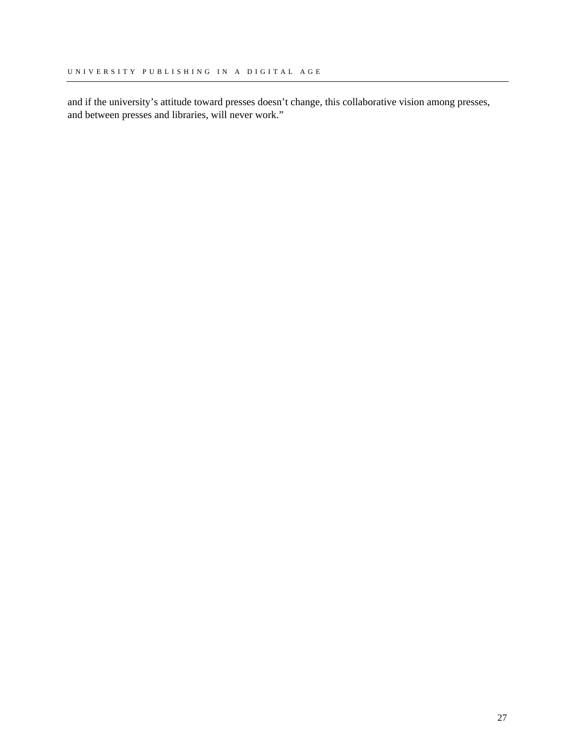and if the university's attitude toward presses doesn't change, this collaborative vision among presses, and between presses and libraries, will never work."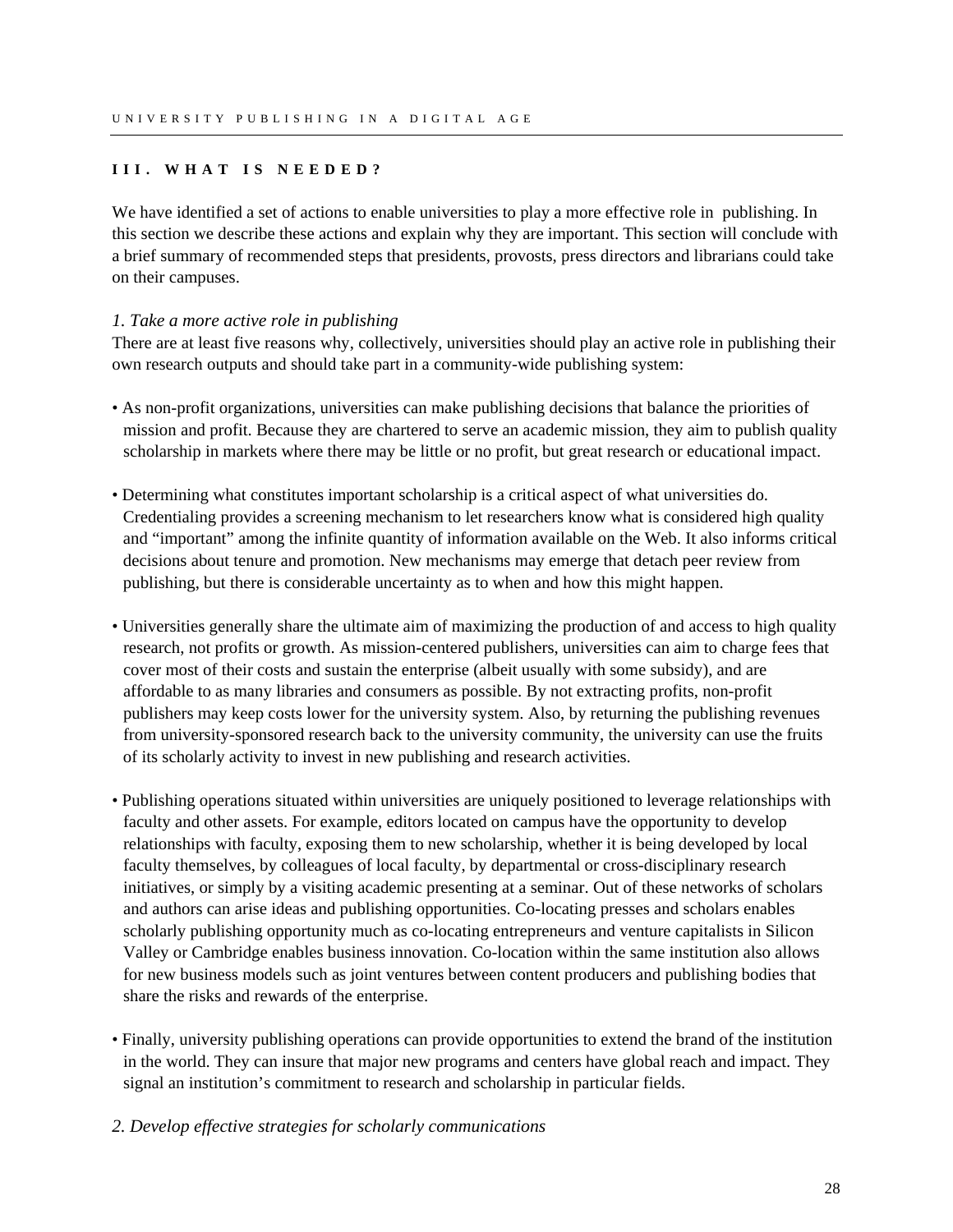## III. WHAT IS NEEDED?

We have identified a set of actions to enable universities to play a more effective role in publishing. In this section we describe these actions and explain why they are important. This section will conclude with a brief summary of recommended steps that presidents, provosts, press directors and librarians could take on their campuses.

*1. Take a more active role in publishing*

There are at least five reasons why, collectively, universities should play an active role in publishing their own research outputs and should take part in a community-wide publishing system:

- As non-profit organizations, universities can make publishing decisions that balance the priorities of mission and profit. Because they are chartered to serve an academic mission, they aim to publish quality scholarship in markets where there may be little or no profit, but great research or educational impact.

- Determining what constitutes important scholarship is a critical aspect of what universities do. Credentialing provides a screening mechanism to let researchers know what is considered high quality and "important" among the infinite quantity of information available on the Web. It also informs critical decisions about tenure and promotion. New mechanisms may emerge that detach peer review from publishing, but there is considerable uncertainty as to when and how this might happen.

- Universities generally share the ultimate aim of maximizing the production of and access to high quality research, not profits or growth. As mission-centered publishers, universities can aim to charge fees that cover most of their costs and sustain the enterprise (albeit usually with some subsidy), and are affordable to as many libraries and consumers as possible. By not extracting profits, non-profit publishers may keep costs lower for the university system. Also, by returning the publishing revenues from university-sponsored research back to the university community, the university can use the fruits of its scholarly activity to invest in new publishing and research activities.

- Publishing operations situated within universities are uniquely positioned to leverage relationships with faculty and other assets. For example, editors located on campus have the opportunity to develop relationships with faculty, exposing them to new scholarship, whether it is being developed by local faculty themselves, by colleagues of local faculty, by departmental or cross-disciplinary research initiatives, or simply by a visiting academic presenting at a seminar. Out of these networks of scholars and authors can arise ideas and publishing opportunities. Co-locating presses and scholars enables scholarly publishing opportunity much as co-locating entrepreneurs and venture capitalists in Silicon Valley or Cambridge enables business innovation. Co-location within the same institution also allows for new business models such as joint ventures between content producers and publishing bodies that share the risks and rewards of the enterprise.

- Finally, university publishing operations can provide opportunities to extend the brand of the institution in the world. They can insure that major new programs and centers have global reach and impact. They signal an institution's commitment to research and scholarship in particular fields.

*2. Develop effective strategies for scholarly communications*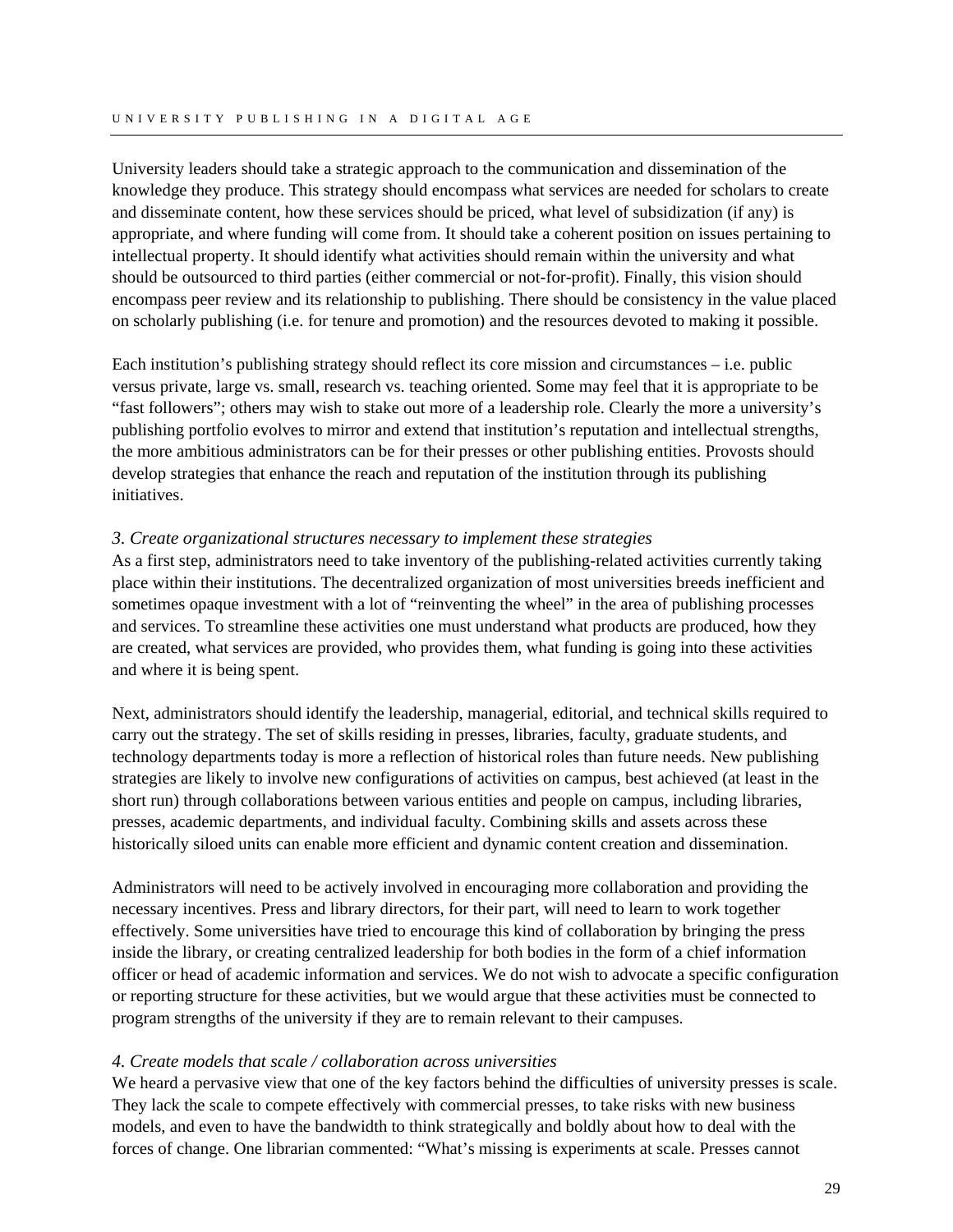University leaders should take a strategic approach to the communication and dissemination of the knowledge they produce. This strategy should encompass what services are needed for scholars to create and disseminate content, how these services should be priced, what level of subsidization (if any) is appropriate, and where funding will come from. It should take a coherent position on issues pertaining to intellectual property. It should identify what activities should remain within the university and what should be outsourced to third parties (either commercial or not-for-profit). Finally, this vision should encompass peer review and its relationship to publishing. There should be consistency in the value placed on scholarly publishing (i.e. for tenure and promotion) and the resources devoted to making it possible.

Each institution's publishing strategy should reflect its core mission and circumstances – i.e. public versus private, large vs. small, research vs. teaching oriented. Some may feel that it is appropriate to be "fast followers"; others may wish to stake out more of a leadership role. Clearly the more a university's publishing portfolio evolves to mirror and extend that institution's reputation and intellectual strengths, the more ambitious administrators can be for their presses or other publishing entities. Provosts should develop strategies that enhance the reach and reputation of the institution through its publishing initiatives.

*3. Create organizational structures necessary to implement these strategies*

As a first step, administrators need to take inventory of the publishing-related activities currently taking place within their institutions. The decentralized organization of most universities breeds inefficient and sometimes opaque investment with a lot of "reinventing the wheel" in the area of publishing processes and services. To streamline these activities one must understand what products are produced, how they are created, what services are provided, who provides them, what funding is going into these activities and where it is being spent.

Next, administrators should identify the leadership, managerial, editorial, and technical skills required to carry out the strategy. The set of skills residing in presses, libraries, faculty, graduate students, and technology departments today is more a reflection of historical roles than future needs. New publishing strategies are likely to involve new configurations of activities on campus, best achieved (at least in the short run) through collaborations between various entities and people on campus, including libraries, presses, academic departments, and individual faculty. Combining skills and assets across these historically siloed units can enable more efficient and dynamic content creation and dissemination.

Administrators will need to be actively involved in encouraging more collaboration and providing the necessary incentives. Press and library directors, for their part, will need to learn to work together effectively. Some universities have tried to encourage this kind of collaboration by bringing the press inside the library, or creating centralized leadership for both bodies in the form of a chief information officer or head of academic information and services. We do not wish to advocate a specific configuration or reporting structure for these activities, but we would argue that these activities must be connected to program strengths of the university if they are to remain relevant to their campuses.

*4. Create models that scale / collaboration across universities*

We heard a pervasive view that one of the key factors behind the difficulties of university presses is scale. They lack the scale to compete effectively with commercial presses, to take risks with new business models, and even to have the bandwidth to think strategically and boldly about how to deal with the forces of change. One librarian commented: "What's missing is experiments at scale. Presses cannot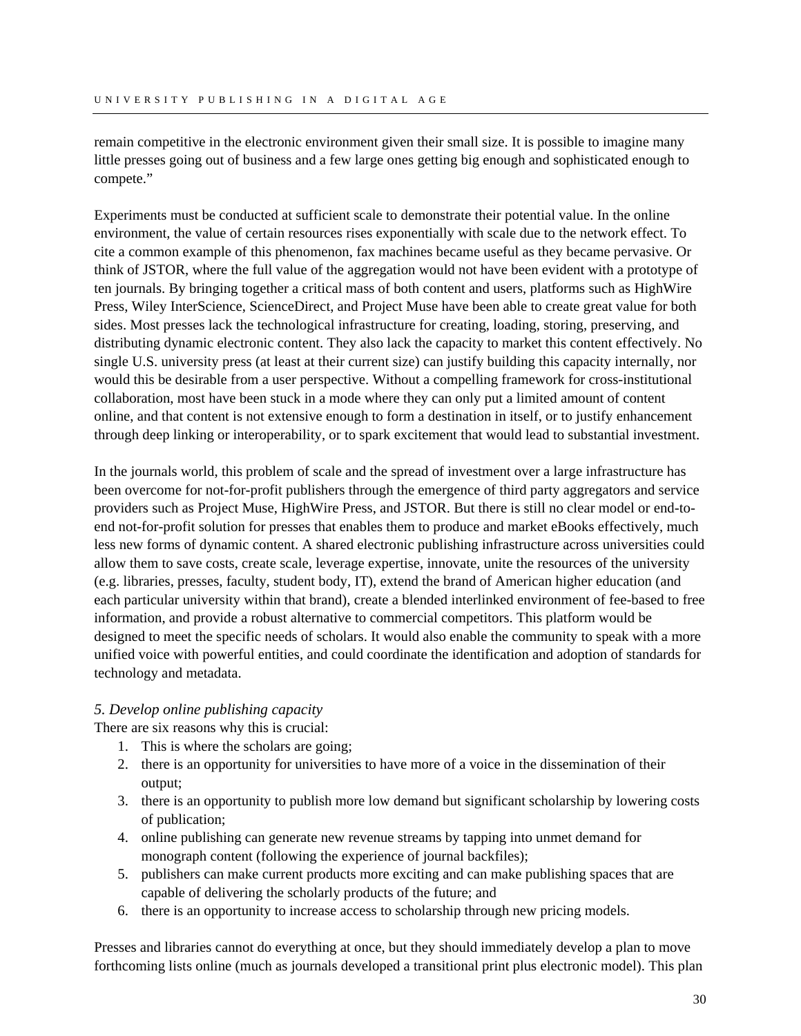remain competitive in the electronic environment given their small size. It is possible to imagine many little presses going out of business and a few large ones getting big enough and sophisticated enough to compete."

Experiments must be conducted at sufficient scale to demonstrate their potential value. In the online environment, the value of certain resources rises exponentially with scale due to the network effect. To cite a common example of this phenomenon, fax machines became useful as they became pervasive. Or think of JSTOR, where the full value of the aggregation would not have been evident with a prototype of ten journals. By bringing together a critical mass of both content and users, platforms such as HighWire Press, Wiley InterScience, ScienceDirect, and Project Muse have been able to create great value for both sides. Most presses lack the technological infrastructure for creating, loading, storing, preserving, and distributing dynamic electronic content. They also lack the capacity to market this content effectively. No single U.S. university press (at least at their current size) can justify building this capacity internally, nor would this be desirable from a user perspective. Without a compelling framework for cross-institutional collaboration, most have been stuck in a mode where they can only put a limited amount of content online, and that content is not extensive enough to form a destination in itself, or to justify enhancement through deep linking or interoperability, or to spark excitement that would lead to substantial investment.

In the journals world, this problem of scale and the spread of investment over a large infrastructure has been overcome for not-for-profit publishers through the emergence of third party aggregators and service providers such as Project Muse, HighWire Press, and JSTOR. But there is still no clear model or end-to-end not-for-profit solution for presses that enables them to produce and market eBooks effectively, much less new forms of dynamic content. A shared electronic publishing infrastructure across universities could allow them to save costs, create scale, leverage expertise, innovate, unite the resources of the university (e.g. libraries, presses, faculty, student body, IT), extend the brand of American higher education (and each particular university within that brand), create a blended interlinked environment of fee-based to free information, and provide a robust alternative to commercial competitors. This platform would be designed to meet the specific needs of scholars. It would also enable the community to speak with a more unified voice with powerful entities, and could coordinate the identification and adoption of standards for technology and metadata.

*5. Develop online publishing capacity*

There are six reasons why this is crucial:

1. This is where the scholars are going;
2. there is an opportunity for universities to have more of a voice in the dissemination of their output;
3. there is an opportunity to publish more low demand but significant scholarship by lowering costs of publication;
4. online publishing can generate new revenue streams by tapping into unmet demand for monograph content (following the experience of journal backfiles);
5. publishers can make current products more exciting and can make publishing spaces that are capable of delivering the scholarly products of the future; and
6. there is an opportunity to increase access to scholarship through new pricing models.

Presses and libraries cannot do everything at once, but they should immediately develop a plan to move forthcoming lists online (much as journals developed a transitional print plus electronic model). This plan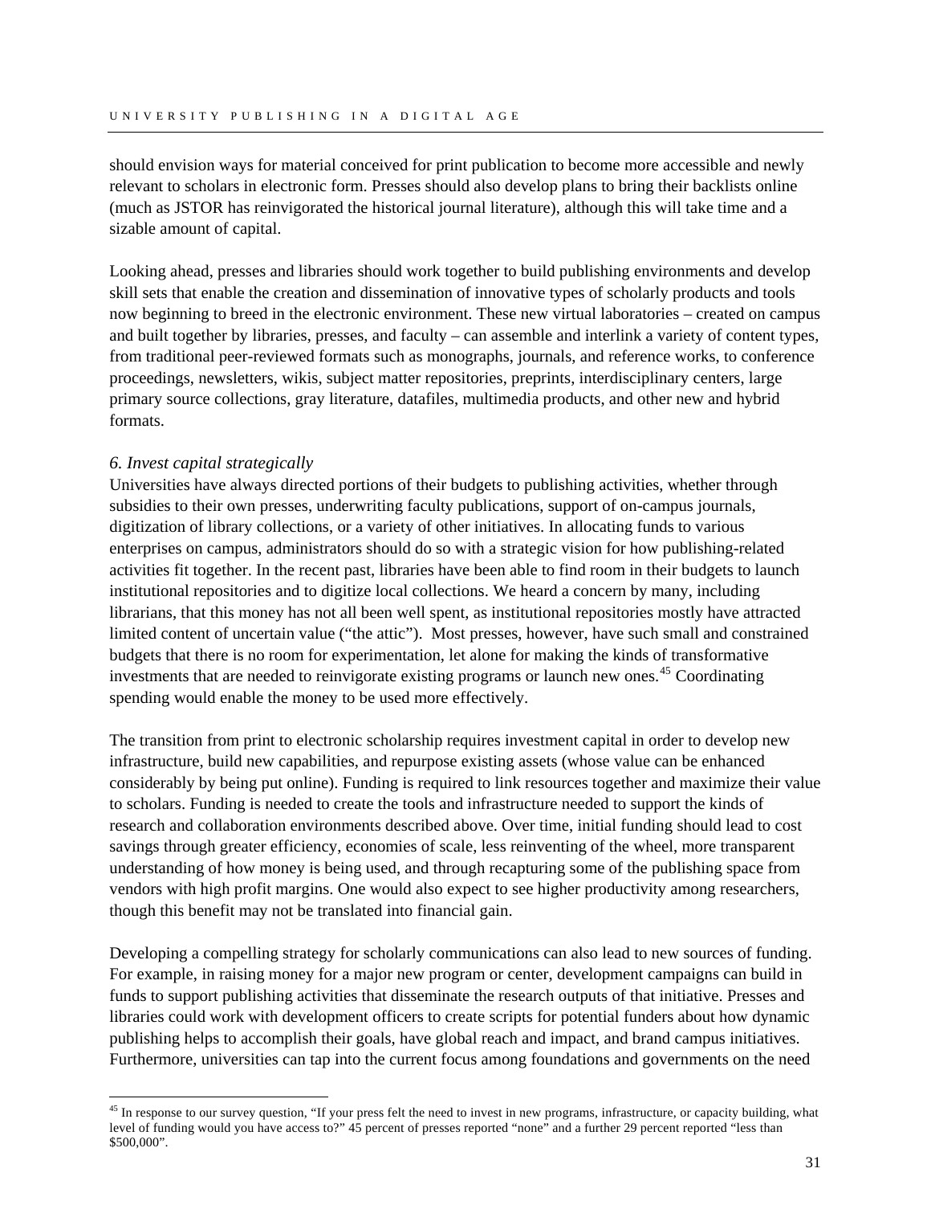should envision ways for material conceived for print publication to become more accessible and newly relevant to scholars in electronic form. Presses should also develop plans to bring their backlists online (much as JSTOR has reinvigorated the historical journal literature), although this will take time and a sizable amount of capital.

Looking ahead, presses and libraries should work together to build publishing environments and develop skill sets that enable the creation and dissemination of innovative types of scholarly products and tools now beginning to breed in the electronic environment. These new virtual laboratories – created on campus and built together by libraries, presses, and faculty – can assemble and interlink a variety of content types, from traditional peer-reviewed formats such as monographs, journals, and reference works, to conference proceedings, newsletters, wikis, subject matter repositories, preprints, interdisciplinary centers, large primary source collections, gray literature, datafiles, multimedia products, and other new and hybrid formats.

*6. Invest capital strategically*

Universities have always directed portions of their budgets to publishing activities, whether through subsidies to their own presses, underwriting faculty publications, support of on-campus journals, digitization of library collections, or a variety of other initiatives. In allocating funds to various enterprises on campus, administrators should do so with a strategic vision for how publishing-related activities fit together. In the recent past, libraries have been able to find room in their budgets to launch institutional repositories and to digitize local collections. We heard a concern by many, including librarians, that this money has not all been well spent, as institutional repositories mostly have attracted limited content of uncertain value ("the attic"). Most presses, however, have such small and constrained budgets that there is no room for experimentation, let alone for making the kinds of transformative investments that are needed to reinvigorate existing programs or launch new ones.[45] Coordinating spending would enable the money to be used more effectively.

The transition from print to electronic scholarship requires investment capital in order to develop new infrastructure, build new capabilities, and repurpose existing assets (whose value can be enhanced considerably by being put online). Funding is required to link resources together and maximize their value to scholars. Funding is needed to create the tools and infrastructure needed to support the kinds of research and collaboration environments described above. Over time, initial funding should lead to cost savings through greater efficiency, economies of scale, less reinventing of the wheel, more transparent understanding of how money is being used, and through recapturing some of the publishing space from vendors with high profit margins. One would also expect to see higher productivity among researchers, though this benefit may not be translated into financial gain.

Developing a compelling strategy for scholarly communications can also lead to new sources of funding. For example, in raising money for a major new program or center, development campaigns can build in funds to support publishing activities that disseminate the research outputs of that initiative. Presses and libraries could work with development officers to create scripts for potential funders about how dynamic publishing helps to accomplish their goals, have global reach and impact, and brand campus initiatives. Furthermore, universities can tap into the current focus among foundations and governments on the need

[45] In response to our survey question, "If your press felt the need to invest in new programs, infrastructure, or capacity building, what level of funding would you have access to?" 45 percent of presses reported "none" and a further 29 percent reported "less than $500,000".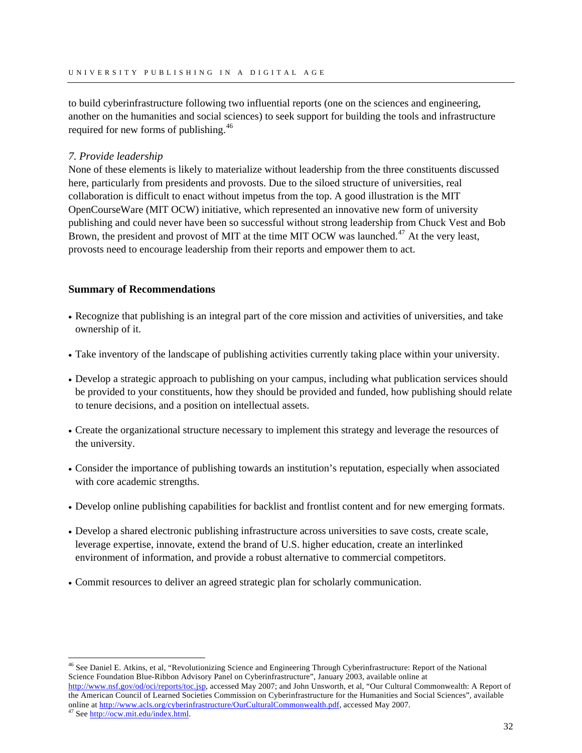to build cyberinfrastructure following two influential reports (one on the sciences and engineering, another on the humanities and social sciences) to seek support for building the tools and infrastructure required for new forms of publishing.[46]

*7. Provide leadership*

None of these elements is likely to materialize without leadership from the three constituents discussed here, particularly from presidents and provosts. Due to the siloed structure of universities, real collaboration is difficult to enact without impetus from the top. A good illustration is the MIT OpenCourseWare (MIT OCW) initiative, which represented an innovative new form of university publishing and could never have been so successful without strong leadership from Chuck Vest and Bob Brown, the president and provost of MIT at the time MIT OCW was launched.[47] At the very least, provosts need to encourage leadership from their reports and empower them to act.

**Summary of Recommendations**

- Recognize that publishing is an integral part of the core mission and activities of universities, and take ownership of it.
- Take inventory of the landscape of publishing activities currently taking place within your university.
- Develop a strategic approach to publishing on your campus, including what publication services should be provided to your constituents, how they should be provided and funded, how publishing should relate to tenure decisions, and a position on intellectual assets.
- Create the organizational structure necessary to implement this strategy and leverage the resources of the university.
- Consider the importance of publishing towards an institution's reputation, especially when associated with core academic strengths.
- Develop online publishing capabilities for backlist and frontlist content and for new emerging formats.
- Develop a shared electronic publishing infrastructure across universities to save costs, create scale, leverage expertise, innovate, extend the brand of U.S. higher education, create an interlinked environment of information, and provide a robust alternative to commercial competitors.
- Commit resources to deliver an agreed strategic plan for scholarly communication.

---

[46] See Daniel E. Atkins, et al, "Revolutionizing Science and Engineering Through Cyberinfrastructure: Report of the National Science Foundation Blue-Ribbon Advisory Panel on Cyberinfrastructure", January 2003, available online at http://www.nsf.gov/od/oci/reports/toc.jsp, accessed May 2007; and John Unsworth, et al, "Our Cultural Commonwealth: A Report of the American Council of Learned Societies Commission on Cyberinfrastructure for the Humanities and Social Sciences", available online at http://www.acls.org/cyberinfrastructure/OurCulturalCommonwealth.pdf, accessed May 2007.

[47] See http://ocw.mit.edu/index.html.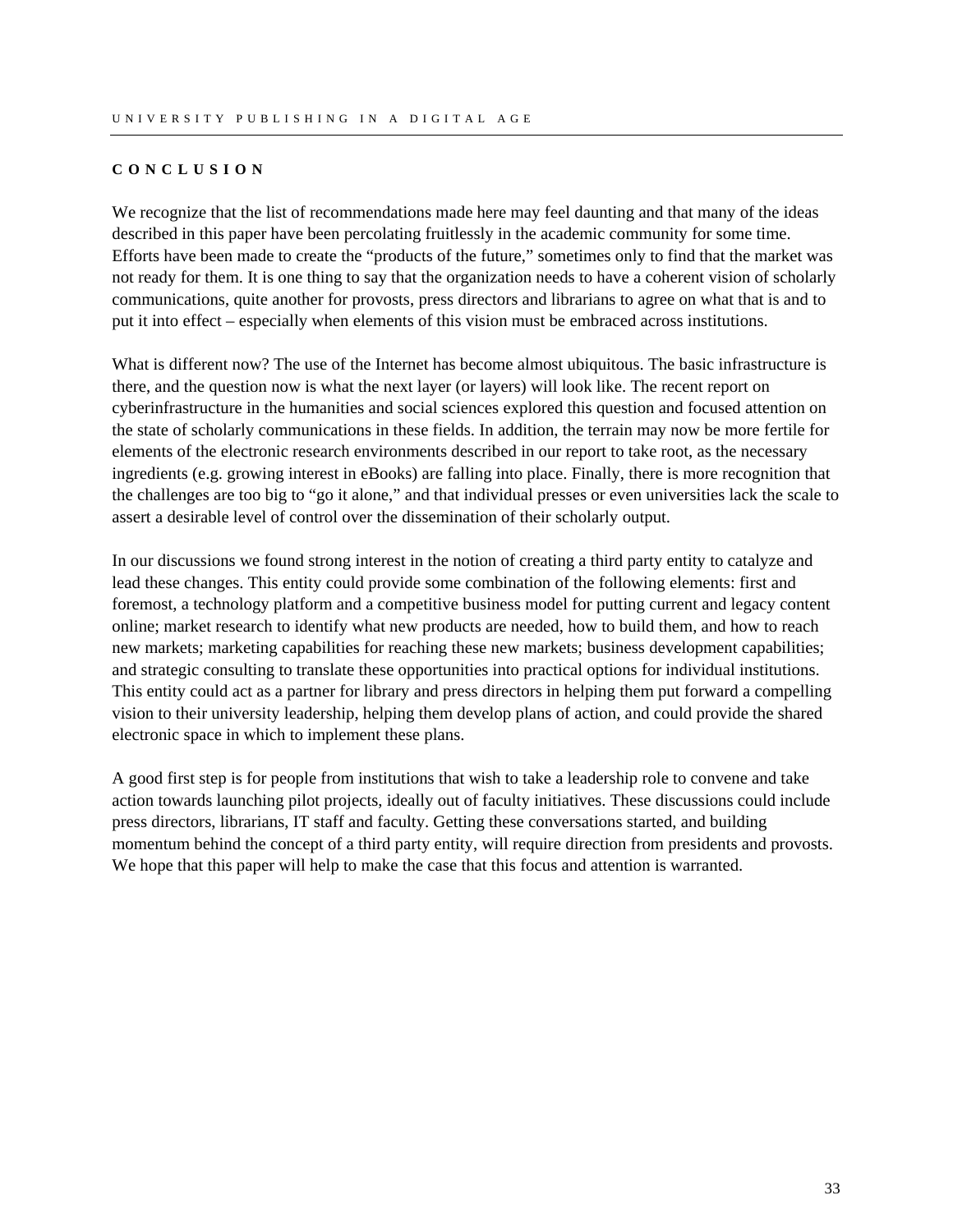## CONCLUSION

We recognize that the list of recommendations made here may feel daunting and that many of the ideas described in this paper have been percolating fruitlessly in the academic community for some time. Efforts have been made to create the "products of the future," sometimes only to find that the market was not ready for them. It is one thing to say that the organization needs to have a coherent vision of scholarly communications, quite another for provosts, press directors and librarians to agree on what that is and to put it into effect – especially when elements of this vision must be embraced across institutions.

What is different now? The use of the Internet has become almost ubiquitous. The basic infrastructure is there, and the question now is what the next layer (or layers) will look like. The recent report on cyberinfrastructure in the humanities and social sciences explored this question and focused attention on the state of scholarly communications in these fields. In addition, the terrain may now be more fertile for elements of the electronic research environments described in our report to take root, as the necessary ingredients (e.g. growing interest in eBooks) are falling into place. Finally, there is more recognition that the challenges are too big to "go it alone," and that individual presses or even universities lack the scale to assert a desirable level of control over the dissemination of their scholarly output.

In our discussions we found strong interest in the notion of creating a third party entity to catalyze and lead these changes. This entity could provide some combination of the following elements: first and foremost, a technology platform and a competitive business model for putting current and legacy content online; market research to identify what new products are needed, how to build them, and how to reach new markets; marketing capabilities for reaching these new markets; business development capabilities; and strategic consulting to translate these opportunities into practical options for individual institutions. This entity could act as a partner for library and press directors in helping them put forward a compelling vision to their university leadership, helping them develop plans of action, and could provide the shared electronic space in which to implement these plans.

A good first step is for people from institutions that wish to take a leadership role to convene and take action towards launching pilot projects, ideally out of faculty initiatives. These discussions could include press directors, librarians, IT staff and faculty. Getting these conversations started, and building momentum behind the concept of a third party entity, will require direction from presidents and provosts. We hope that this paper will help to make the case that this focus and attention is warranted.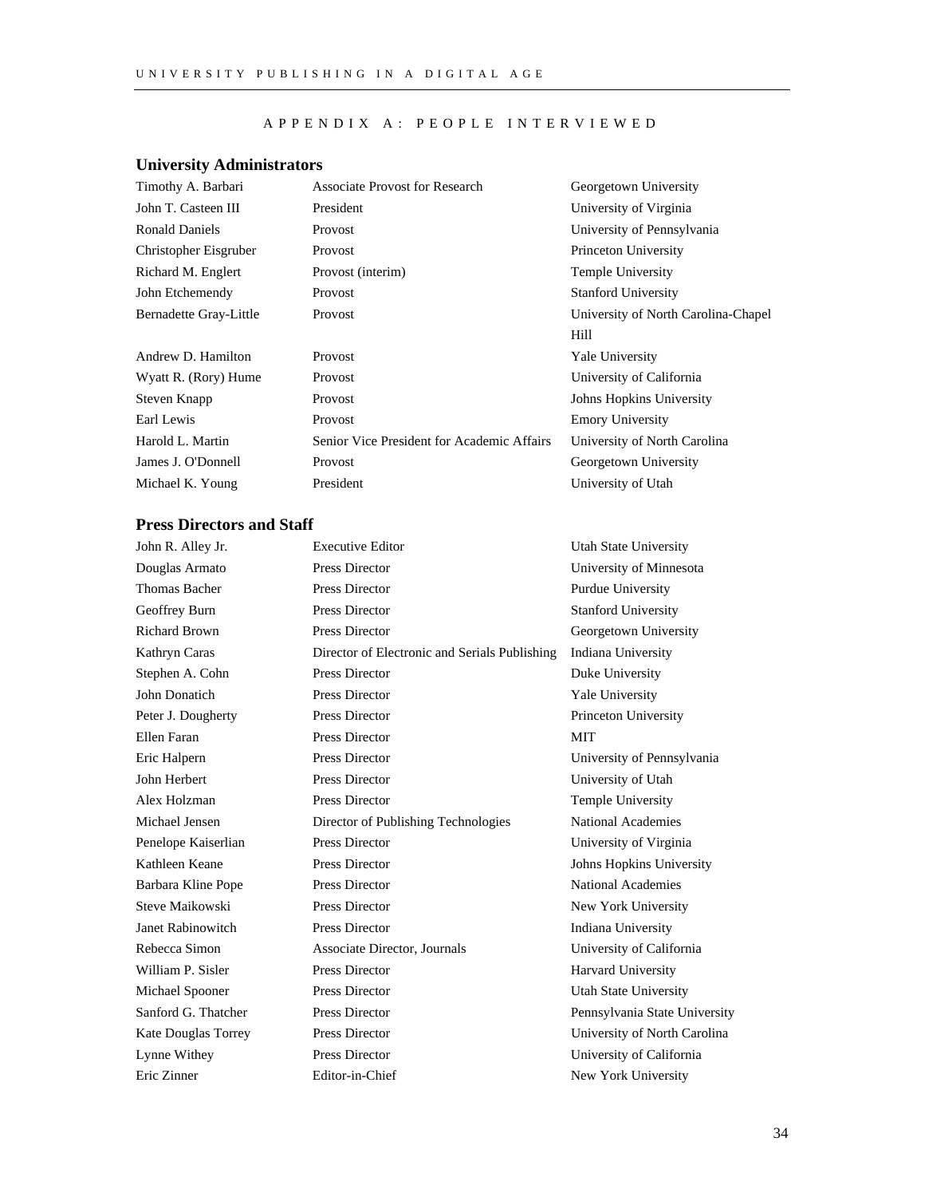# APPENDIX A: PEOPLE INTERVIEWED

## University Administrators

| | | |
|---|---|---|
| Timothy A. Barbari | Associate Provost for Research | Georgetown University |
| John T. Casteen III | President | University of Virginia |
| Ronald Daniels | Provost | University of Pennsylvania |
| Christopher Eisgruber | Provost | Princeton University |
| Richard M. Englert | Provost (interim) | Temple University |
| John Etchemendy | Provost | Stanford University |
| Bernadette Gray-Little | Provost | University of North Carolina-Chapel Hill |
| Andrew D. Hamilton | Provost | Yale University |
| Wyatt R. (Rory) Hume | Provost | University of California |
| Steven Knapp | Provost | Johns Hopkins University |
| Earl Lewis | Provost | Emory University |
| Harold L. Martin | Senior Vice President for Academic Affairs | University of North Carolina |
| James J. O'Donnell | Provost | Georgetown University |
| Michael K. Young | President | University of Utah |

## Press Directors and Staff

| | | |
|---|---|---|
| John R. Alley Jr. | Executive Editor | Utah State University |
| Douglas Armato | Press Director | University of Minnesota |
| Thomas Bacher | Press Director | Purdue University |
| Geoffrey Burn | Press Director | Stanford University |
| Richard Brown | Press Director | Georgetown University |
| Kathryn Caras | Director of Electronic and Serials Publishing | Indiana University |
| Stephen A. Cohn | Press Director | Duke University |
| John Donatich | Press Director | Yale University |
| Peter J. Dougherty | Press Director | Princeton University |
| Ellen Faran | Press Director | MIT |
| Eric Halpern | Press Director | University of Pennsylvania |
| John Herbert | Press Director | University of Utah |
| Alex Holzman | Press Director | Temple University |
| Michael Jensen | Director of Publishing Technologies | National Academies |
| Penelope Kaiserlian | Press Director | University of Virginia |
| Kathleen Keane | Press Director | Johns Hopkins University |
| Barbara Kline Pope | Press Director | National Academies |
| Steve Maikowski | Press Director | New York University |
| Janet Rabinowitch | Press Director | Indiana University |
| Rebecca Simon | Associate Director, Journals | University of California |
| William P. Sisler | Press Director | Harvard University |
| Michael Spooner | Press Director | Utah State University |
| Sanford G. Thatcher | Press Director | Pennsylvania State University |
| Kate Douglas Torrey | Press Director | University of North Carolina |
| Lynne Withey | Press Director | University of California |
| Eric Zinner | Editor-in-Chief | New York University |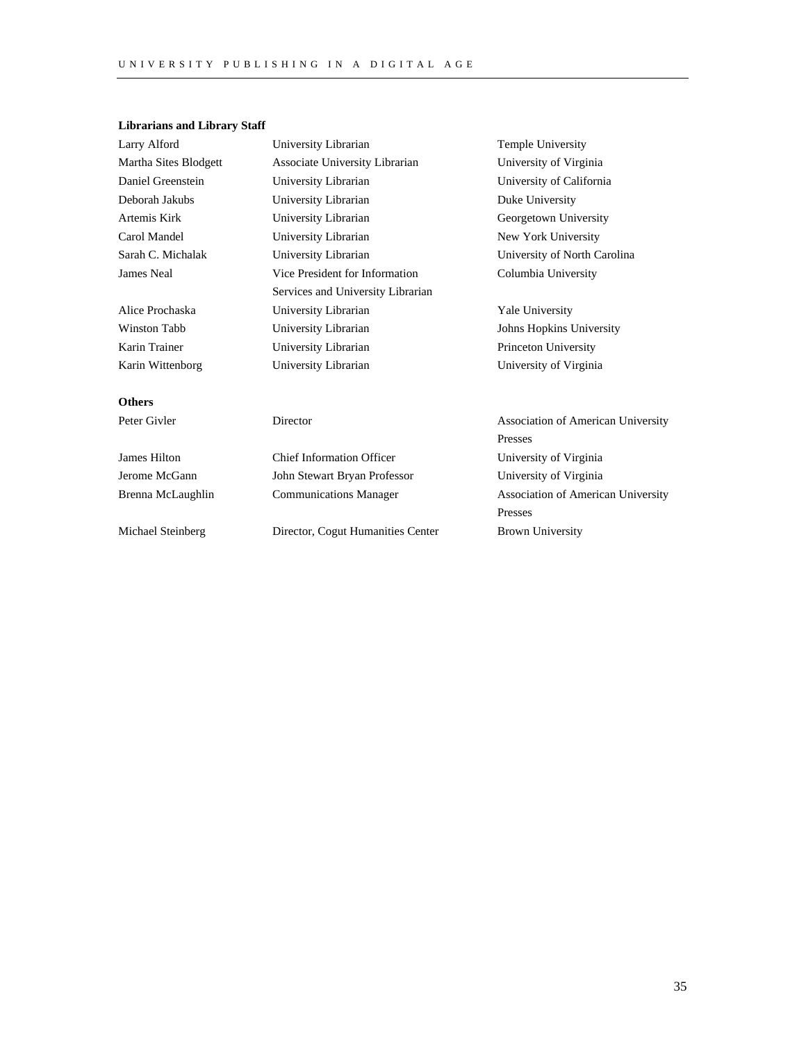**Librarians and Library Staff**

| | | |
|---|---|---|
| Larry Alford | University Librarian | Temple University |
| Martha Sites Blodgett | Associate University Librarian | University of Virginia |
| Daniel Greenstein | University Librarian | University of California |
| Deborah Jakubs | University Librarian | Duke University |
| Artemis Kirk | University Librarian | Georgetown University |
| Carol Mandel | University Librarian | New York University |
| Sarah C. Michalak | University Librarian | University of North Carolina |
| James Neal | Vice President for Information Services and University Librarian | Columbia University |
| Alice Prochaska | University Librarian | Yale University |
| Winston Tabb | University Librarian | Johns Hopkins University |
| Karin Trainer | University Librarian | Princeton University |
| Karin Wittenborg | University Librarian | University of Virginia |

**Others**

| | | |
|---|---|---|
| Peter Givler | Director | Association of American University Presses |
| James Hilton | Chief Information Officer | University of Virginia |
| Jerome McGann | John Stewart Bryan Professor | University of Virginia |
| Brenna McLaughlin | Communications Manager | Association of American University Presses |
| Michael Steinberg | Director, Cogut Humanities Center | Brown University |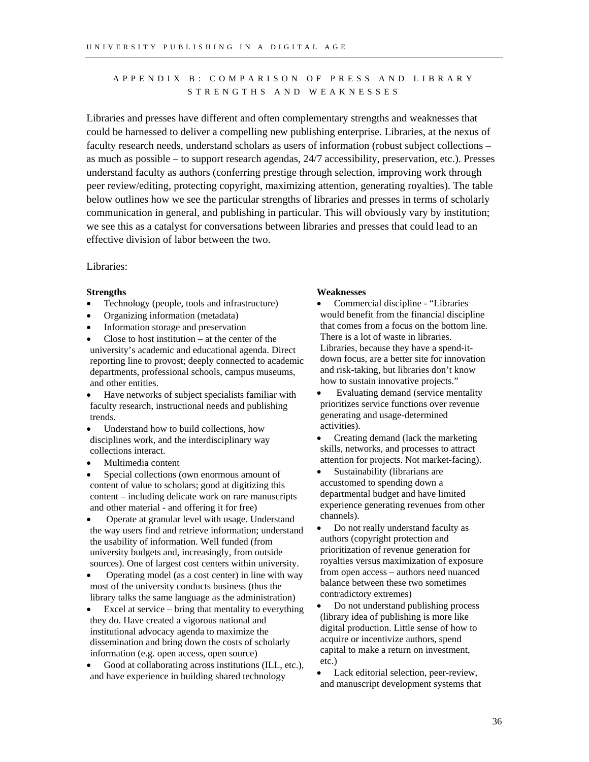## APPENDIX B: COMPARISON OF PRESS AND LIBRARY STRENGTHS AND WEAKNESSES

Libraries and presses have different and often complementary strengths and weaknesses that could be harnessed to deliver a compelling new publishing enterprise. Libraries, at the nexus of faculty research needs, understand scholars as users of information (robust subject collections – as much as possible – to support research agendas, 24/7 accessibility, preservation, etc.). Presses understand faculty as authors (conferring prestige through selection, improving work through peer review/editing, protecting copyright, maximizing attention, generating royalties). The table below outlines how we see the particular strengths of libraries and presses in terms of scholarly communication in general, and publishing in particular. This will obviously vary by institution; we see this as a catalyst for conversations between libraries and presses that could lead to an effective division of labor between the two.

Libraries:

**Strengths**

- Technology (people, tools and infrastructure)
- Organizing information (metadata)
- Information storage and preservation
- Close to host institution – at the center of the university's academic and educational agenda. Direct reporting line to provost; deeply connected to academic departments, professional schools, campus museums, and other entities.
- Have networks of subject specialists familiar with faculty research, instructional needs and publishing trends.
- Understand how to build collections, how disciplines work, and the interdisciplinary way collections interact.
- Multimedia content
- Special collections (own enormous amount of content of value to scholars; good at digitizing this content – including delicate work on rare manuscripts and other material - and offering it for free)
- Operate at granular level with usage. Understand the way users find and retrieve information; understand the usability of information. Well funded (from university budgets and, increasingly, from outside sources). One of largest cost centers within university.
- Operating model (as a cost center) in line with way most of the university conducts business (thus the library talks the same language as the administration)
- Excel at service – bring that mentality to everything they do. Have created a vigorous national and institutional advocacy agenda to maximize the dissemination and bring down the costs of scholarly information (e.g. open access, open source)
- Good at collaborating across institutions (ILL, etc.), and have experience in building shared technology

**Weaknesses**

- Commercial discipline - "Libraries would benefit from the financial discipline that comes from a focus on the bottom line. There is a lot of waste in libraries. Libraries, because they have a spend-it-down focus, are a better site for innovation and risk-taking, but libraries don't know how to sustain innovative projects."
- Evaluating demand (service mentality prioritizes service functions over revenue generating and usage-determined activities).
- Creating demand (lack the marketing skills, networks, and processes to attract attention for projects. Not market-facing).
- Sustainability (librarians are accustomed to spending down a departmental budget and have limited experience generating revenues from other channels).
- Do not really understand faculty as authors (copyright protection and prioritization of revenue generation for royalties versus maximization of exposure from open access – authors need nuanced balance between these two sometimes contradictory extremes)
- Do not understand publishing process (library idea of publishing is more like digital production. Little sense of how to acquire or incentivize authors, spend capital to make a return on investment, etc.)
- Lack editorial selection, peer-review, and manuscript development systems that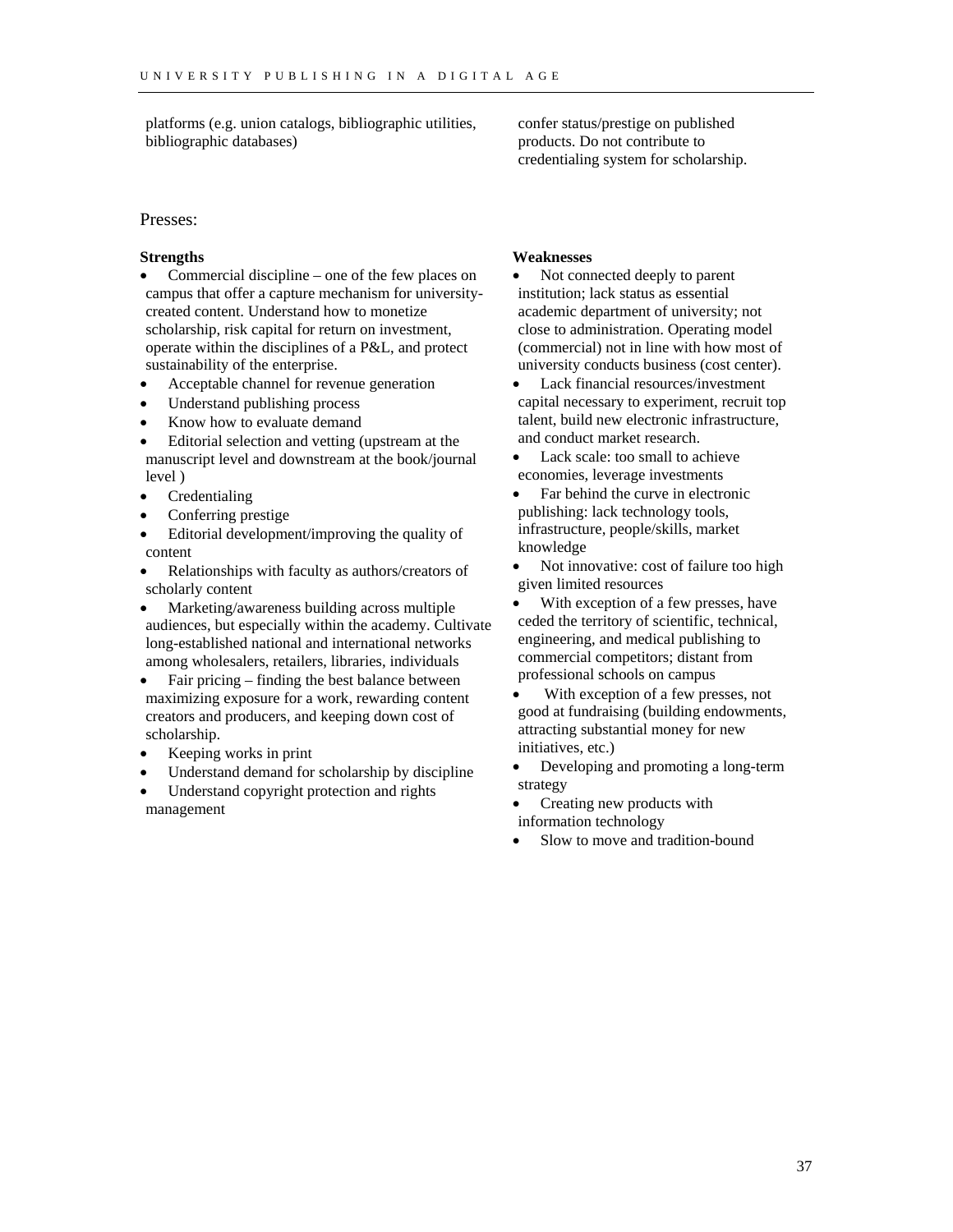platforms (e.g. union catalogs, bibliographic utilities, bibliographic databases)

confer status/prestige on published products. Do not contribute to credentialing system for scholarship.

Presses:

**Strengths**

- Commercial discipline – one of the few places on campus that offer a capture mechanism for university-created content. Understand how to monetize scholarship, risk capital for return on investment, operate within the disciplines of a P&L, and protect sustainability of the enterprise.
- Acceptable channel for revenue generation
- Understand publishing process
- Know how to evaluate demand
- Editorial selection and vetting (upstream at the manuscript level and downstream at the book/journal level )
- Credentialing
- Conferring prestige
- Editorial development/improving the quality of content
- Relationships with faculty as authors/creators of scholarly content
- Marketing/awareness building across multiple audiences, but especially within the academy. Cultivate long-established national and international networks among wholesalers, retailers, libraries, individuals
- Fair pricing – finding the best balance between maximizing exposure for a work, rewarding content creators and producers, and keeping down cost of scholarship.
- Keeping works in print
- Understand demand for scholarship by discipline
- Understand copyright protection and rights management

**Weaknesses**

- Not connected deeply to parent institution; lack status as essential academic department of university; not close to administration. Operating model (commercial) not in line with how most of university conducts business (cost center).
- Lack financial resources/investment capital necessary to experiment, recruit top talent, build new electronic infrastructure, and conduct market research.
- Lack scale: too small to achieve economies, leverage investments
- Far behind the curve in electronic publishing: lack technology tools, infrastructure, people/skills, market knowledge
- Not innovative: cost of failure too high given limited resources
- With exception of a few presses, have ceded the territory of scientific, technical, engineering, and medical publishing to commercial competitors; distant from professional schools on campus
- With exception of a few presses, not good at fundraising (building endowments, attracting substantial money for new initiatives, etc.)
- Developing and promoting a long-term strategy
- Creating new products with information technology
- Slow to move and tradition-bound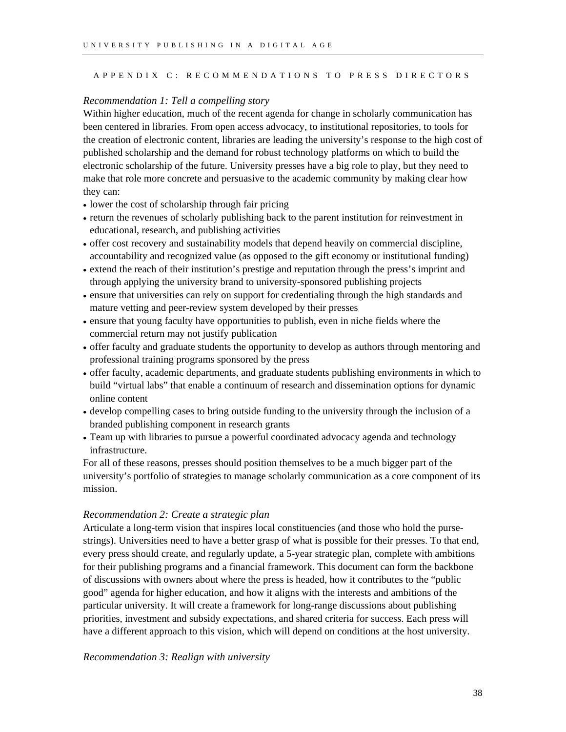## APPENDIX C: RECOMMENDATIONS TO PRESS DIRECTORS

*Recommendation 1: Tell a compelling story*

Within higher education, much of the recent agenda for change in scholarly communication has been centered in libraries. From open access advocacy, to institutional repositories, to tools for the creation of electronic content, libraries are leading the university's response to the high cost of published scholarship and the demand for robust technology platforms on which to build the electronic scholarship of the future. University presses have a big role to play, but they need to make that role more concrete and persuasive to the academic community by making clear how they can:

- lower the cost of scholarship through fair pricing
- return the revenues of scholarly publishing back to the parent institution for reinvestment in educational, research, and publishing activities
- offer cost recovery and sustainability models that depend heavily on commercial discipline, accountability and recognized value (as opposed to the gift economy or institutional funding)
- extend the reach of their institution's prestige and reputation through the press's imprint and through applying the university brand to university-sponsored publishing projects
- ensure that universities can rely on support for credentialing through the high standards and mature vetting and peer-review system developed by their presses
- ensure that young faculty have opportunities to publish, even in niche fields where the commercial return may not justify publication
- offer faculty and graduate students the opportunity to develop as authors through mentoring and professional training programs sponsored by the press
- offer faculty, academic departments, and graduate students publishing environments in which to build "virtual labs" that enable a continuum of research and dissemination options for dynamic online content
- develop compelling cases to bring outside funding to the university through the inclusion of a branded publishing component in research grants
- Team up with libraries to pursue a powerful coordinated advocacy agenda and technology infrastructure.

For all of these reasons, presses should position themselves to be a much bigger part of the university's portfolio of strategies to manage scholarly communication as a core component of its mission.

*Recommendation 2: Create a strategic plan*

Articulate a long-term vision that inspires local constituencies (and those who hold the purse-strings). Universities need to have a better grasp of what is possible for their presses. To that end, every press should create, and regularly update, a 5-year strategic plan, complete with ambitions for their publishing programs and a financial framework. This document can form the backbone of discussions with owners about where the press is headed, how it contributes to the "public good" agenda for higher education, and how it aligns with the interests and ambitions of the particular university. It will create a framework for long-range discussions about publishing priorities, investment and subsidy expectations, and shared criteria for success. Each press will have a different approach to this vision, which will depend on conditions at the host university.

*Recommendation 3: Realign with university*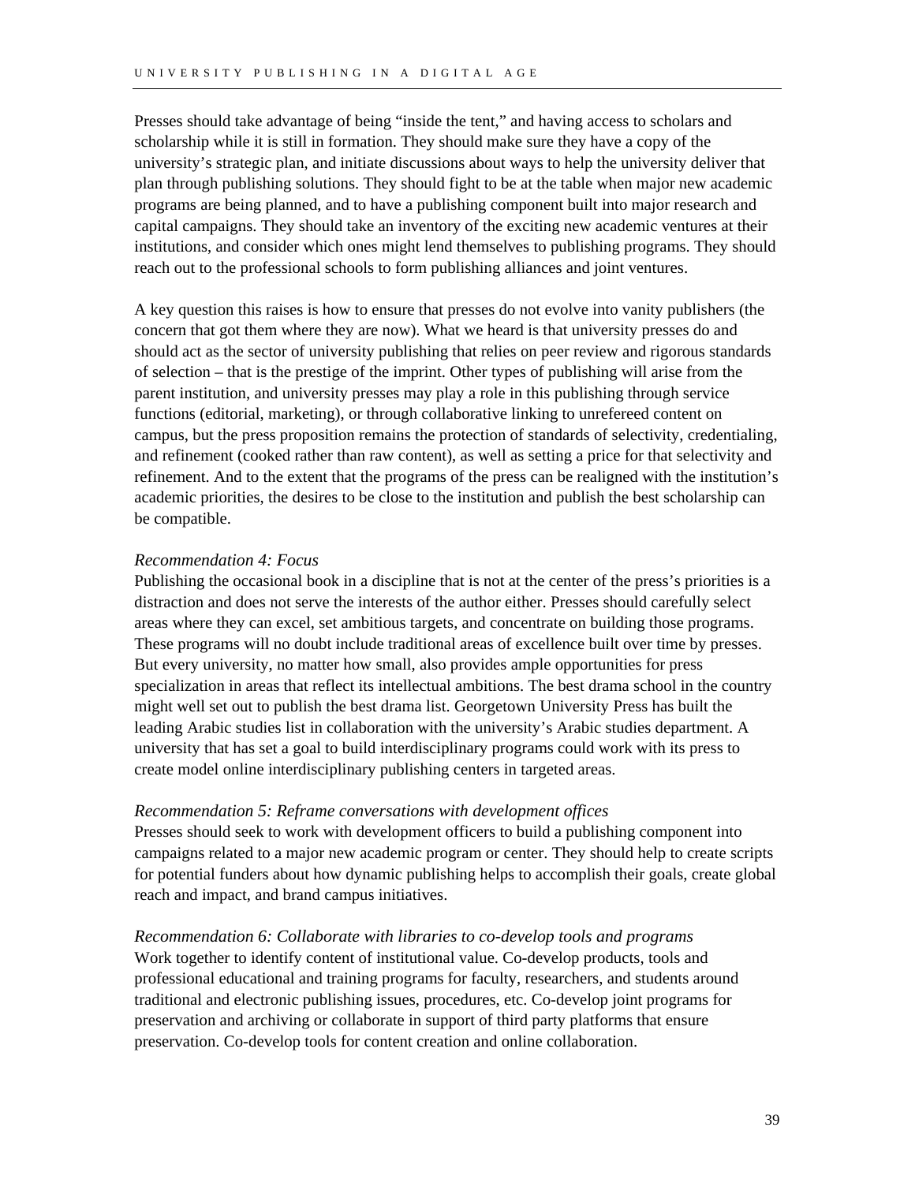Presses should take advantage of being "inside the tent," and having access to scholars and scholarship while it is still in formation. They should make sure they have a copy of the university's strategic plan, and initiate discussions about ways to help the university deliver that plan through publishing solutions. They should fight to be at the table when major new academic programs are being planned, and to have a publishing component built into major research and capital campaigns. They should take an inventory of the exciting new academic ventures at their institutions, and consider which ones might lend themselves to publishing programs. They should reach out to the professional schools to form publishing alliances and joint ventures.

A key question this raises is how to ensure that presses do not evolve into vanity publishers (the concern that got them where they are now). What we heard is that university presses do and should act as the sector of university publishing that relies on peer review and rigorous standards of selection – that is the prestige of the imprint. Other types of publishing will arise from the parent institution, and university presses may play a role in this publishing through service functions (editorial, marketing), or through collaborative linking to unrefereed content on campus, but the press proposition remains the protection of standards of selectivity, credentialing, and refinement (cooked rather than raw content), as well as setting a price for that selectivity and refinement. And to the extent that the programs of the press can be realigned with the institution's academic priorities, the desires to be close to the institution and publish the best scholarship can be compatible.

*Recommendation 4: Focus*

Publishing the occasional book in a discipline that is not at the center of the press's priorities is a distraction and does not serve the interests of the author either. Presses should carefully select areas where they can excel, set ambitious targets, and concentrate on building those programs. These programs will no doubt include traditional areas of excellence built over time by presses. But every university, no matter how small, also provides ample opportunities for press specialization in areas that reflect its intellectual ambitions. The best drama school in the country might well set out to publish the best drama list. Georgetown University Press has built the leading Arabic studies list in collaboration with the university's Arabic studies department. A university that has set a goal to build interdisciplinary programs could work with its press to create model online interdisciplinary publishing centers in targeted areas.

*Recommendation 5: Reframe conversations with development offices*

Presses should seek to work with development officers to build a publishing component into campaigns related to a major new academic program or center. They should help to create scripts for potential funders about how dynamic publishing helps to accomplish their goals, create global reach and impact, and brand campus initiatives.

*Recommendation 6: Collaborate with libraries to co-develop tools and programs*

Work together to identify content of institutional value. Co-develop products, tools and professional educational and training programs for faculty, researchers, and students around traditional and electronic publishing issues, procedures, etc. Co-develop joint programs for preservation and archiving or collaborate in support of third party platforms that ensure preservation. Co-develop tools for content creation and online collaboration.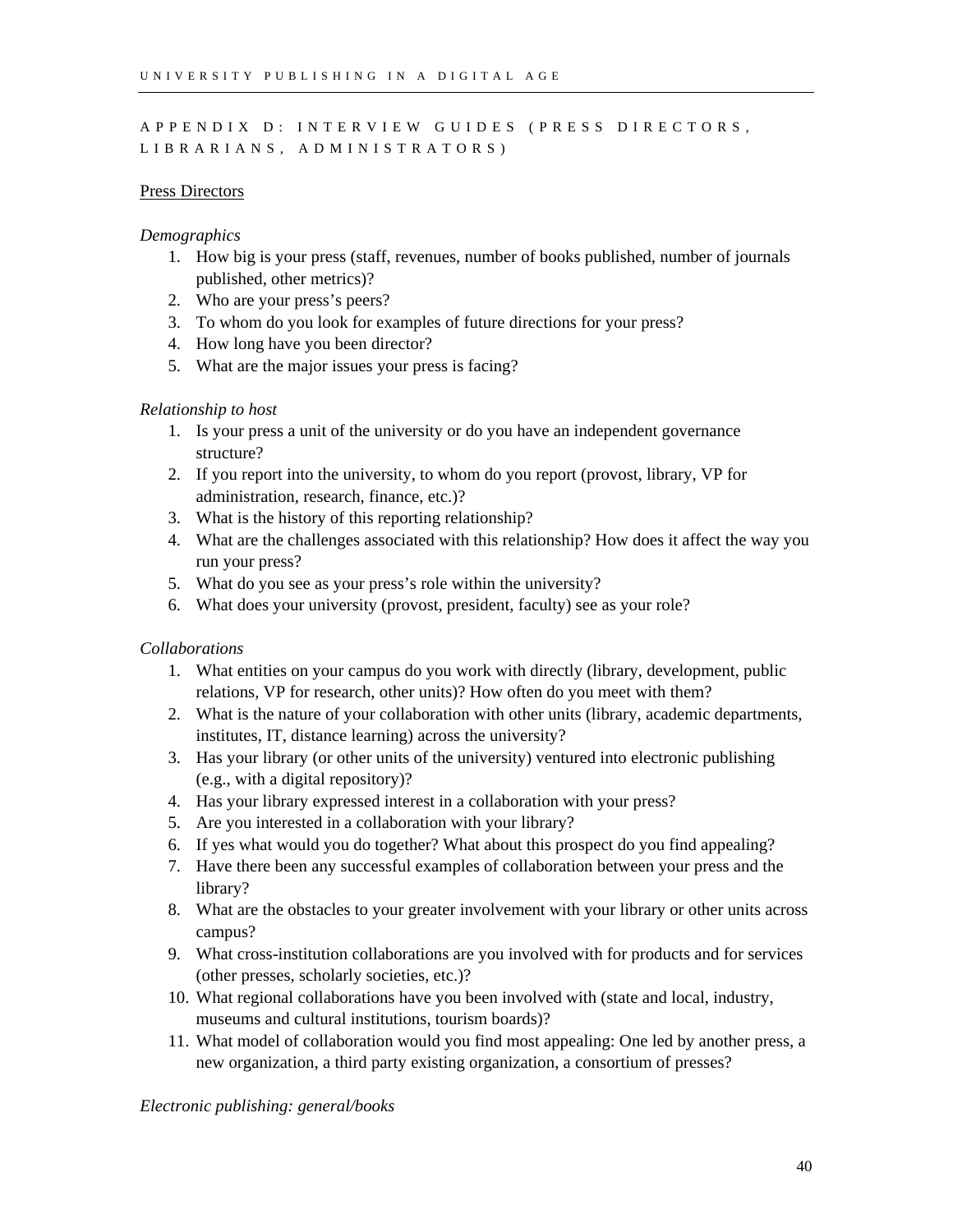## APPENDIX D: INTERVIEW GUIDES (PRESS DIRECTORS, LIBRARIANS, ADMINISTRATORS)

### Press Directors

*Demographics*

1. How big is your press (staff, revenues, number of books published, number of journals published, other metrics)?
2. Who are your press's peers?
3. To whom do you look for examples of future directions for your press?
4. How long have you been director?
5. What are the major issues your press is facing?

*Relationship to host*

1. Is your press a unit of the university or do you have an independent governance structure?
2. If you report into the university, to whom do you report (provost, library, VP for administration, research, finance, etc.)?
3. What is the history of this reporting relationship?
4. What are the challenges associated with this relationship? How does it affect the way you run your press?
5. What do you see as your press's role within the university?
6. What does your university (provost, president, faculty) see as your role?

*Collaborations*

1. What entities on your campus do you work with directly (library, development, public relations, VP for research, other units)? How often do you meet with them?
2. What is the nature of your collaboration with other units (library, academic departments, institutes, IT, distance learning) across the university?
3. Has your library (or other units of the university) ventured into electronic publishing (e.g., with a digital repository)?
4. Has your library expressed interest in a collaboration with your press?
5. Are you interested in a collaboration with your library?
6. If yes what would you do together? What about this prospect do you find appealing?
7. Have there been any successful examples of collaboration between your press and the library?
8. What are the obstacles to your greater involvement with your library or other units across campus?
9. What cross-institution collaborations are you involved with for products and for services (other presses, scholarly societies, etc.)?
10. What regional collaborations have you been involved with (state and local, industry, museums and cultural institutions, tourism boards)?
11. What model of collaboration would you find most appealing: One led by another press, a new organization, a third party existing organization, a consortium of presses?

*Electronic publishing: general/books*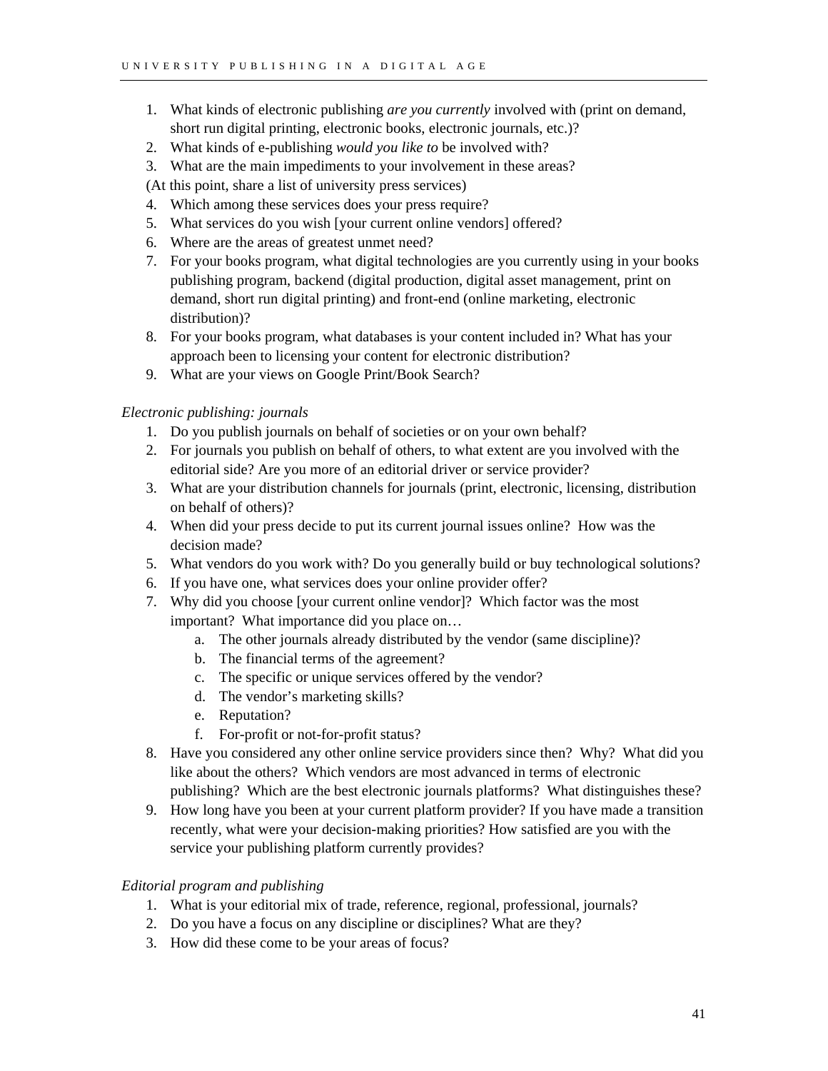1. What kinds of electronic publishing *are you currently* involved with (print on demand, short run digital printing, electronic books, electronic journals, etc.)?
2. What kinds of e-publishing *would you like to* be involved with?
3. What are the main impediments to your involvement in these areas?

(At this point, share a list of university press services)

4. Which among these services does your press require?
5. What services do you wish [your current online vendors] offered?
6. Where are the areas of greatest unmet need?
7. For your books program, what digital technologies are you currently using in your books publishing program, backend (digital production, digital asset management, print on demand, short run digital printing) and front-end (online marketing, electronic distribution)?
8. For your books program, what databases is your content included in? What has your approach been to licensing your content for electronic distribution?
9. What are your views on Google Print/Book Search?

*Electronic publishing: journals*

1. Do you publish journals on behalf of societies or on your own behalf?
2. For journals you publish on behalf of others, to what extent are you involved with the editorial side? Are you more of an editorial driver or service provider?
3. What are your distribution channels for journals (print, electronic, licensing, distribution on behalf of others)?
4. When did your press decide to put its current journal issues online? How was the decision made?
5. What vendors do you work with? Do you generally build or buy technological solutions?
6. If you have one, what services does your online provider offer?
7. Why did you choose [your current online vendor]? Which factor was the most important? What importance did you place on…
   a. The other journals already distributed by the vendor (same discipline)?
   b. The financial terms of the agreement?
   c. The specific or unique services offered by the vendor?
   d. The vendor's marketing skills?
   e. Reputation?
   f. For-profit or not-for-profit status?
8. Have you considered any other online service providers since then? Why? What did you like about the others? Which vendors are most advanced in terms of electronic publishing? Which are the best electronic journals platforms? What distinguishes these?
9. How long have you been at your current platform provider? If you have made a transition recently, what were your decision-making priorities? How satisfied are you with the service your publishing platform currently provides?

*Editorial program and publishing*

1. What is your editorial mix of trade, reference, regional, professional, journals?
2. Do you have a focus on any discipline or disciplines? What are they?
3. How did these come to be your areas of focus?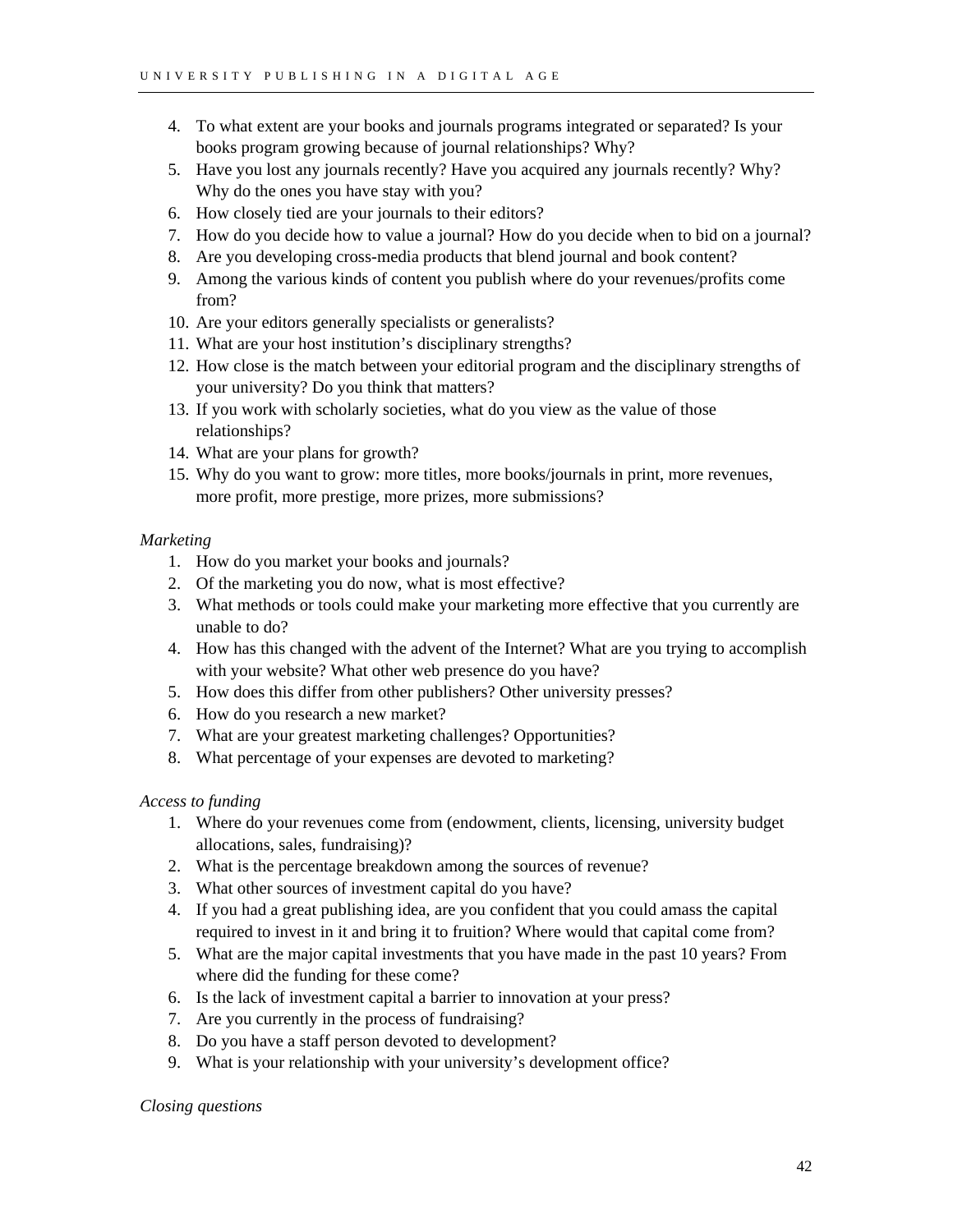4. To what extent are your books and journals programs integrated or separated? Is your books program growing because of journal relationships? Why?
5. Have you lost any journals recently? Have you acquired any journals recently? Why? Why do the ones you have stay with you?
6. How closely tied are your journals to their editors?
7. How do you decide how to value a journal? How do you decide when to bid on a journal?
8. Are you developing cross-media products that blend journal and book content?
9. Among the various kinds of content you publish where do your revenues/profits come from?
10. Are your editors generally specialists or generalists?
11. What are your host institution's disciplinary strengths?
12. How close is the match between your editorial program and the disciplinary strengths of your university? Do you think that matters?
13. If you work with scholarly societies, what do you view as the value of those relationships?
14. What are your plans for growth?
15. Why do you want to grow: more titles, more books/journals in print, more revenues, more profit, more prestige, more prizes, more submissions?

*Marketing*

1. How do you market your books and journals?
2. Of the marketing you do now, what is most effective?
3. What methods or tools could make your marketing more effective that you currently are unable to do?
4. How has this changed with the advent of the Internet? What are you trying to accomplish with your website? What other web presence do you have?
5. How does this differ from other publishers? Other university presses?
6. How do you research a new market?
7. What are your greatest marketing challenges? Opportunities?
8. What percentage of your expenses are devoted to marketing?

*Access to funding*

1. Where do your revenues come from (endowment, clients, licensing, university budget allocations, sales, fundraising)?
2. What is the percentage breakdown among the sources of revenue?
3. What other sources of investment capital do you have?
4. If you had a great publishing idea, are you confident that you could amass the capital required to invest in it and bring it to fruition? Where would that capital come from?
5. What are the major capital investments that you have made in the past 10 years? From where did the funding for these come?
6. Is the lack of investment capital a barrier to innovation at your press?
7. Are you currently in the process of fundraising?
8. Do you have a staff person devoted to development?
9. What is your relationship with your university's development office?

*Closing questions*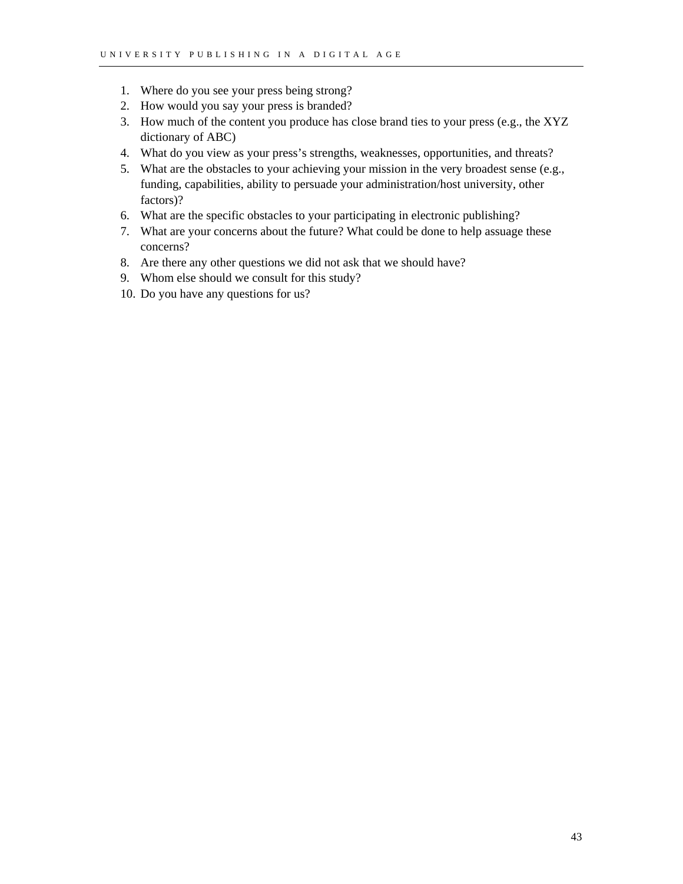1. Where do you see your press being strong?
2. How would you say your press is branded?
3. How much of the content you produce has close brand ties to your press (e.g., the XYZ dictionary of ABC)
4. What do you view as your press's strengths, weaknesses, opportunities, and threats?
5. What are the obstacles to your achieving your mission in the very broadest sense (e.g., funding, capabilities, ability to persuade your administration/host university, other factors)?
6. What are the specific obstacles to your participating in electronic publishing?
7. What are your concerns about the future? What could be done to help assuage these concerns?
8. Are there any other questions we did not ask that we should have?
9. Whom else should we consult for this study?
10. Do you have any questions for us?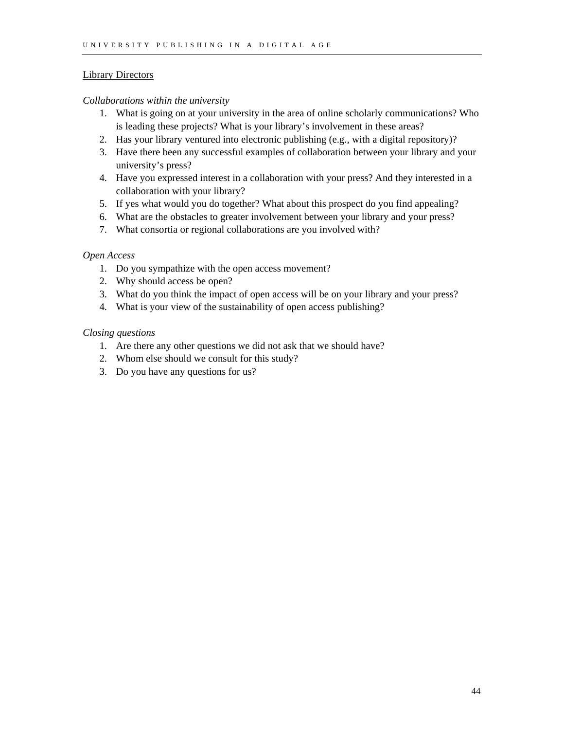Library Directors

*Collaborations within the university*

1. What is going on at your university in the area of online scholarly communications? Who is leading these projects? What is your library's involvement in these areas?
2. Has your library ventured into electronic publishing (e.g., with a digital repository)?
3. Have there been any successful examples of collaboration between your library and your university's press?
4. Have you expressed interest in a collaboration with your press? And they interested in a collaboration with your library?
5. If yes what would you do together? What about this prospect do you find appealing?
6. What are the obstacles to greater involvement between your library and your press?
7. What consortia or regional collaborations are you involved with?

*Open Access*

1. Do you sympathize with the open access movement?
2. Why should access be open?
3. What do you think the impact of open access will be on your library and your press?
4. What is your view of the sustainability of open access publishing?

*Closing questions*

1. Are there any other questions we did not ask that we should have?
2. Whom else should we consult for this study?
3. Do you have any questions for us?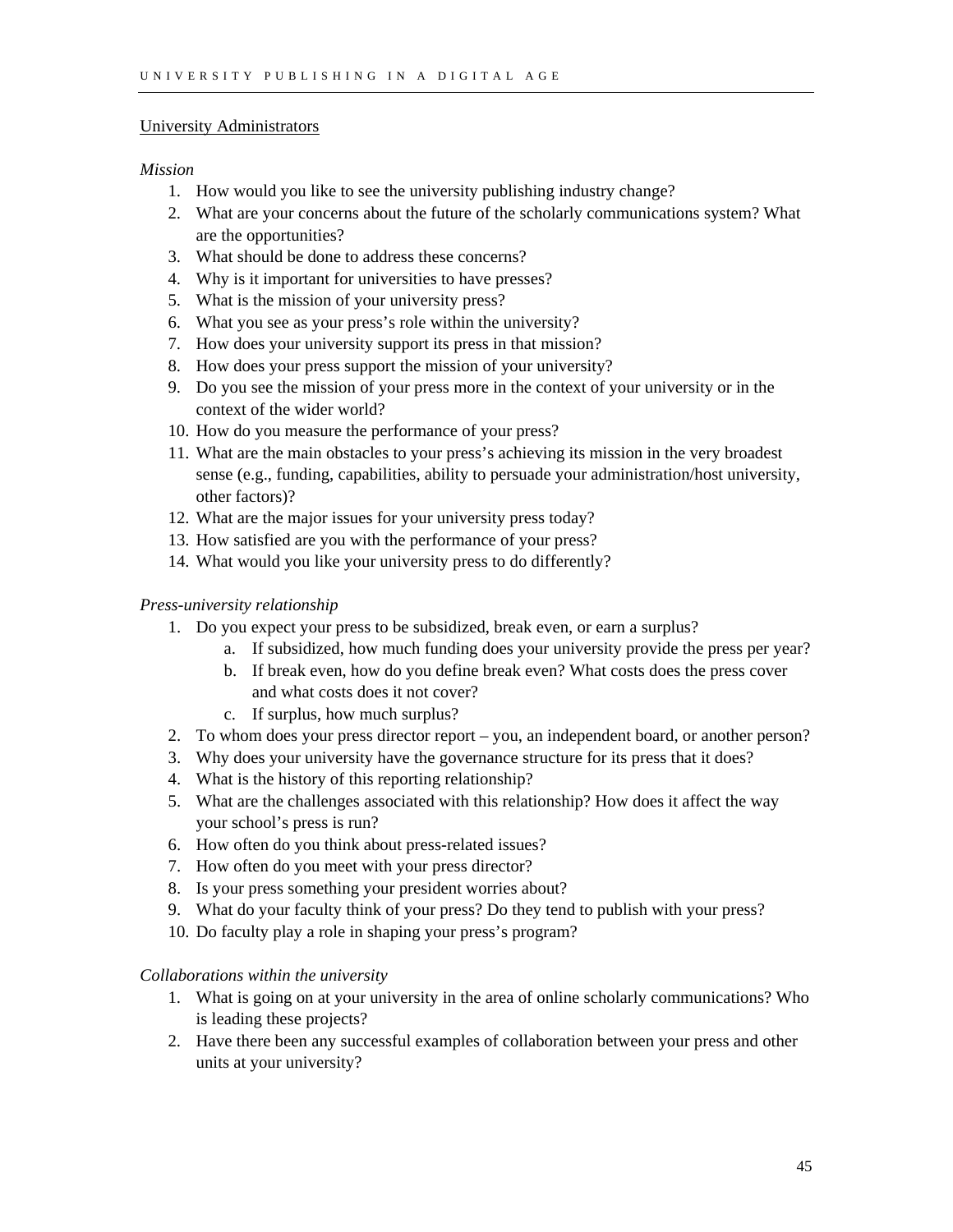University Administrators

*Mission*

1. How would you like to see the university publishing industry change?
2. What are your concerns about the future of the scholarly communications system? What are the opportunities?
3. What should be done to address these concerns?
4. Why is it important for universities to have presses?
5. What is the mission of your university press?
6. What you see as your press's role within the university?
7. How does your university support its press in that mission?
8. How does your press support the mission of your university?
9. Do you see the mission of your press more in the context of your university or in the context of the wider world?
10. How do you measure the performance of your press?
11. What are the main obstacles to your press's achieving its mission in the very broadest sense (e.g., funding, capabilities, ability to persuade your administration/host university, other factors)?
12. What are the major issues for your university press today?
13. How satisfied are you with the performance of your press?
14. What would you like your university press to do differently?

*Press-university relationship*

1. Do you expect your press to be subsidized, break even, or earn a surplus?
   a. If subsidized, how much funding does your university provide the press per year?
   b. If break even, how do you define break even? What costs does the press cover and what costs does it not cover?
   c. If surplus, how much surplus?
2. To whom does your press director report – you, an independent board, or another person?
3. Why does your university have the governance structure for its press that it does?
4. What is the history of this reporting relationship?
5. What are the challenges associated with this relationship? How does it affect the way your school's press is run?
6. How often do you think about press-related issues?
7. How often do you meet with your press director?
8. Is your press something your president worries about?
9. What do your faculty think of your press? Do they tend to publish with your press?
10. Do faculty play a role in shaping your press's program?

*Collaborations within the university*

1. What is going on at your university in the area of online scholarly communications? Who is leading these projects?
2. Have there been any successful examples of collaboration between your press and other units at your university?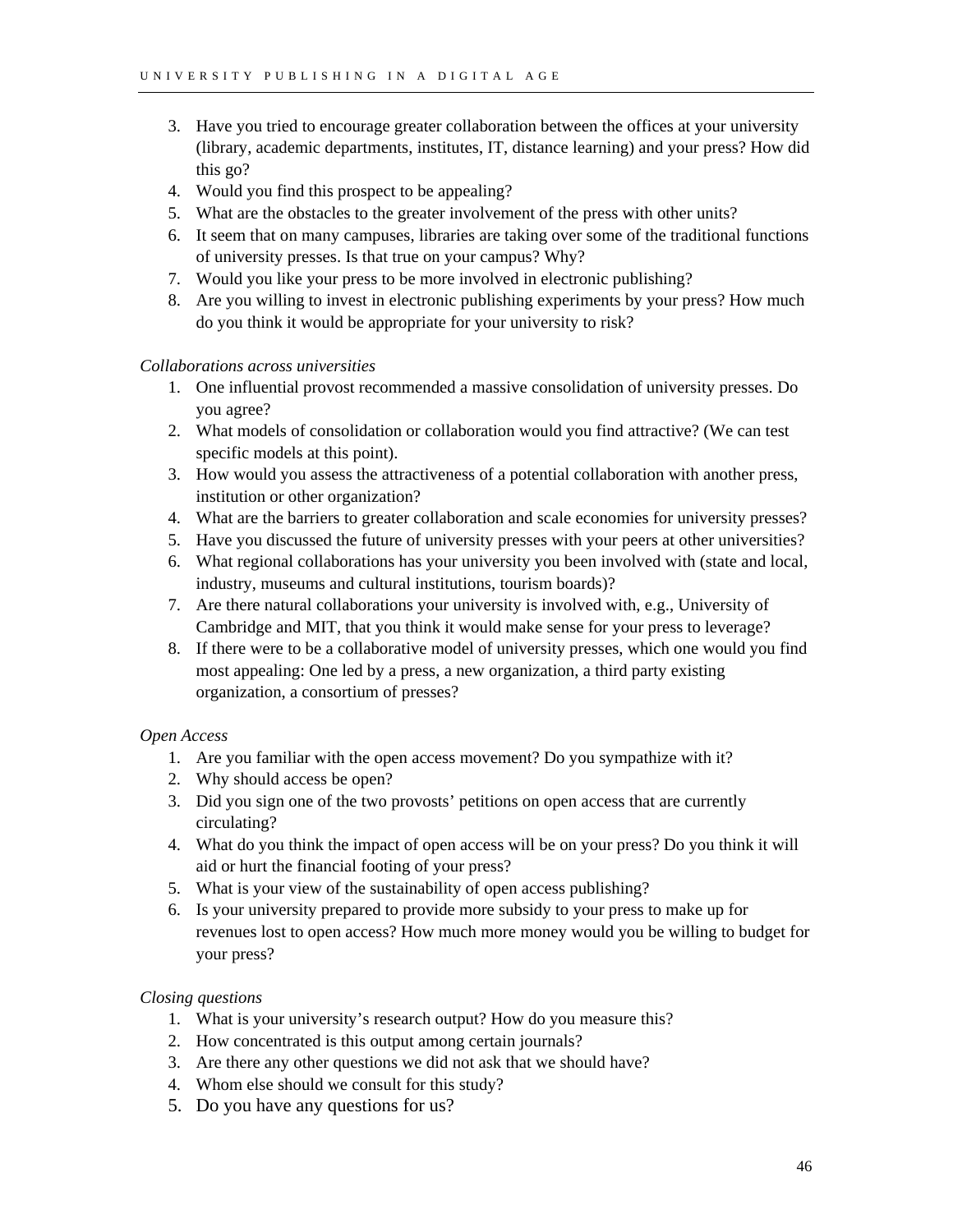3. Have you tried to encourage greater collaboration between the offices at your university (library, academic departments, institutes, IT, distance learning) and your press? How did this go?
4. Would you find this prospect to be appealing?
5. What are the obstacles to the greater involvement of the press with other units?
6. It seem that on many campuses, libraries are taking over some of the traditional functions of university presses. Is that true on your campus? Why?
7. Would you like your press to be more involved in electronic publishing?
8. Are you willing to invest in electronic publishing experiments by your press? How much do you think it would be appropriate for your university to risk?

*Collaborations across universities*

1. One influential provost recommended a massive consolidation of university presses. Do you agree?
2. What models of consolidation or collaboration would you find attractive? (We can test specific models at this point).
3. How would you assess the attractiveness of a potential collaboration with another press, institution or other organization?
4. What are the barriers to greater collaboration and scale economies for university presses?
5. Have you discussed the future of university presses with your peers at other universities?
6. What regional collaborations has your university you been involved with (state and local, industry, museums and cultural institutions, tourism boards)?
7. Are there natural collaborations your university is involved with, e.g., University of Cambridge and MIT, that you think it would make sense for your press to leverage?
8. If there were to be a collaborative model of university presses, which one would you find most appealing: One led by a press, a new organization, a third party existing organization, a consortium of presses?

*Open Access*

1. Are you familiar with the open access movement? Do you sympathize with it?
2. Why should access be open?
3. Did you sign one of the two provosts' petitions on open access that are currently circulating?
4. What do you think the impact of open access will be on your press? Do you think it will aid or hurt the financial footing of your press?
5. What is your view of the sustainability of open access publishing?
6. Is your university prepared to provide more subsidy to your press to make up for revenues lost to open access? How much more money would you be willing to budget for your press?

*Closing questions*

1. What is your university's research output? How do you measure this?
2. How concentrated is this output among certain journals?
3. Are there any other questions we did not ask that we should have?
4. Whom else should we consult for this study?
5. Do you have any questions for us?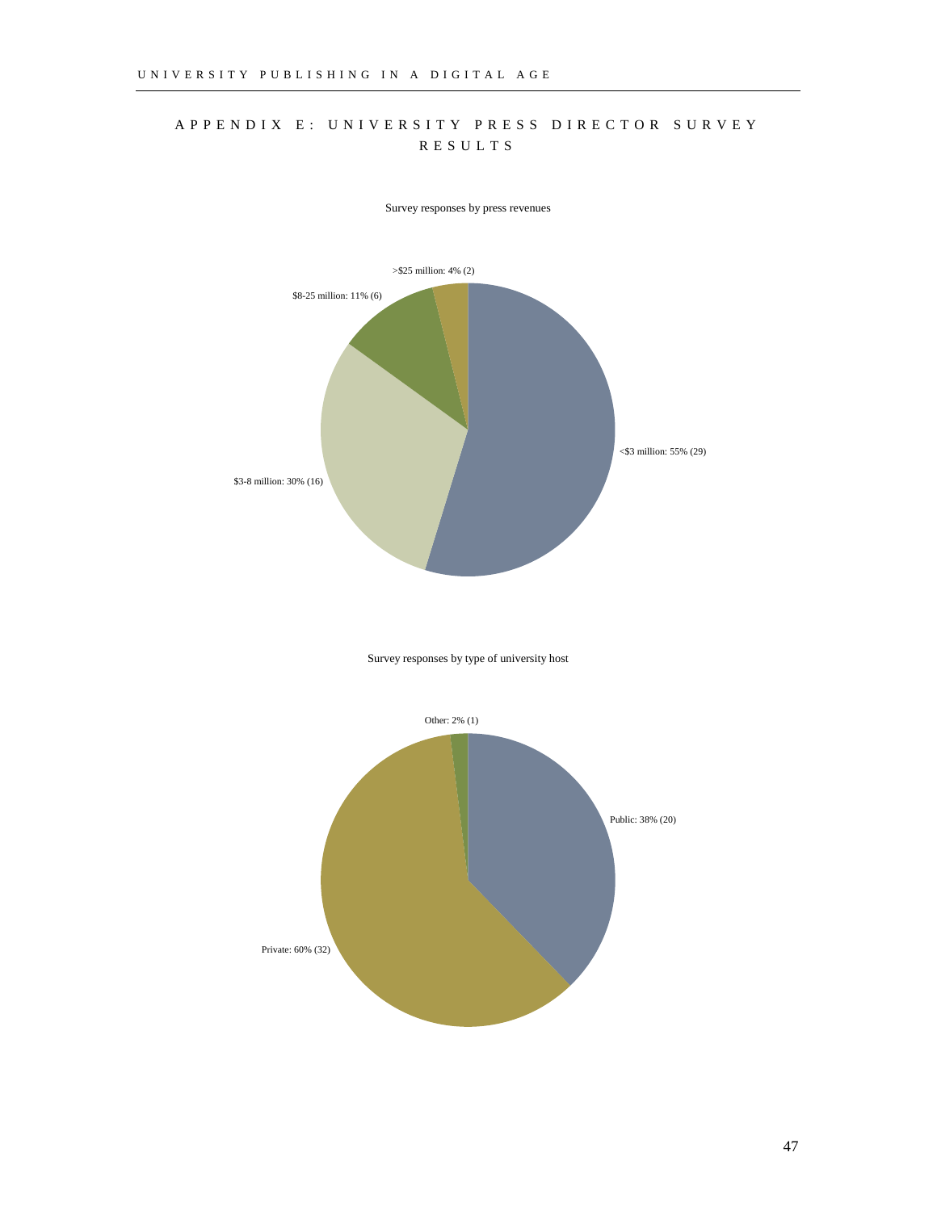# APPENDIX E: UNIVERSITY PRESS DIRECTOR SURVEY RESULTS

Survey responses by press revenues

>$25 million: 4% (2)

$8-25 million: 11% (6)

<$3 million: 55% (29)

$3-8 million: 30% (16)

Survey responses by type of university host

Other: 2% (1)

Public: 38% (20)

Private: 60% (32)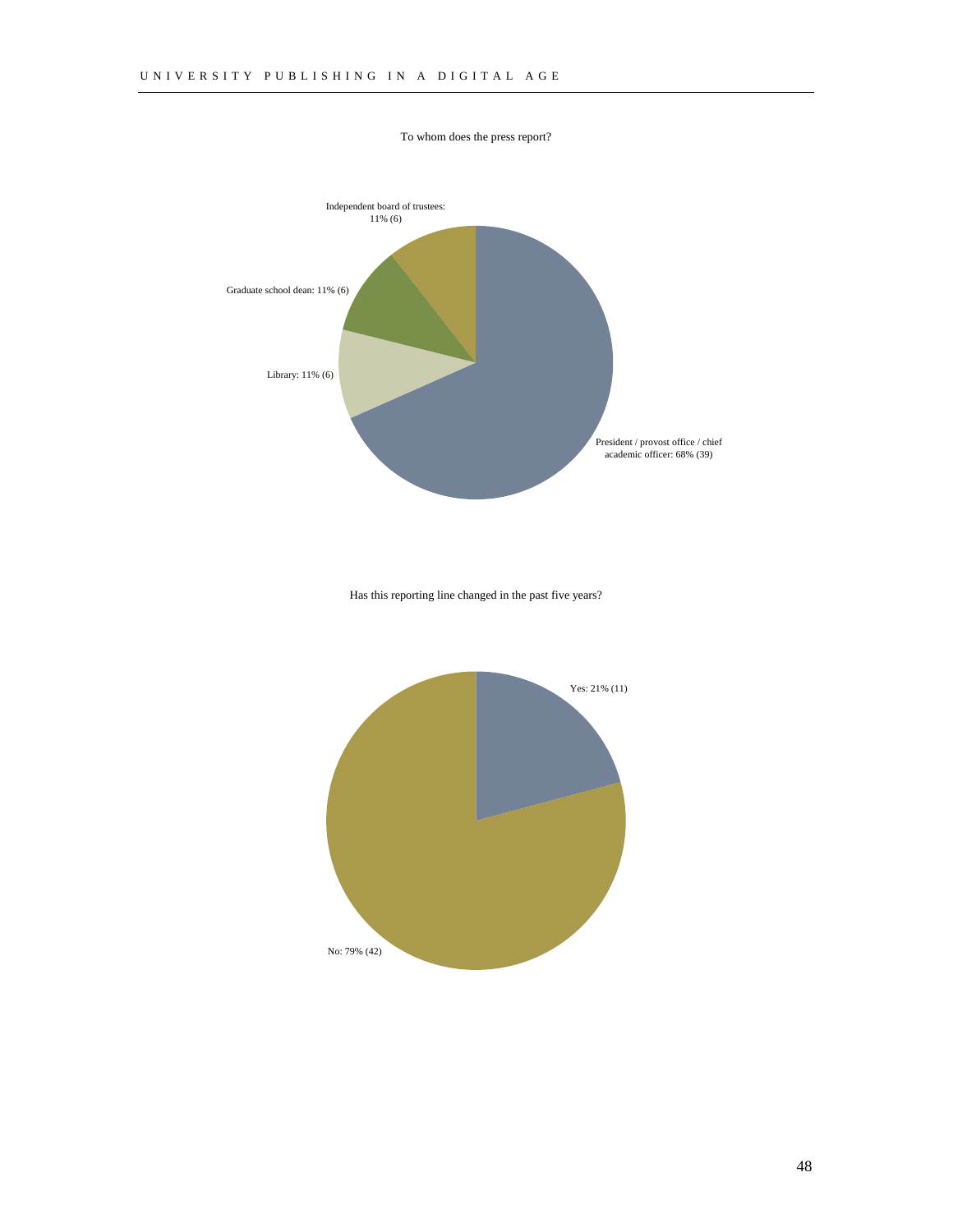To whom does the press report?

Independent board of trustees: 11% (6)

Graduate school dean: 11% (6)

Library: 11% (6)

President / provost office / chief academic officer: 68% (39)

Has this reporting line changed in the past five years?

Yes: 21% (11)

No: 79% (42)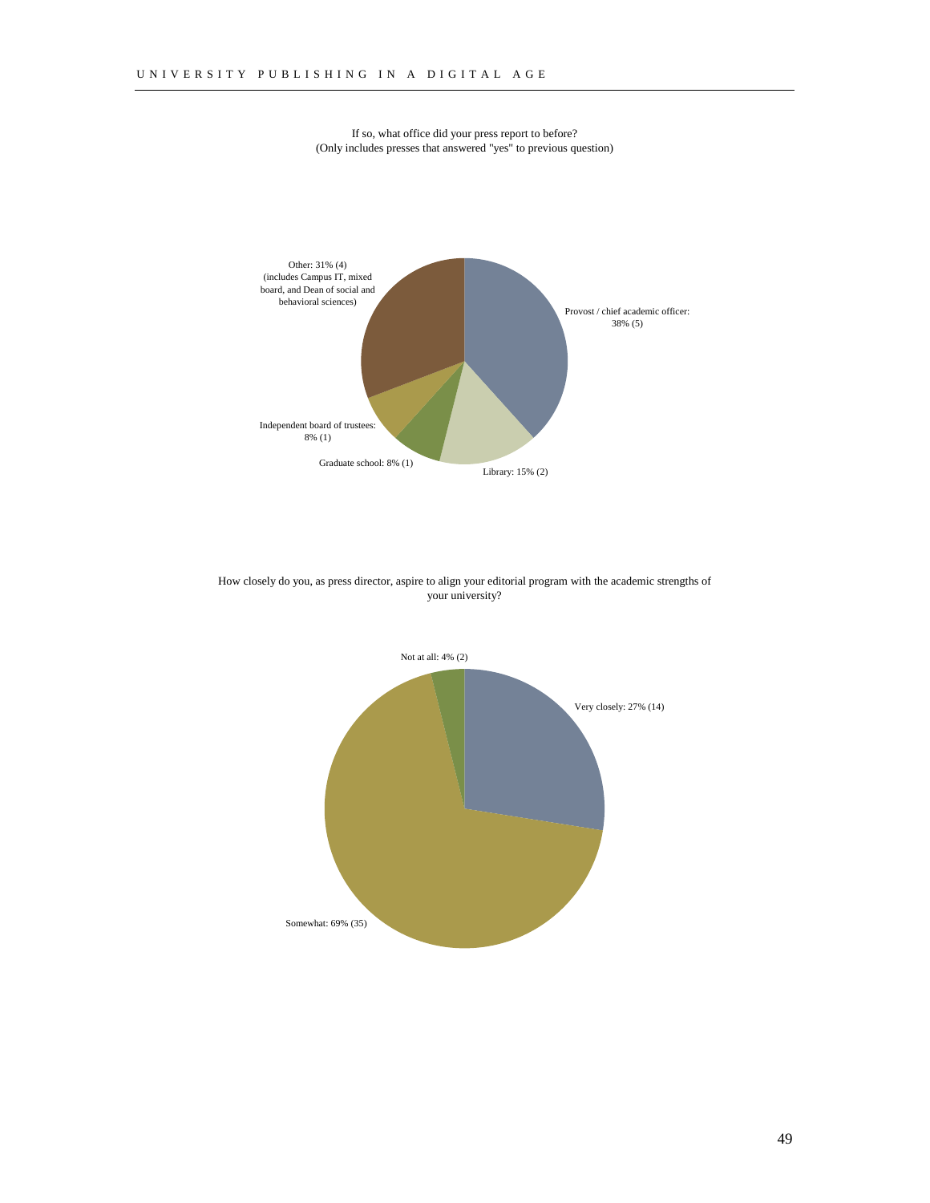If so, what office did your press report to before?
(Only includes presses that answered "yes" to previous question)

Other: 31% (4)
(includes Campus IT, mixed board, and Dean of social and behavioral sciences)

Provost / chief academic officer: 38% (5)

Independent board of trustees: 8% (1)

Graduate school: 8% (1)

Library: 15% (2)

How closely do you, as press director, aspire to align your editorial program with the academic strengths of your university?

Not at all: 4% (2)

Very closely: 27% (14)

Somewhat: 69% (35)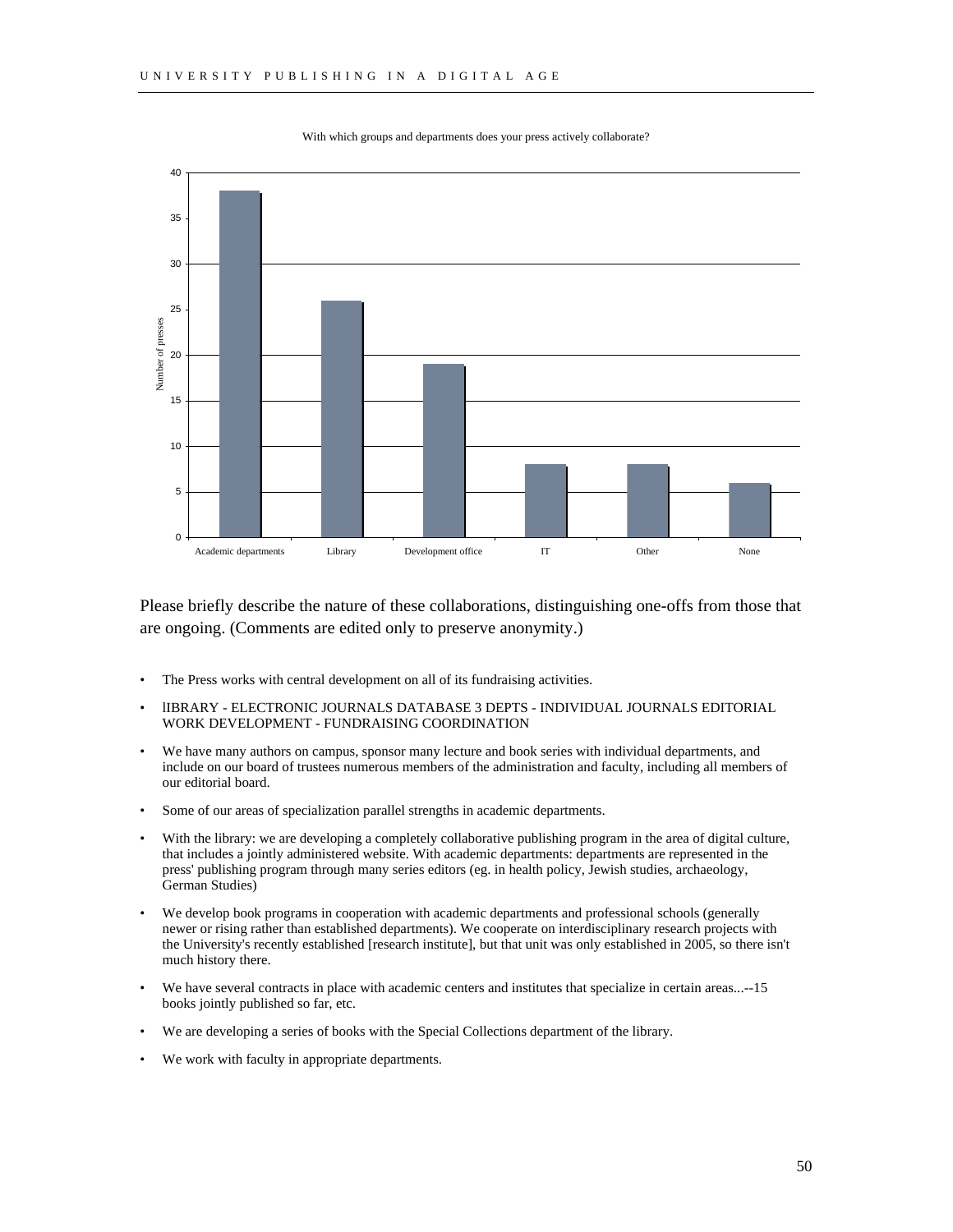With which groups and departments does your press actively collaborate?

| Group | Number of presses |
|---|---|
| Academic departments | 38 |
| Library | 26 |
| Development office | 19 |
| IT | 8 |
| Other | 8 |
| None | 6 |

Please briefly describe the nature of these collaborations, distinguishing one-offs from those that are ongoing. (Comments are edited only to preserve anonymity.)

- The Press works with central development on all of its fundraising activities.
- lIBRARY - ELECTRONIC JOURNALS DATABASE 3 DEPTS - INDIVIDUAL JOURNALS EDITORIAL WORK DEVELOPMENT - FUNDRAISING COORDINATION
- We have many authors on campus, sponsor many lecture and book series with individual departments, and include on our board of trustees numerous members of the administration and faculty, including all members of our editorial board.
- Some of our areas of specialization parallel strengths in academic departments.
- With the library: we are developing a completely collaborative publishing program in the area of digital culture, that includes a jointly administered website. With academic departments: departments are represented in the press' publishing program through many series editors (eg. in health policy, Jewish studies, archaeology, German Studies)
- We develop book programs in cooperation with academic departments and professional schools (generally newer or rising rather than established departments). We cooperate on interdisciplinary research projects with the University's recently established [research institute], but that unit was only established in 2005, so there isn't much history there.
- We have several contracts in place with academic centers and institutes that specialize in certain areas...--15 books jointly published so far, etc.
- We are developing a series of books with the Special Collections department of the library.
- We work with faculty in appropriate departments.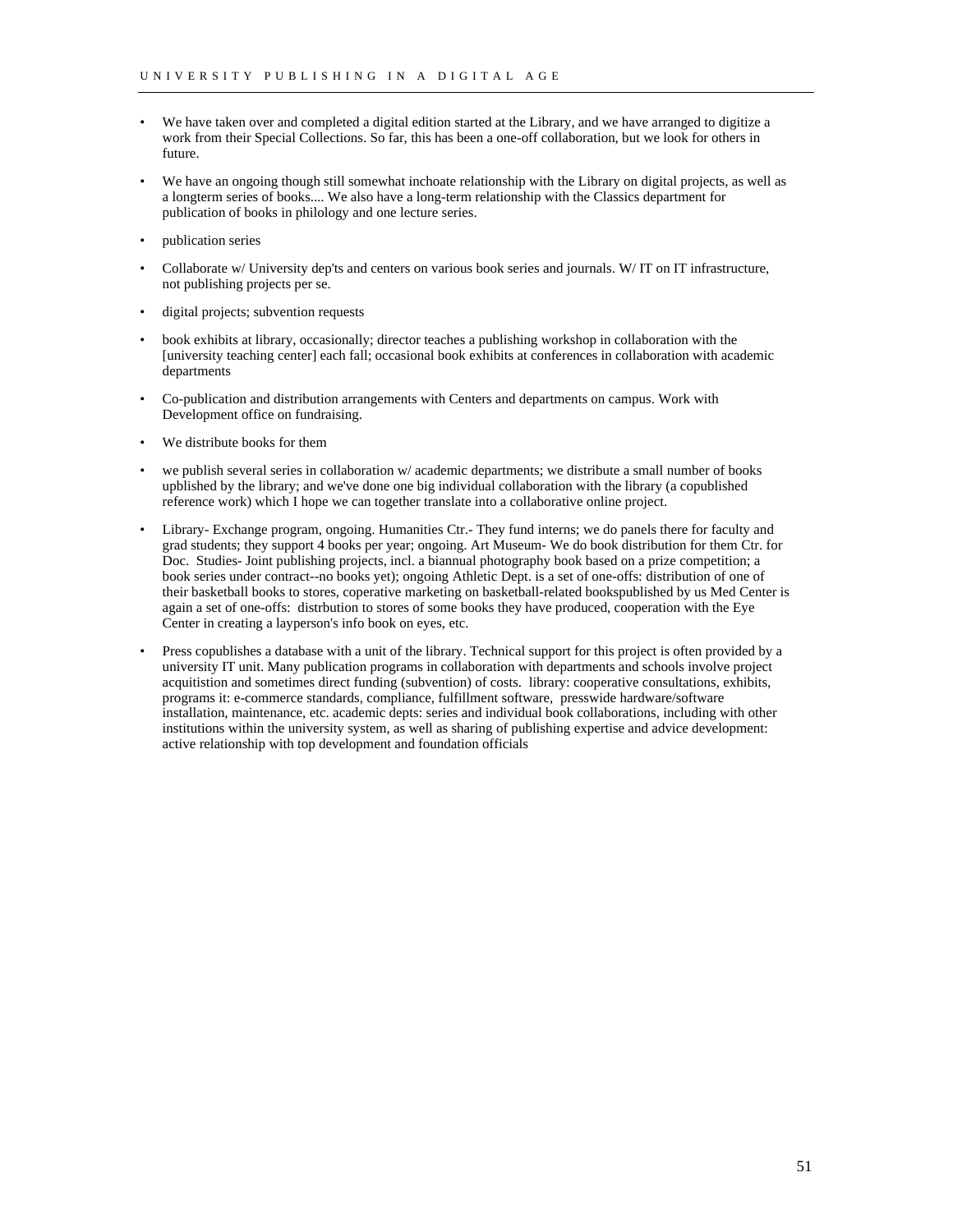- We have taken over and completed a digital edition started at the Library, and we have arranged to digitize a work from their Special Collections. So far, this has been a one-off collaboration, but we look for others in future.

- We have an ongoing though still somewhat inchoate relationship with the Library on digital projects, as well as a longterm series of books.... We also have a long-term relationship with the Classics department for publication of books in philology and one lecture series.

- publication series

- Collaborate w/ University dep'ts and centers on various book series and journals. W/ IT on IT infrastructure, not publishing projects per se.

- digital projects; subvention requests

- book exhibits at library, occasionally; director teaches a publishing workshop in collaboration with the [university teaching center] each fall; occasional book exhibits at conferences in collaboration with academic departments

- Co-publication and distribution arrangements with Centers and departments on campus. Work with Development office on fundraising.

- We distribute books for them

- we publish several series in collaboration w/ academic departments; we distribute a small number of books upblished by the library; and we've done one big individual collaboration with the library (a copublished reference work) which I hope we can together translate into a collaborative online project.

- Library- Exchange program, ongoing. Humanities Ctr.- They fund interns; we do panels there for faculty and grad students; they support 4 books per year; ongoing. Art Museum- We do book distribution for them Ctr. for Doc. Studies- Joint publishing projects, incl. a biannual photography book based on a prize competition; a book series under contract--no books yet); ongoing Athletic Dept. is a set of one-offs: distribution of one of their basketball books to stores, coperative marketing on basketball-related bookspublished by us Med Center is again a set of one-offs: distrbution to stores of some books they have produced, cooperation with the Eye Center in creating a layperson's info book on eyes, etc.

- Press copublishes a database with a unit of the library. Technical support for this project is often provided by a university IT unit. Many publication programs in collaboration with departments and schools involve project acquitistion and sometimes direct funding (subvention) of costs. library: cooperative consultations, exhibits, programs it: e-commerce standards, compliance, fulfillment software, presswide hardware/software installation, maintenance, etc. academic depts: series and individual book collaborations, including with other institutions within the university system, as well as sharing of publishing expertise and advice development: active relationship with top development and foundation officials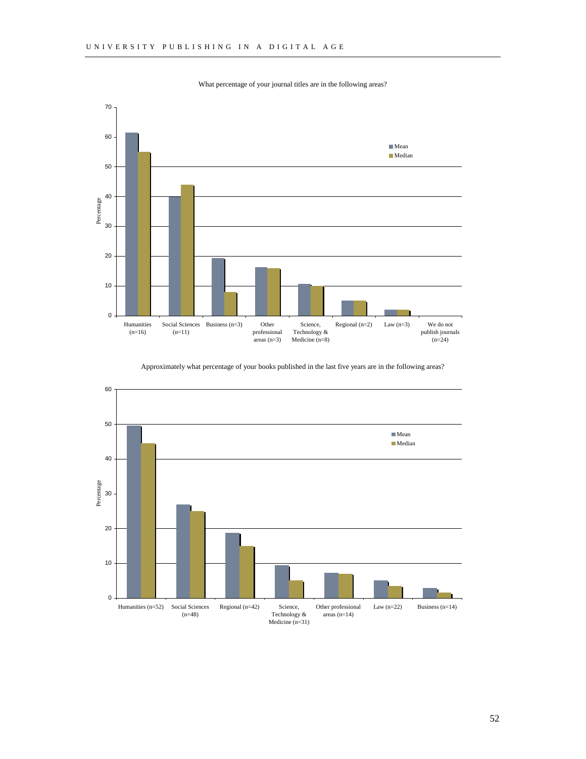What percentage of your journal titles are in the following areas?

| Area | Mean | Median |
| --- | --- | --- |
| Humanities (n=16) | | |
| Social Sciences (n=11) | | |
| Business (n=3) | | |
| Other professional areas (n=3) | | |
| Science, Technology & Medicine (n=8) | | |
| Regional (n=2) | | |
| Law (n=3) | | |
| We do not publish journals (n=24) | | |

Approximately what percentage of your books published in the last five years are in the following areas?

| Area | Mean | Median |
| --- | --- | --- |
| Humanities (n=52) | | |
| Social Sciences (n=48) | | |
| Regional (n=42) | | |
| Science, Technology & Medicine (n=31) | | |
| Other professional areas (n=14) | | |
| Law (n=22) | | |
| Business (n=14) | | |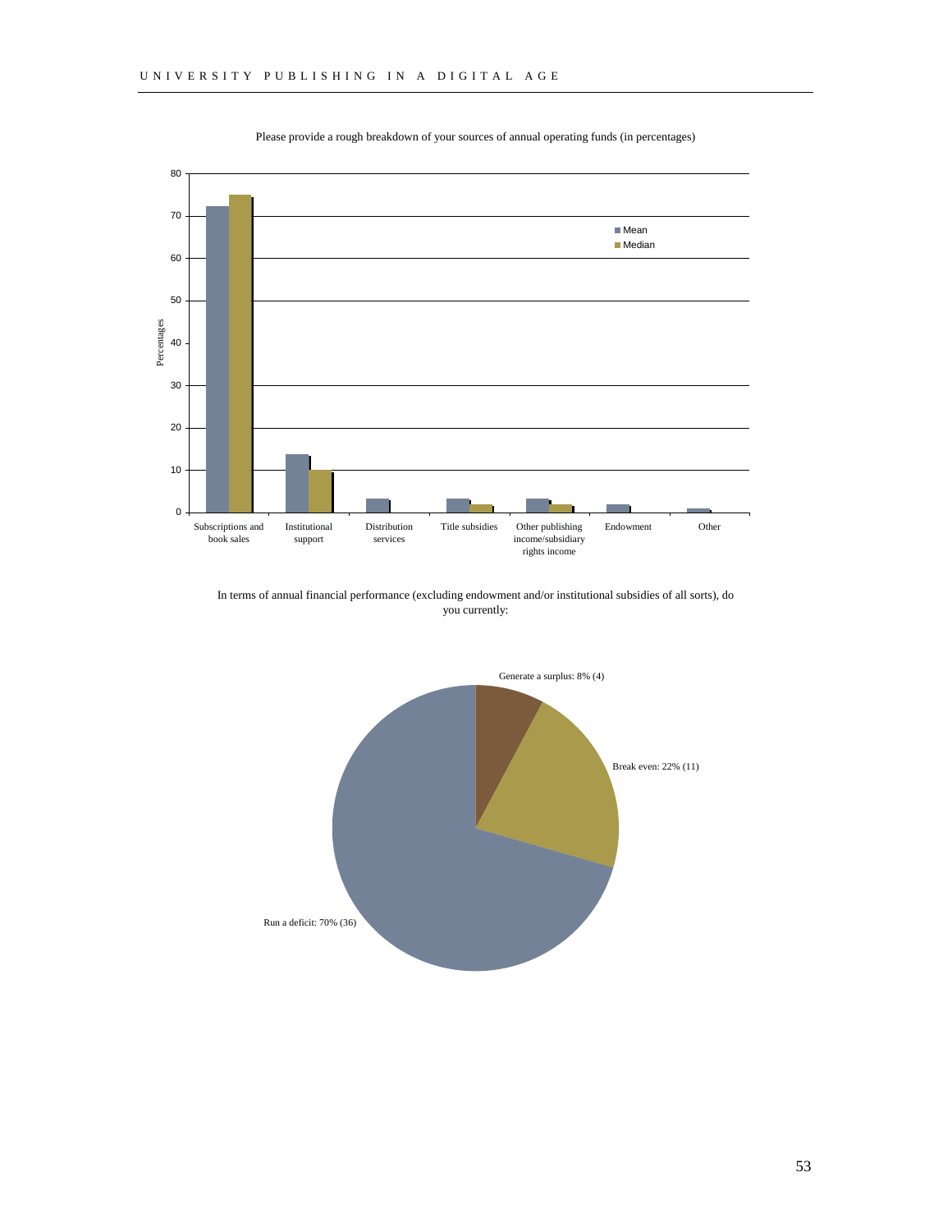Please provide a rough breakdown of your sources of annual operating funds (in percentages)

In terms of annual financial performance (excluding endowment and/or institutional subsidies of all sorts), do you currently: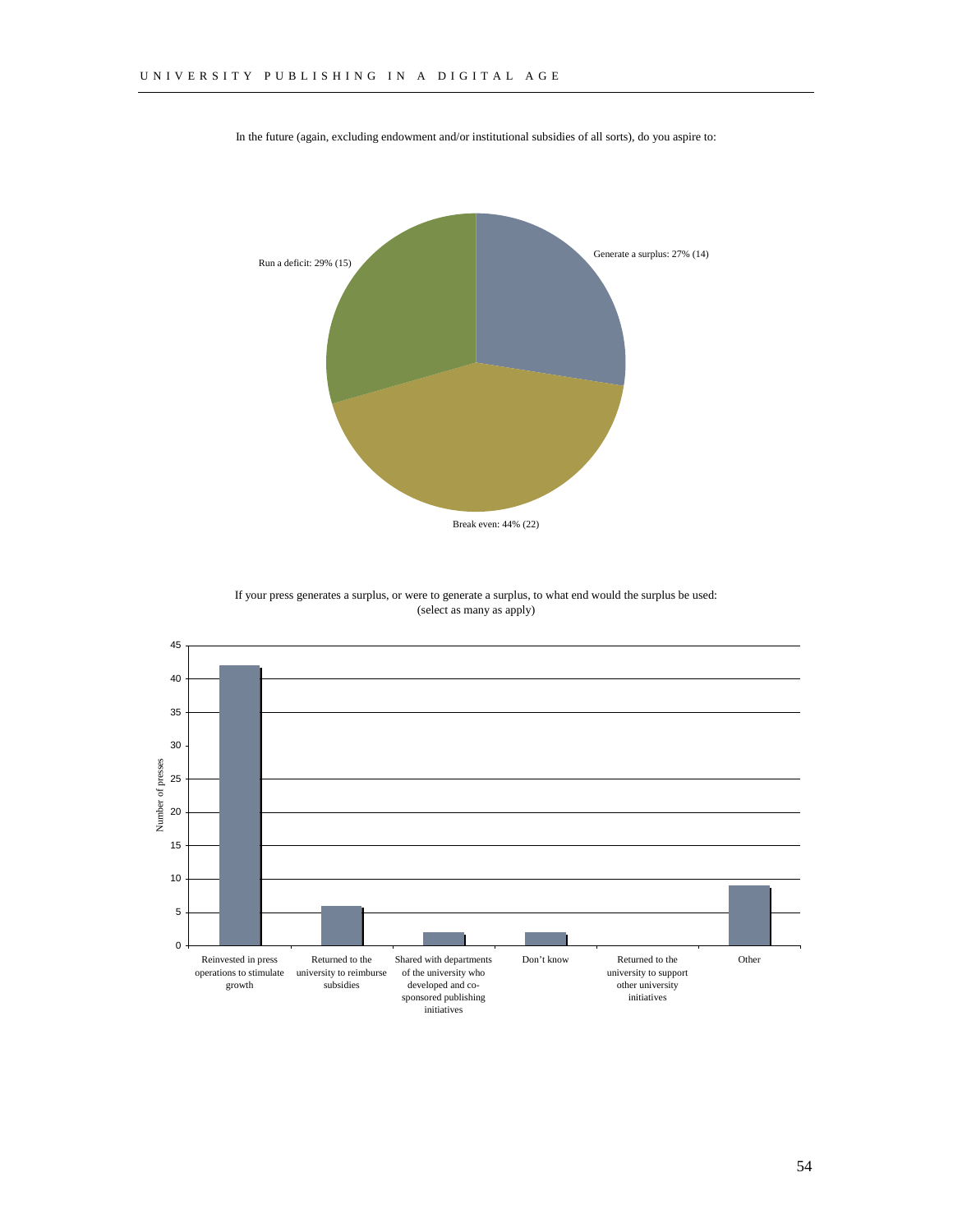In the future (again, excluding endowment and/or institutional subsidies of all sorts), do you aspire to:

| Response | Percentage | Number |
|---|---|---|
| Generate a surplus | 27% | 14 |
| Break even | 44% | 22 |
| Run a deficit | 29% | 15 |

If your press generates a surplus, or were to generate a surplus, to what end would the surplus be used: (select as many as apply)

| Use of surplus | Number of presses |
|---|---|
| Reinvested in press operations to stimulate growth | 42 |
| Returned to the university to reimburse subsidies | 6 |
| Shared with departments of the university who developed and co-sponsored publishing initiatives | 2 |
| Don't know | 2 |
| Returned to the university to support other university initiatives | 0 |
| Other | 9 |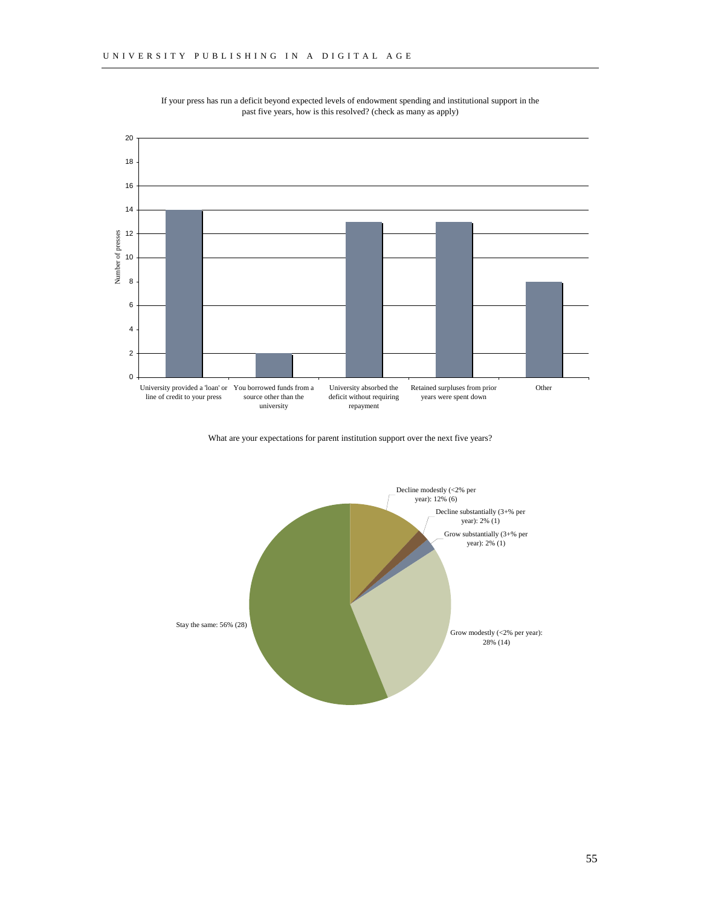If your press has run a deficit beyond expected levels of endowment spending and institutional support in the past five years, how is this resolved? (check as many as apply)

| Response | Number of presses |
|---|---|
| University provided a 'loan' or line of credit to your press | 14 |
| You borrowed funds from a source other than the university | 2 |
| University absorbed the deficit without requiring repayment | 13 |
| Retained surpluses from prior years were spent down | 13 |
| Other | 8 |

What are your expectations for parent institution support over the next five years?

| Expectation | Percent (Number) |
|---|---|
| Decline modestly (<2% per year) | 12% (6) |
| Decline substantially (3+% per year) | 2% (1) |
| Grow substantially (3+% per year) | 2% (1) |
| Grow modestly (<2% per year) | 28% (14) |
| Stay the same | 56% (28) |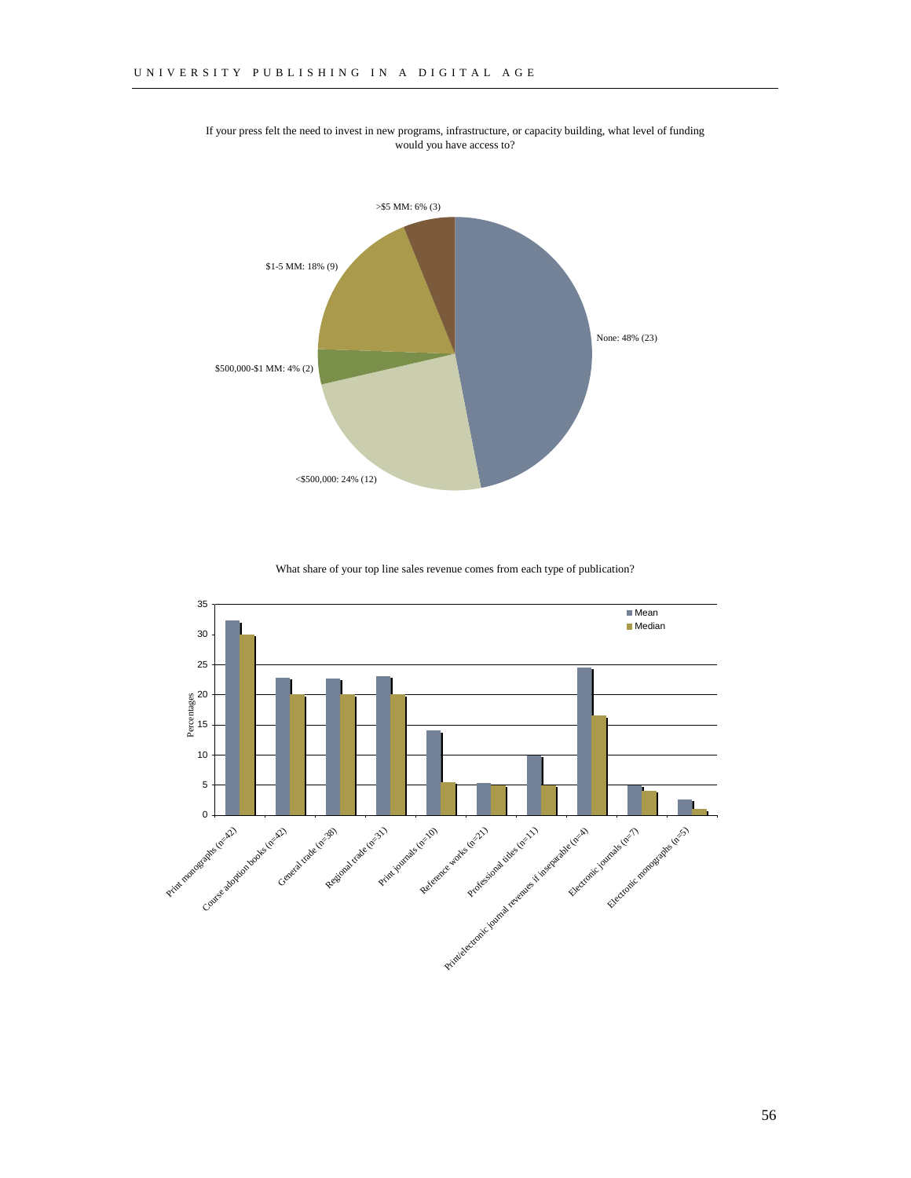If your press felt the need to invest in new programs, infrastructure, or capacity building, what level of funding would you have access to?

>$5 MM: 6% (3)

$1-5 MM: 18% (9)

$500,000-$1 MM: 4% (2)

<$500,000: 24% (12)

None: 48% (23)

What share of your top line sales revenue comes from each type of publication?

| Publication type | Mean | Median |
|---|---|---|
| Print monographs (n=42) | 32.3 | 30 |
| Course adoption books (n=42) | 22.8 | 20 |
| General trade (n=38) | 22.7 | 20 |
| Regional trade (n=31) | 23 | 20 |
| Print journals (n=10) | 14 | 5.4 |
| Reference works (n=21) | 5.3 | 5 |
| Professional titles (n=11) | 10 | 5 |
| Print/electronic journal revenues if inseparable (n=4) | 24.5 | 16.5 |
| Electronic journals (n=7) | 5 | 4 |
| Electronic monographs (n=5) | 2.6 | 1 |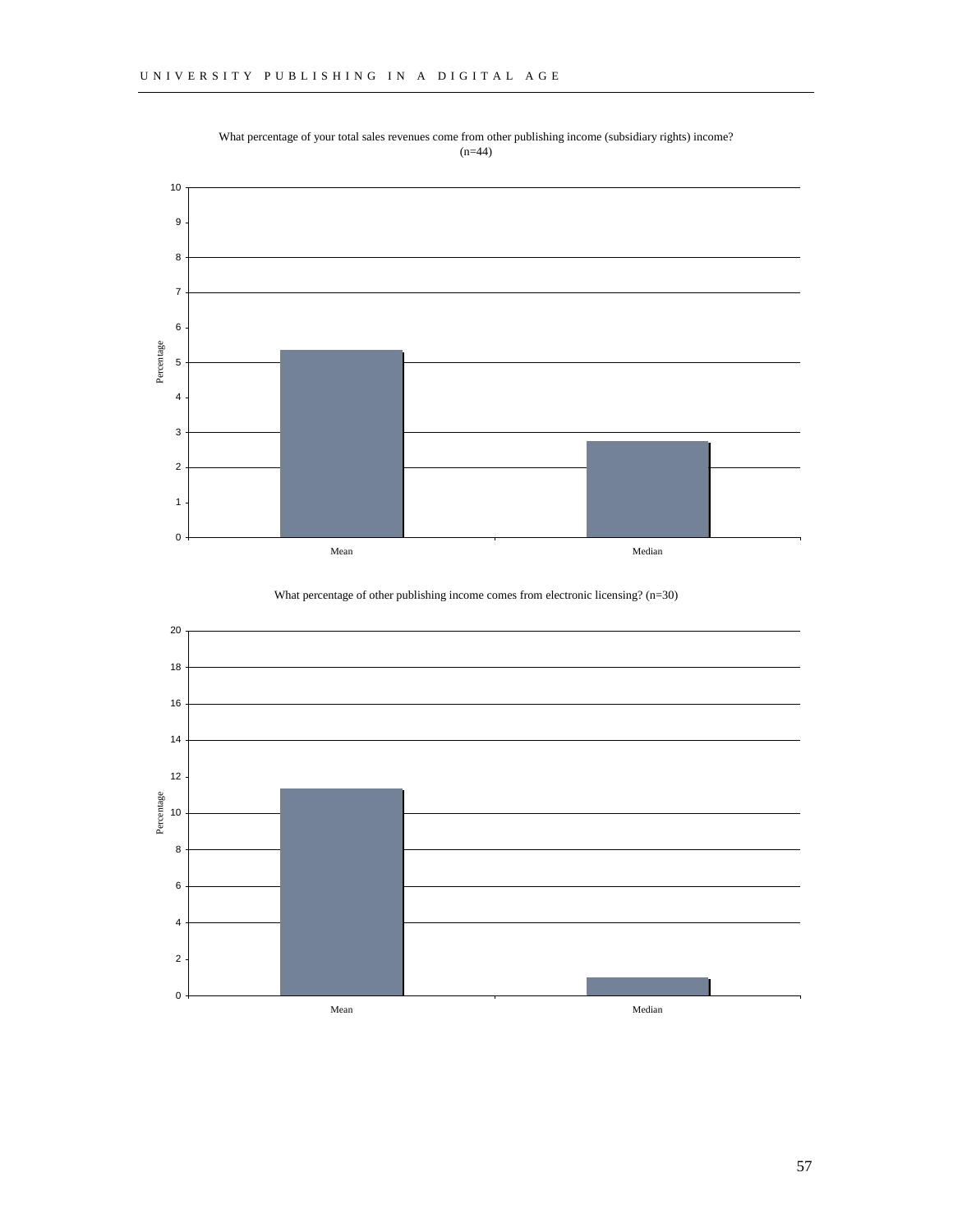What percentage of your total sales revenues come from other publishing income (subsidiary rights) income? (n=44)

| | Percentage |
|---|---|
| Mean | 5.35 |
| Median | 2.75 |

What percentage of other publishing income comes from electronic licensing? (n=30)

| | Percentage |
|---|---|
| Mean | 11.35 |
| Median | 1 |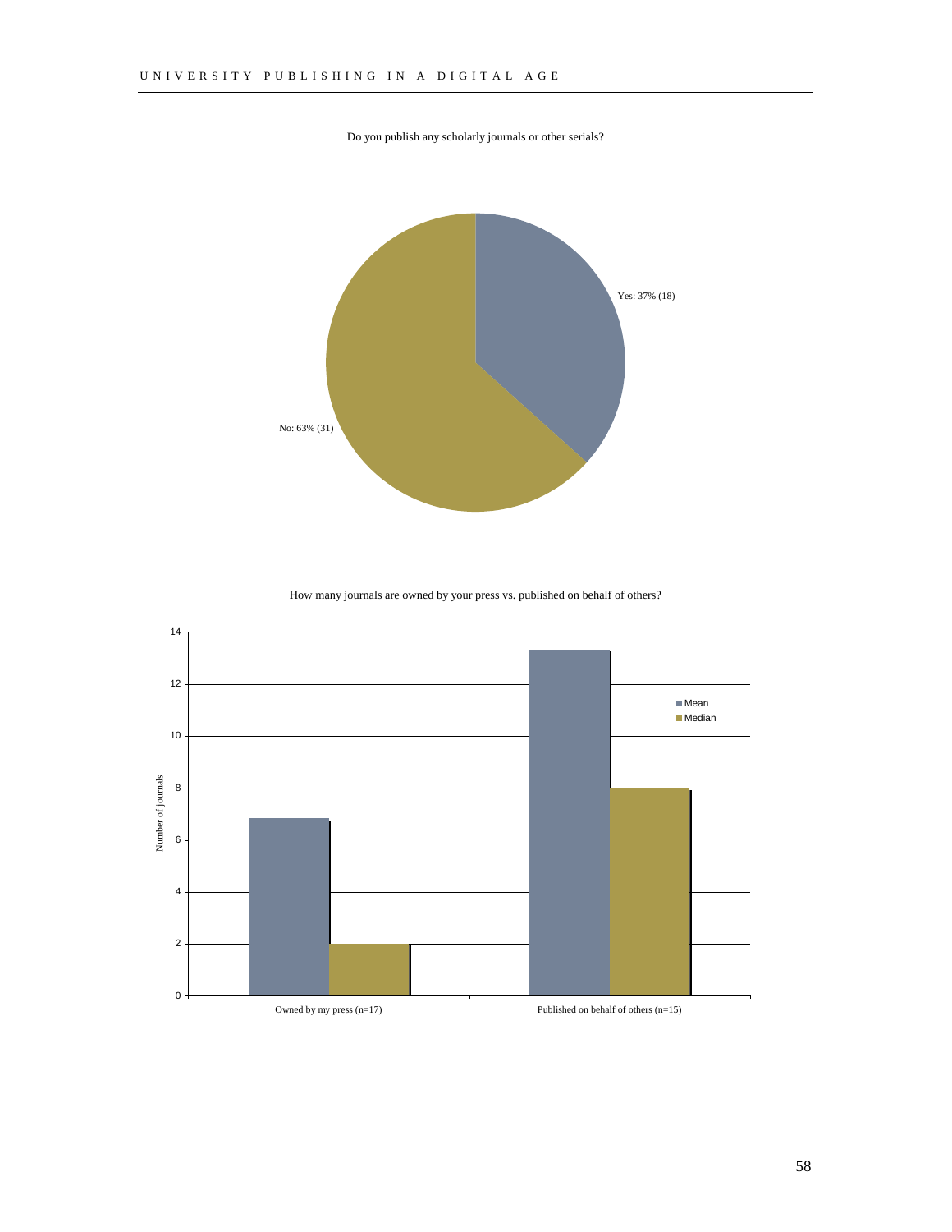Do you publish any scholarly journals or other serials?

Yes: 37% (18)

No: 63% (31)

How many journals are owned by your press vs. published on behalf of others?

Number of journals

Mean

Median

Owned by my press (n=17)

Published on behalf of others (n=15)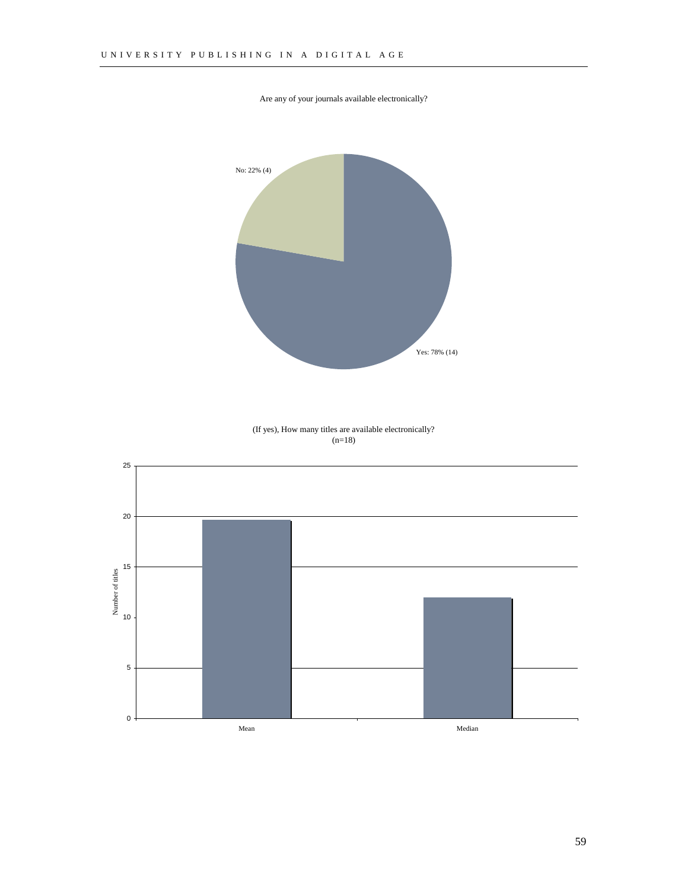Are any of your journals available electronically?

No: 22% (4)

Yes: 78% (14)

(If yes), How many titles are available electronically?
(n=18)

Number of titles

25

20

15

10

5

0

Mean

Median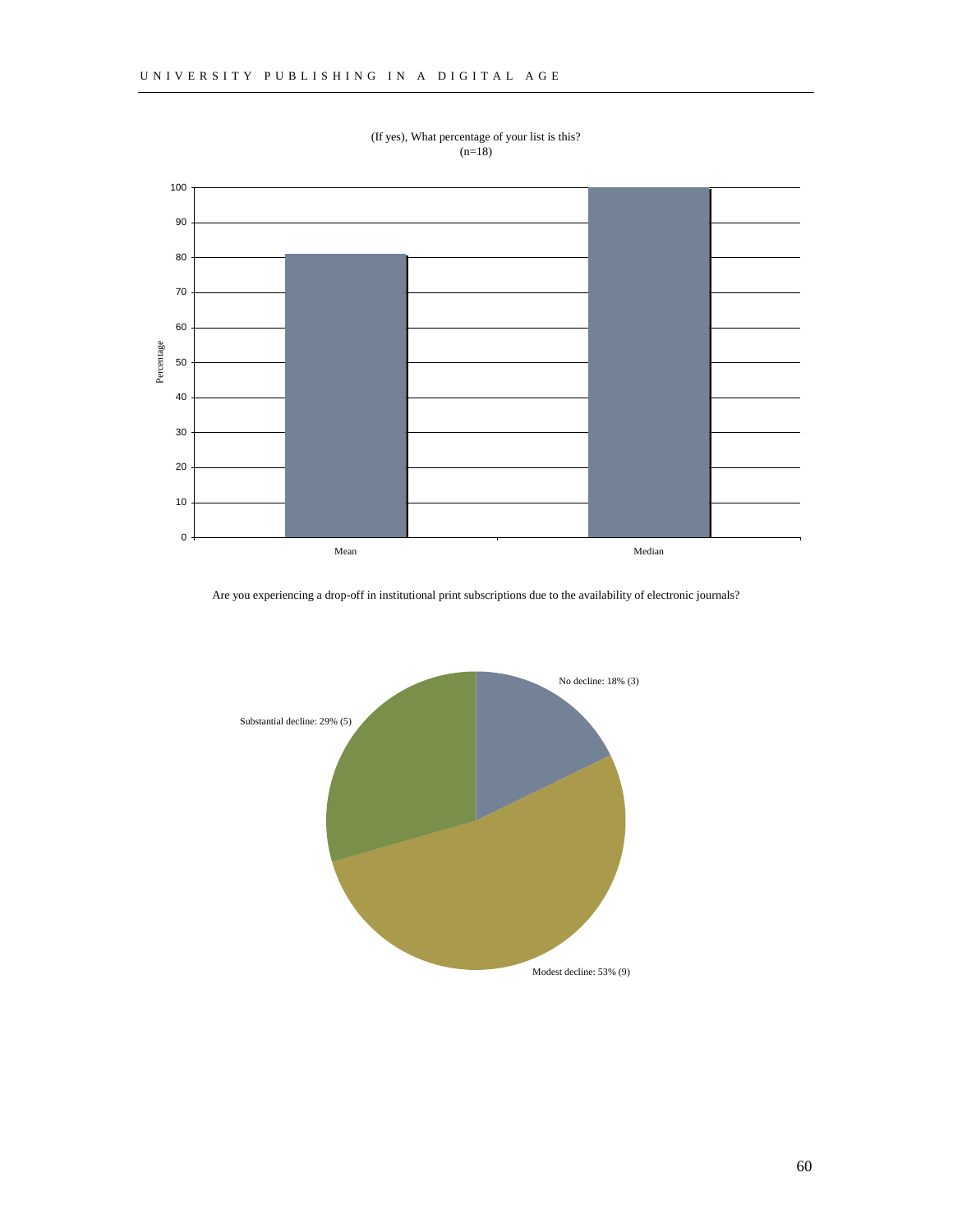(If yes), What percentage of your list is this?
(n=18)

| | Percentage |
|---|---|
| Mean | 81 |
| Median | 100 |

Are you experiencing a drop-off in institutional print subscriptions due to the availability of electronic journals?

No decline: 18% (3)

Substantial decline: 29% (5)

Modest decline: 53% (9)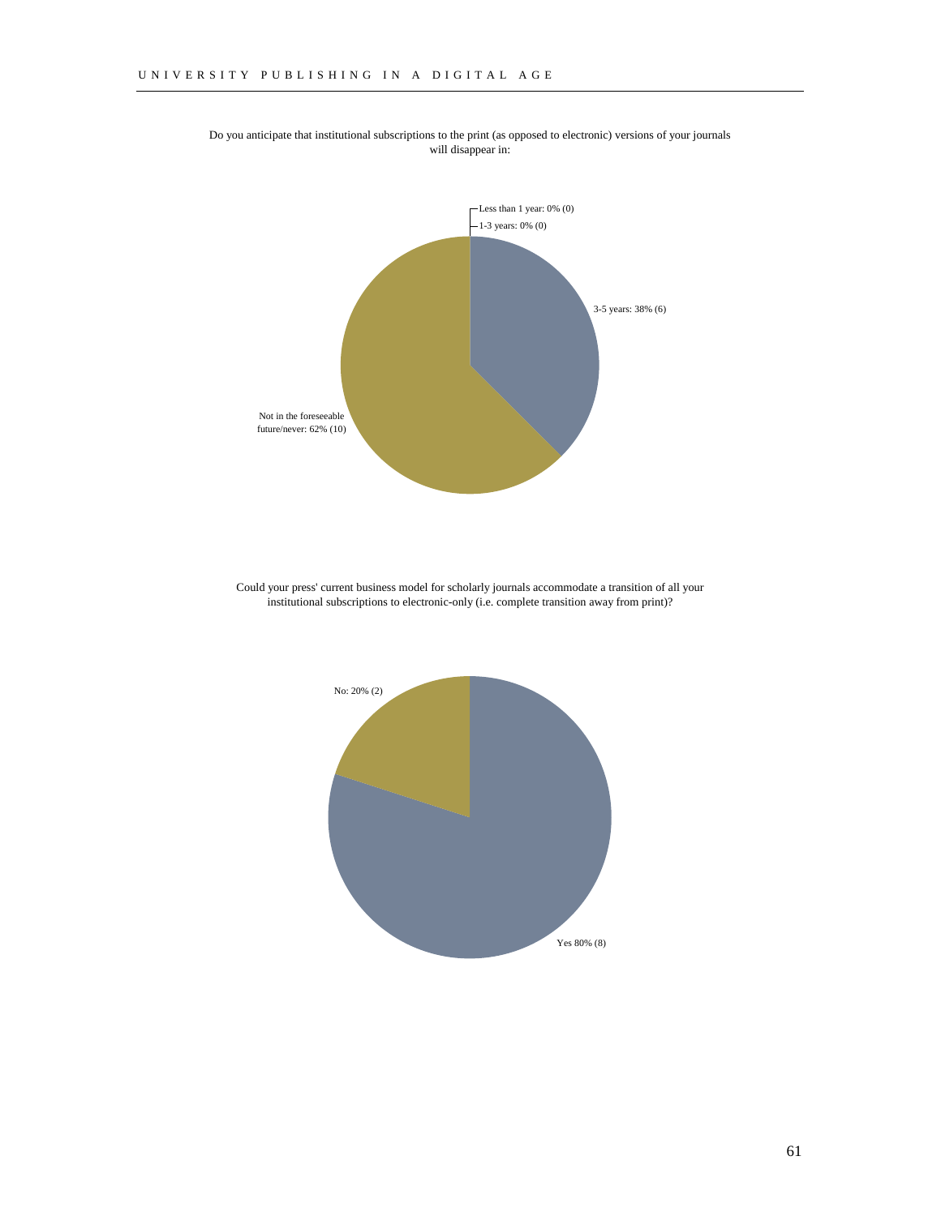Do you anticipate that institutional subscriptions to the print (as opposed to electronic) versions of your journals will disappear in:

Less than 1 year: 0% (0)

1-3 years: 0% (0)

3-5 years: 38% (6)

Not in the foreseeable future/never: 62% (10)

Could your press' current business model for scholarly journals accommodate a transition of all your institutional subscriptions to electronic-only (i.e. complete transition away from print)?

No: 20% (2)

Yes 80% (8)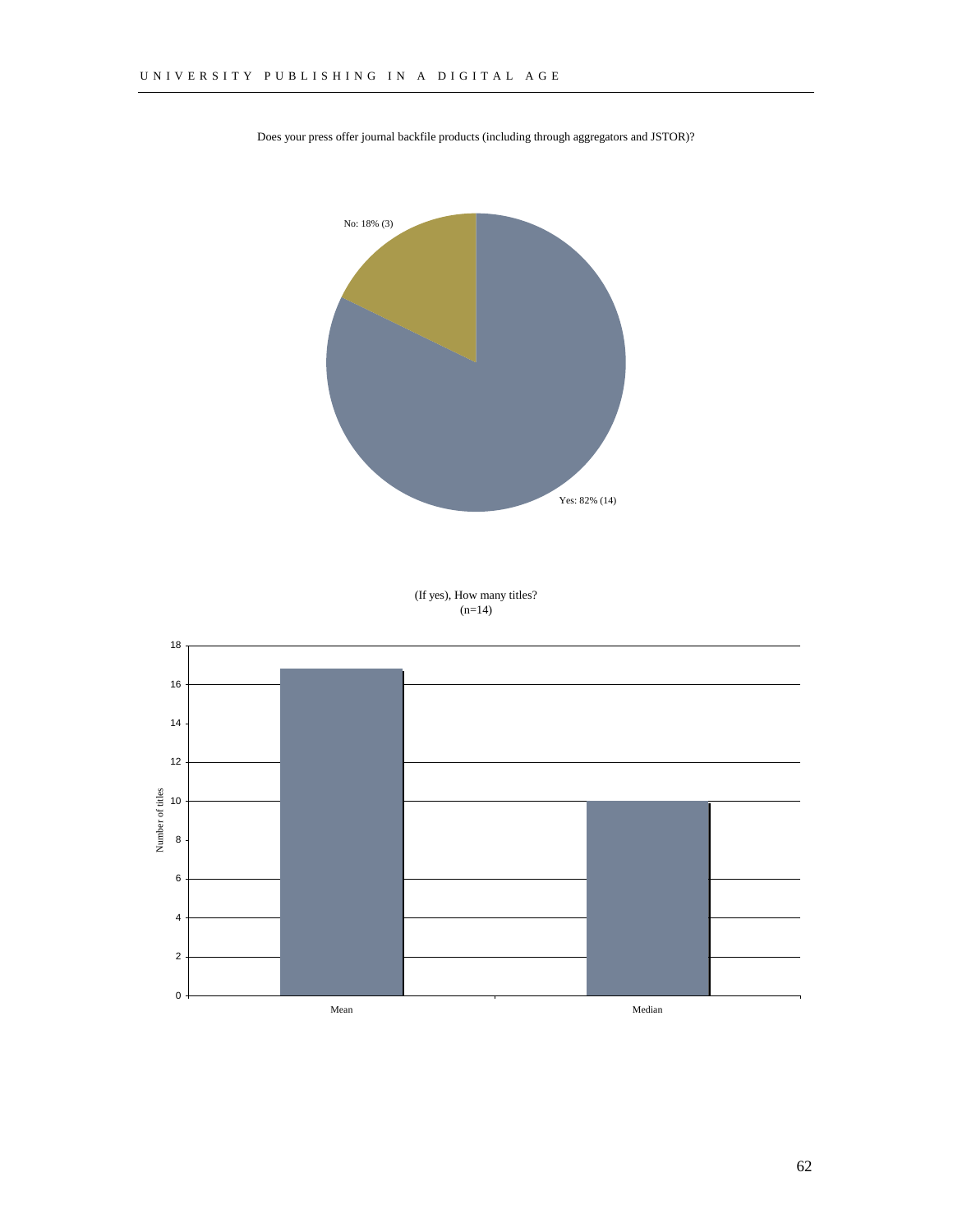Does your press offer journal backfile products (including through aggregators and JSTOR)?

No: 18% (3)

Yes: 82% (14)

(If yes), How many titles?
(n=14)

Number of titles

Mean

Median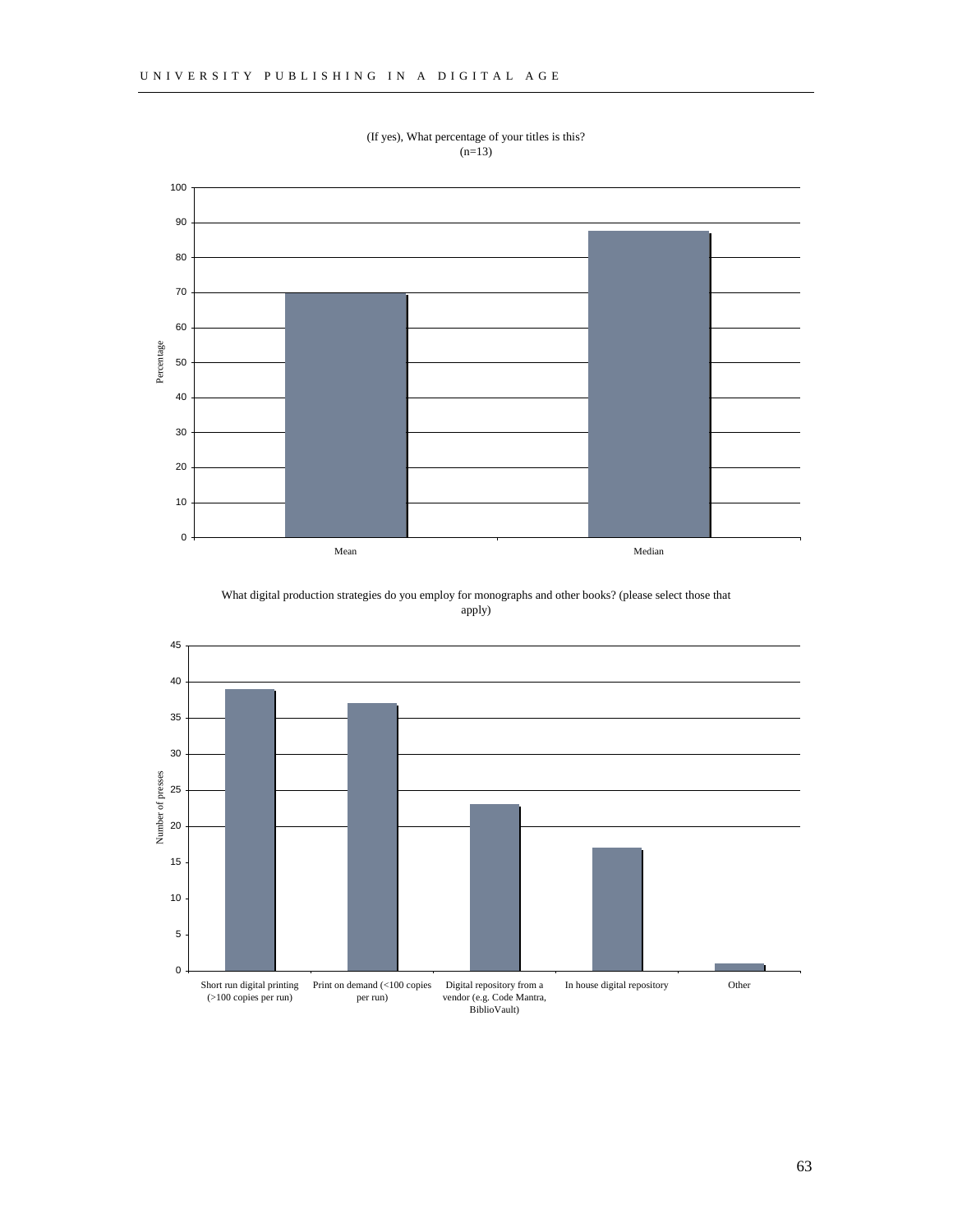(If yes), What percentage of your titles is this?
(n=13)

| | Mean | Median |
|---|---|---|
| Percentage | 70 | 87.5 |

What digital production strategies do you employ for monographs and other books? (please select those that apply)

| Strategy | Number of presses |
|---|---|
| Short run digital printing (>100 copies per run) | 39 |
| Print on demand (<100 copies per run) | 37 |
| Digital repository from a vendor (e.g. Code Mantra, BiblioVault) | 23 |
| In house digital repository | 17 |
| Other | 1 |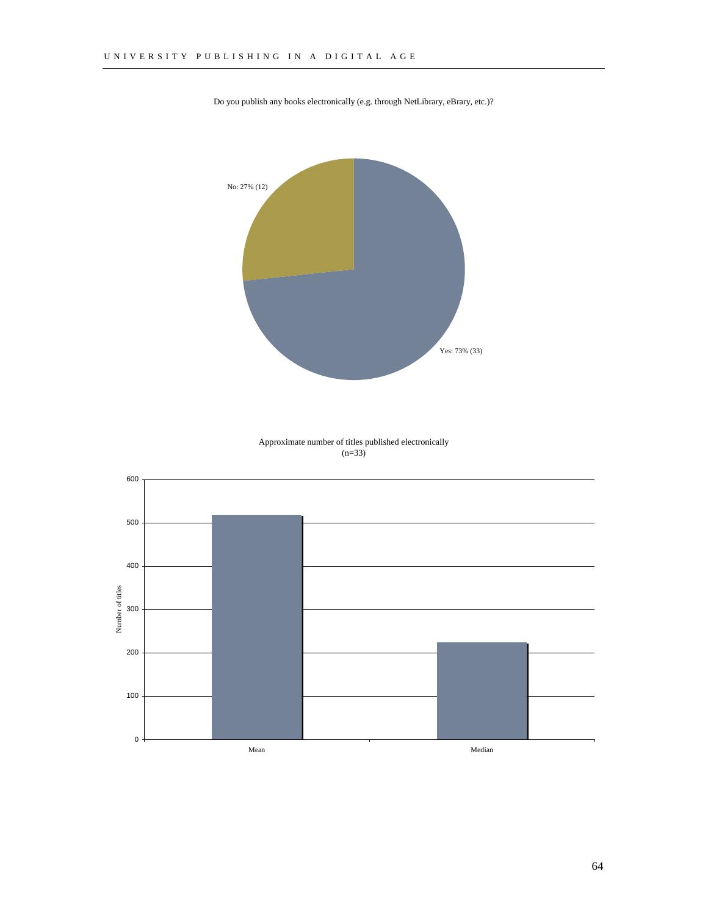Do you publish any books electronically (e.g. through NetLibrary, eBrary, etc.)?

No: 27% (12)

Yes: 73% (33)

Approximate number of titles published electronically
(n=33)

Number of titles

Mean

Median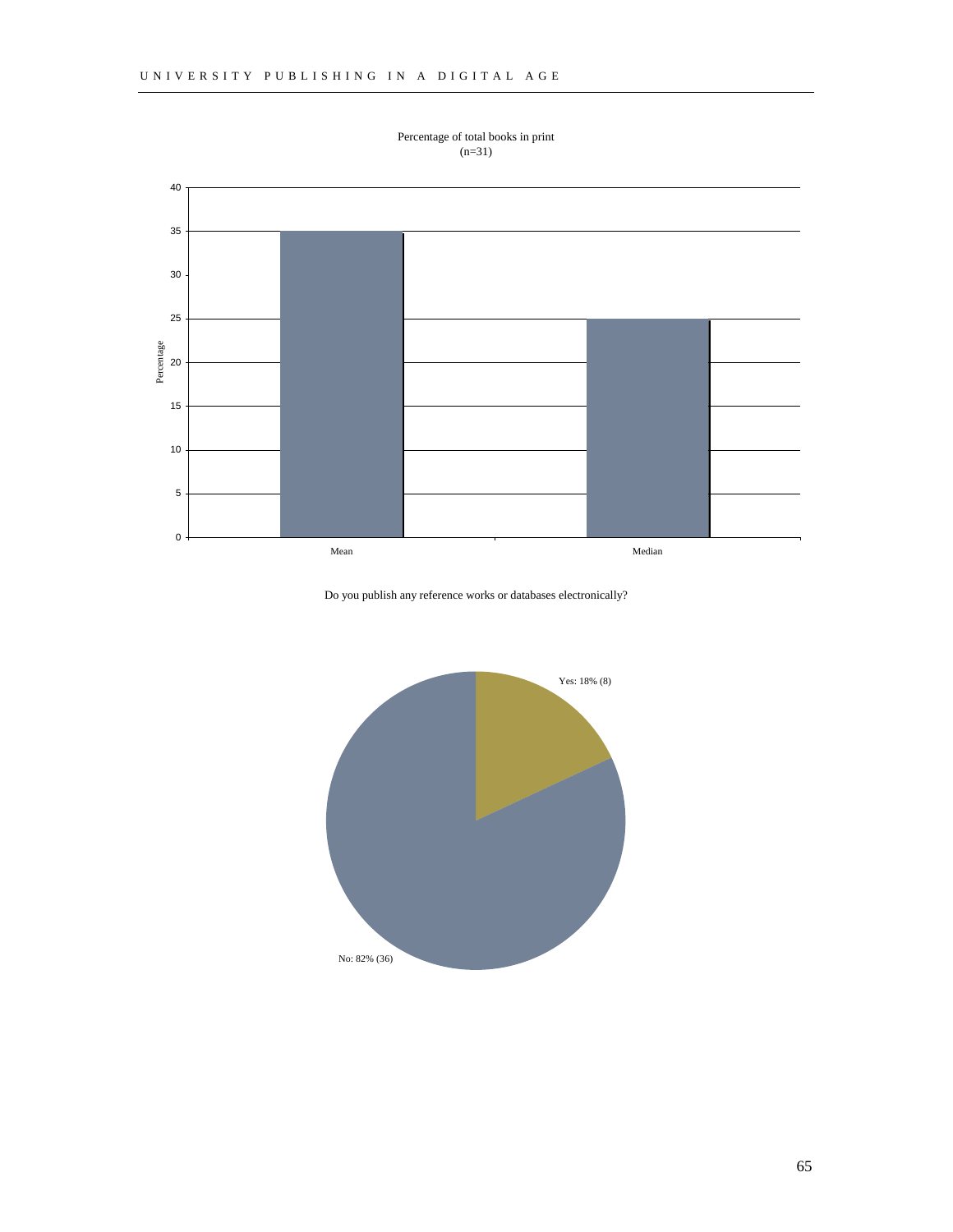Percentage of total books in print
(n=31)

| | Percentage |
|---|---|
| Mean | 35 |
| Median | 25 |

Do you publish any reference works or databases electronically?

Yes: 18% (8)

No: 82% (36)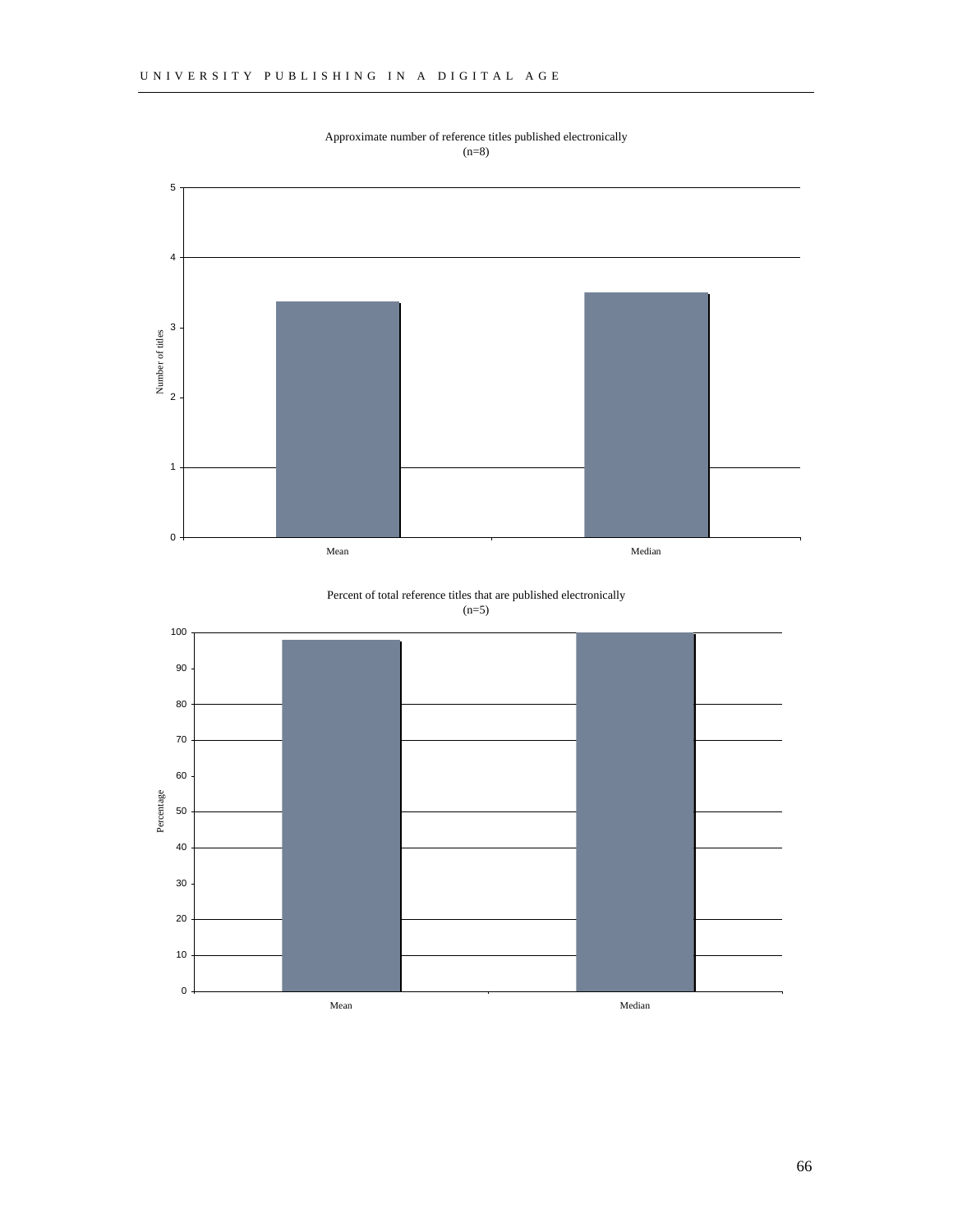Approximate number of reference titles published electronically
(n=8)

Percent of total reference titles that are published electronically
(n=5)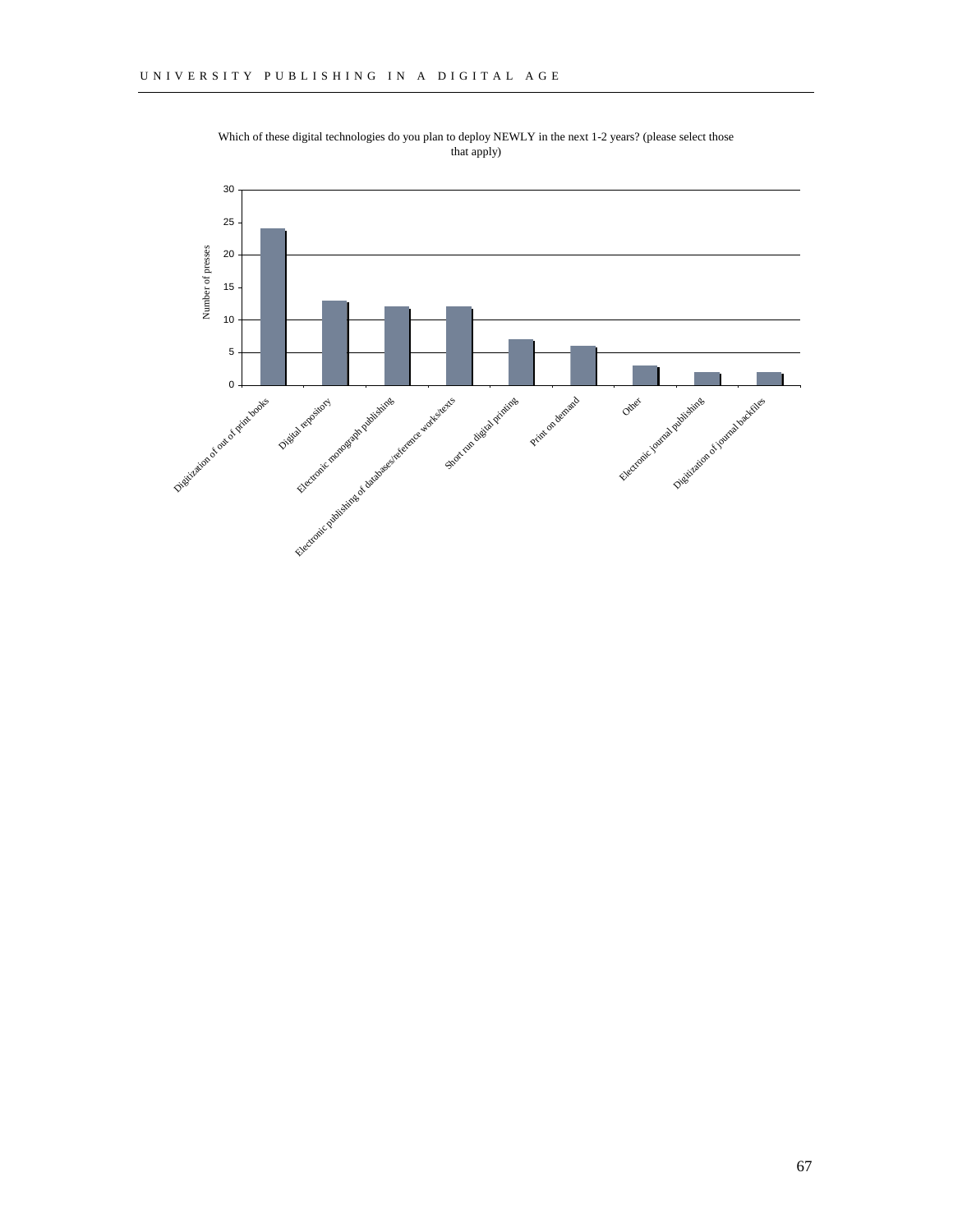Which of these digital technologies do you plan to deploy NEWLY in the next 1-2 years? (please select those that apply)

Number of presses

30
25
20
15
10
5
0

Digitization of out of print books
Digital repository
Electronic monograph publishing
Electronic publishing of databases/reference works/texts
Short run digital printing
Print on demand
Other
Electronic journal publishing
Digitization of journal backfiles